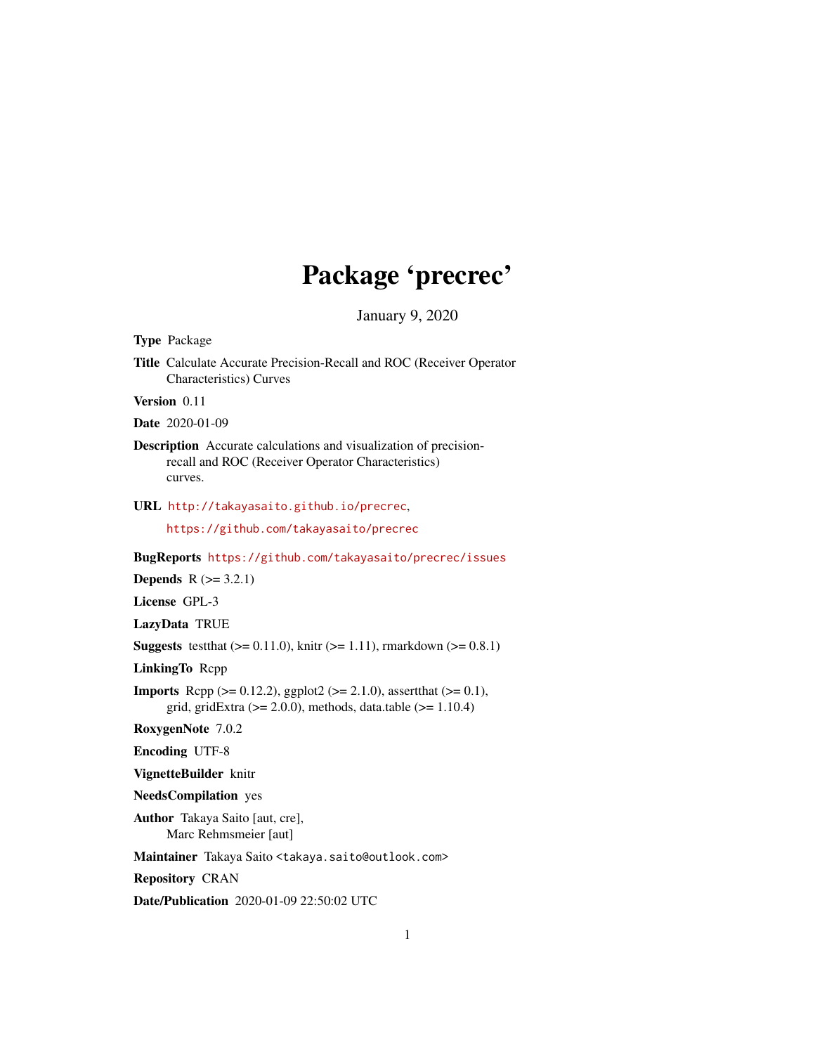# Package 'precrec'

January 9, 2020

**Type** Package

**Title** Calculate Accurate Precision-Recall and ROC (Receiver Operator Characteristics) Curves

**Version** 0.11

**Date** 2020-01-09

**Description** Accurate calculations and visualization of precision-recall and ROC (Receiver Operator Characteristics) curves.

**URL** http://takayasaito.github.io/precrec, https://github.com/takayasaito/precrec

**BugReports** https://github.com/takayasaito/precrec/issues

**Depends** R (>= 3.2.1)

**License** GPL-3

**LazyData** TRUE

**Suggests** testthat (>= 0.11.0), knitr (>= 1.11), rmarkdown (>= 0.8.1)

**LinkingTo** Rcpp

**Imports** Rcpp (>= 0.12.2), ggplot2 (>= 2.1.0), assertthat (>= 0.1), grid, gridExtra (>= 2.0.0), methods, data.table (>= 1.10.4)

**RoxygenNote** 7.0.2

**Encoding** UTF-8

**VignetteBuilder** knitr

**NeedsCompilation** yes

**Author** Takaya Saito [aut, cre], Marc Rehmsmeier [aut]

**Maintainer** Takaya Saito <takaya.saito@outlook.com>

**Repository** CRAN

**Date/Publication** 2020-01-09 22:50:02 UTC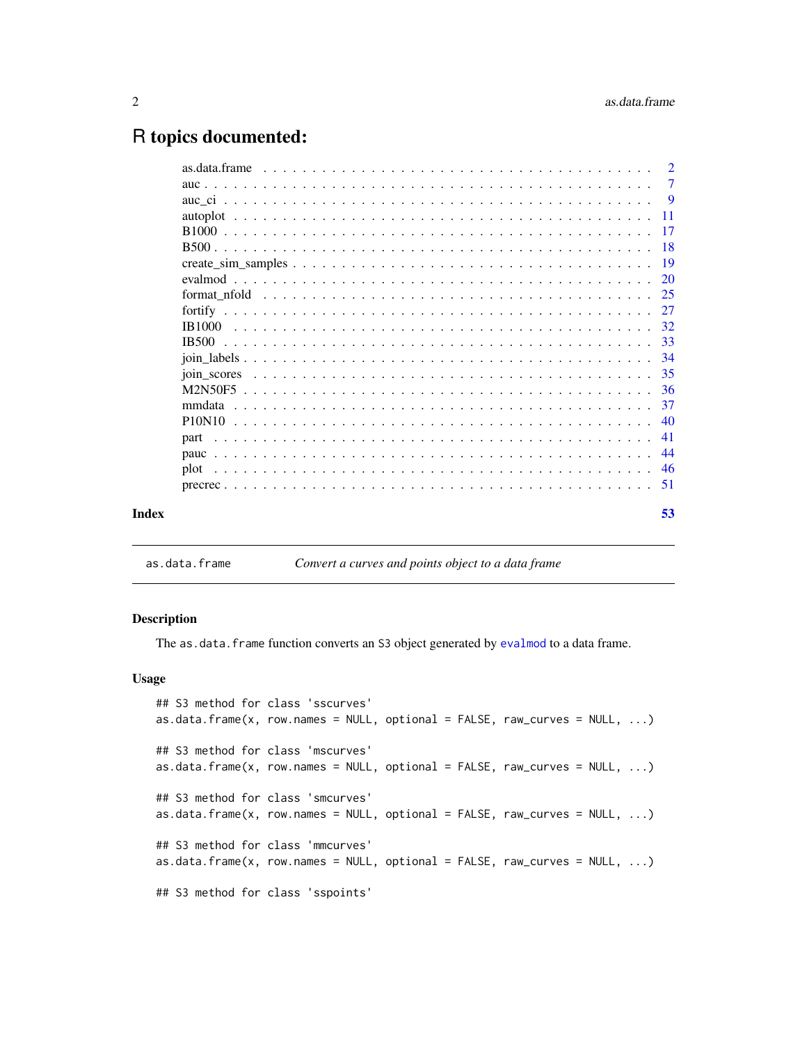# R topics documented:

| | |
|---|---|
| as.data.frame | 2 |
| auc | 7 |
| auc_ci | 9 |
| autoplot | 11 |
| B1000 | 17 |
| B500 | 18 |
| create_sim_samples | 19 |
| evalmod | 20 |
| format_nfold | 25 |
| fortify | 27 |
| IB1000 | 32 |
| IB500 | 33 |
| join_labels | 34 |
| join_scores | 35 |
| M2N50F5 | 36 |
| mmdata | 37 |
| P10N10 | 40 |
| part | 41 |
| pauc | 44 |
| plot | 46 |
| precrec | 51 |

**Index** **53**

---

as.data.frame    *Convert a curves and points object to a data frame*

---

## Description

The `as.data.frame` function converts an S3 object generated by `evalmod` to a data frame.

## Usage

```
## S3 method for class 'sscurves'
as.data.frame(x, row.names = NULL, optional = FALSE, raw_curves = NULL, ...)

## S3 method for class 'mscurves'
as.data.frame(x, row.names = NULL, optional = FALSE, raw_curves = NULL, ...)

## S3 method for class 'smcurves'
as.data.frame(x, row.names = NULL, optional = FALSE, raw_curves = NULL, ...)

## S3 method for class 'mmcurves'
as.data.frame(x, row.names = NULL, optional = FALSE, raw_curves = NULL, ...)

## S3 method for class 'sspoints'
```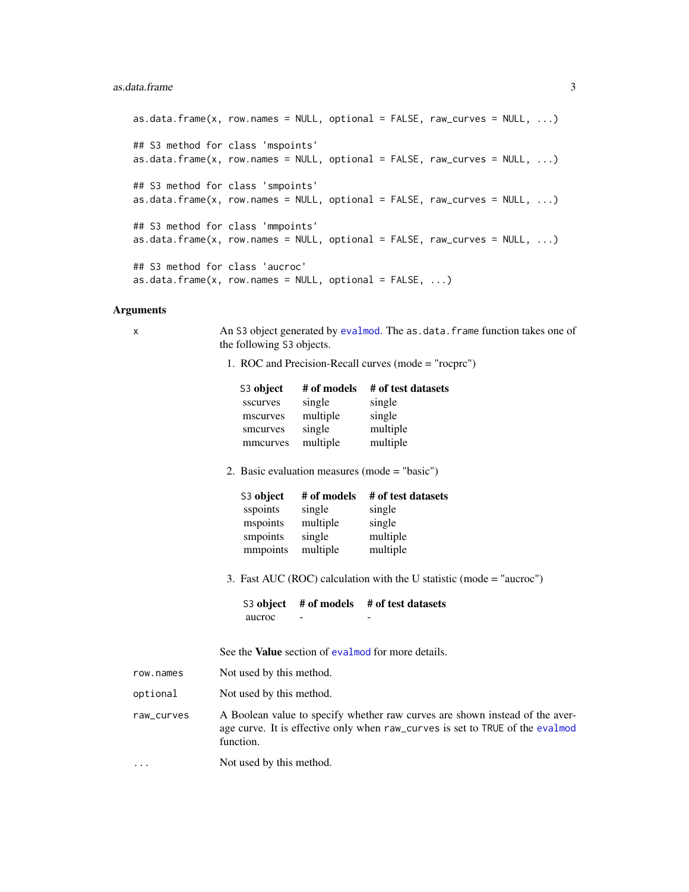```
as.data.frame(x, row.names = NULL, optional = FALSE, raw_curves = NULL, ...)

## S3 method for class 'mspoints'
as.data.frame(x, row.names = NULL, optional = FALSE, raw_curves = NULL, ...)

## S3 method for class 'smpoints'
as.data.frame(x, row.names = NULL, optional = FALSE, raw_curves = NULL, ...)

## S3 method for class 'mmpoints'
as.data.frame(x, row.names = NULL, optional = FALSE, raw_curves = NULL, ...)

## S3 method for class 'aucroc'
as.data.frame(x, row.names = NULL, optional = FALSE, ...)
```

## Arguments

**x**

An S3 object generated by `evalmod`. The `as.data.frame` function takes one of the following S3 objects.

1. ROC and Precision-Recall curves (mode = "rocprc")

| S3 object | # of models | # of test datasets |
|---|---|---|
| sscurves | single | single |
| mscurves | multiple | single |
| smcurves | single | multiple |
| mmcurves | multiple | multiple |

2. Basic evaluation measures (mode = "basic")

| S3 object | # of models | # of test datasets |
|---|---|---|
| sspoints | single | single |
| mspoints | multiple | single |
| smpoints | single | multiple |
| mmpoints | multiple | multiple |

3. Fast AUC (ROC) calculation with the U statistic (mode = "aucroc")

| S3 object | # of models | # of test datasets |
|---|---|---|
| aucroc | - | - |

See the **Value** section of `evalmod` for more details.

**row.names**

Not used by this method.

**optional**

Not used by this method.

**raw_curves**

A Boolean value to specify whether raw curves are shown instead of the average curve. It is effective only when `raw_curves` is set to `TRUE` of the `evalmod` function.

**...**

Not used by this method.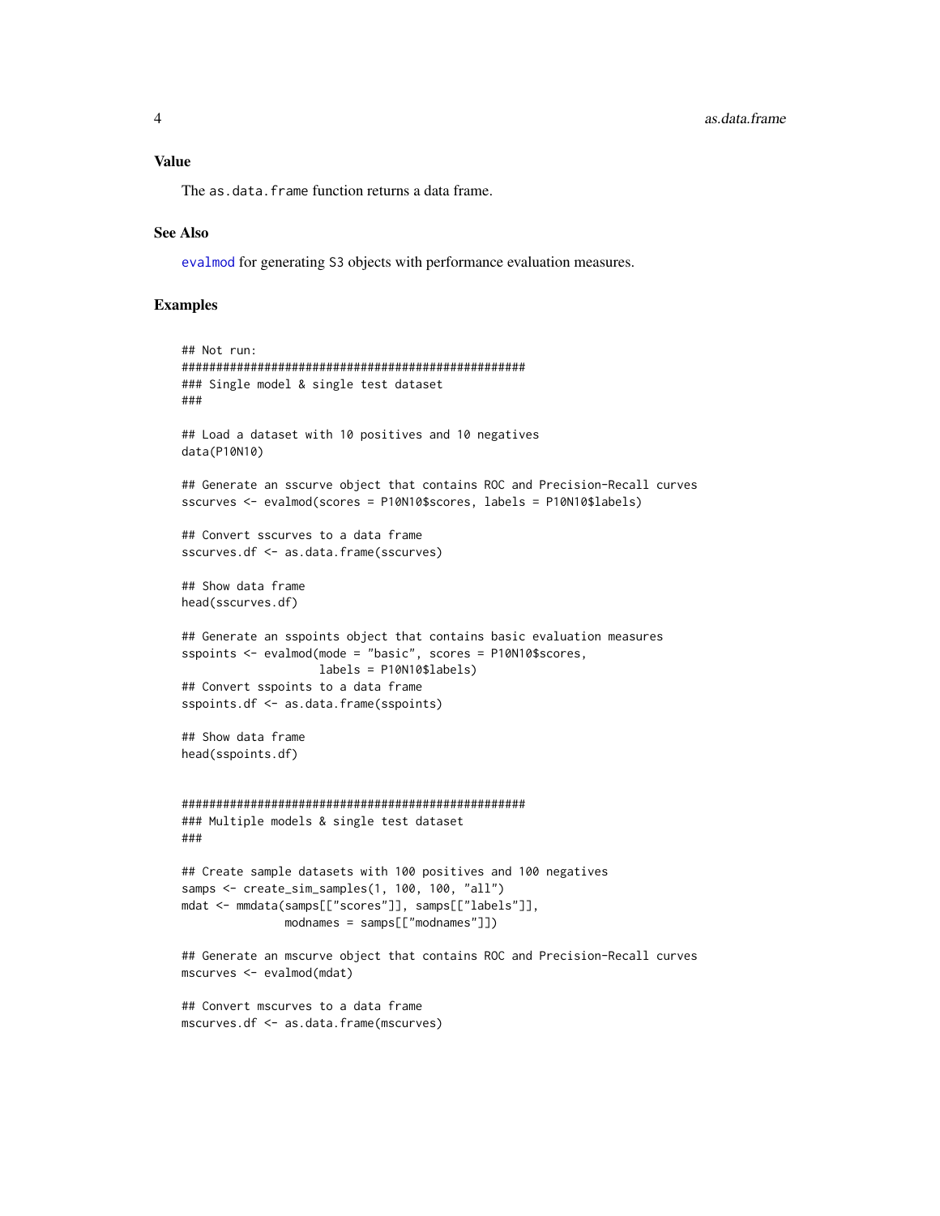### Value

The `as.data.frame` function returns a data frame.

### See Also

`evalmod` for generating S3 objects with performance evaluation measures.

### Examples

```
## Not run:
##################################################
### Single model & single test dataset
###

## Load a dataset with 10 positives and 10 negatives
data(P10N10)

## Generate an sscurve object that contains ROC and Precision-Recall curves
sscurves <- evalmod(scores = P10N10$scores, labels = P10N10$labels)

## Convert sscurves to a data frame
sscurves.df <- as.data.frame(sscurves)

## Show data frame
head(sscurves.df)

## Generate an sspoints object that contains basic evaluation measures
sspoints <- evalmod(mode = "basic", scores = P10N10$scores,
                    labels = P10N10$labels)
## Convert sspoints to a data frame
sspoints.df <- as.data.frame(sspoints)

## Show data frame
head(sspoints.df)


##################################################
### Multiple models & single test dataset
###

## Create sample datasets with 100 positives and 100 negatives
samps <- create_sim_samples(1, 100, 100, "all")
mdat <- mmdata(samps[["scores"]], samps[["labels"]],
               modnames = samps[["modnames"]])

## Generate an mscurve object that contains ROC and Precision-Recall curves
mscurves <- evalmod(mdat)

## Convert mscurves to a data frame
mscurves.df <- as.data.frame(mscurves)
```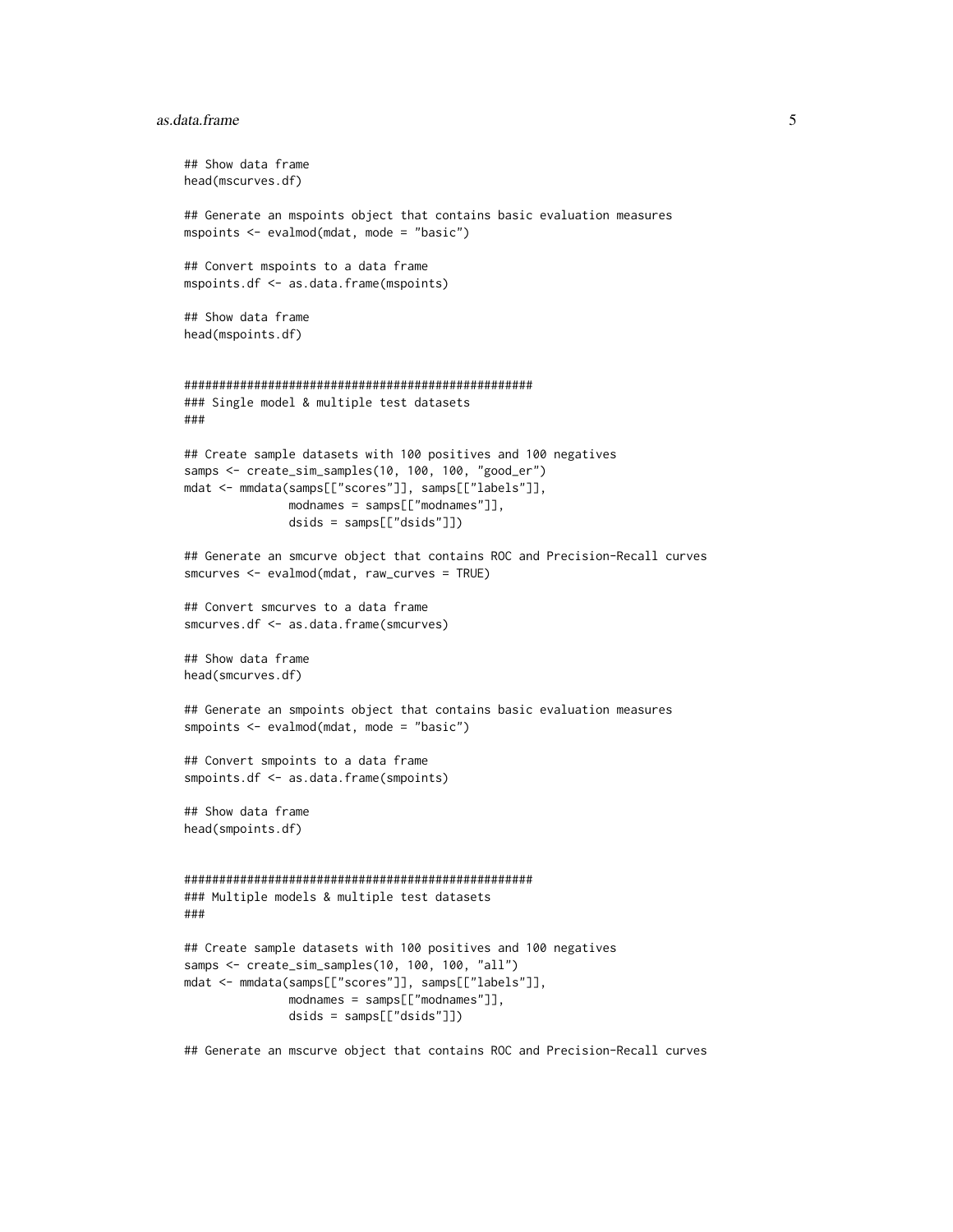```
## Show data frame
head(mscurves.df)

## Generate an mspoints object that contains basic evaluation measures
mspoints <- evalmod(mdat, mode = "basic")

## Convert mspoints to a data frame
mspoints.df <- as.data.frame(mspoints)

## Show data frame
head(mspoints.df)


##################################################
### Single model & multiple test datasets
###

## Create sample datasets with 100 positives and 100 negatives
samps <- create_sim_samples(10, 100, 100, "good_er")
mdat <- mmdata(samps[["scores"]], samps[["labels"]],
               modnames = samps[["modnames"]],
               dsids = samps[["dsids"]])

## Generate an smcurve object that contains ROC and Precision-Recall curves
smcurves <- evalmod(mdat, raw_curves = TRUE)

## Convert smcurves to a data frame
smcurves.df <- as.data.frame(smcurves)

## Show data frame
head(smcurves.df)

## Generate an smpoints object that contains basic evaluation measures
smpoints <- evalmod(mdat, mode = "basic")

## Convert smpoints to a data frame
smpoints.df <- as.data.frame(smpoints)

## Show data frame
head(smpoints.df)


##################################################
### Multiple models & multiple test datasets
###

## Create sample datasets with 100 positives and 100 negatives
samps <- create_sim_samples(10, 100, 100, "all")
mdat <- mmdata(samps[["scores"]], samps[["labels"]],
               modnames = samps[["modnames"]],
               dsids = samps[["dsids"]])

## Generate an mscurve object that contains ROC and Precision-Recall curves
```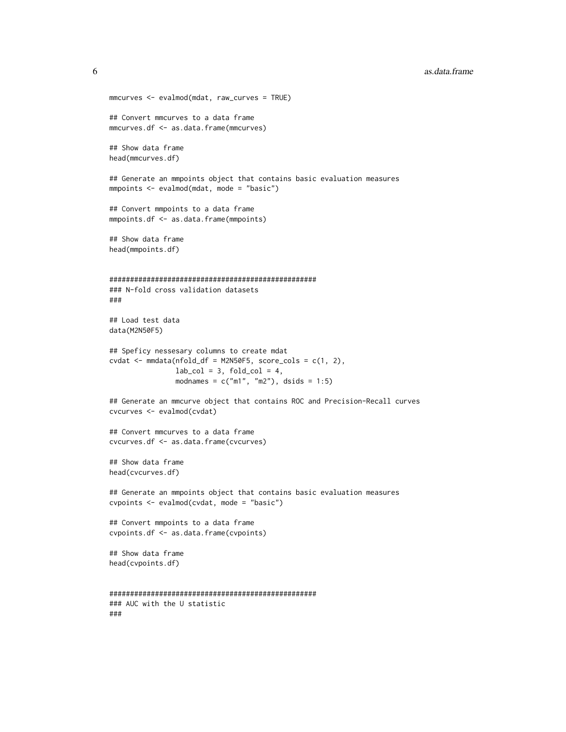```
mmcurves <- evalmod(mdat, raw_curves = TRUE)

## Convert mmcurves to a data frame
mmcurves.df <- as.data.frame(mmcurves)

## Show data frame
head(mmcurves.df)

## Generate an mmpoints object that contains basic evaluation measures
mmpoints <- evalmod(mdat, mode = "basic")

## Convert mmpoints to a data frame
mmpoints.df <- as.data.frame(mmpoints)

## Show data frame
head(mmpoints.df)


##################################################
### N-fold cross validation datasets
###

## Load test data
data(M2N50F5)

## Speficy nessesary columns to create mdat
cvdat <- mmdata(nfold_df = M2N50F5, score_cols = c(1, 2),
                lab_col = 3, fold_col = 4,
                modnames = c("m1", "m2"), dsids = 1:5)

## Generate an mmcurve object that contains ROC and Precision-Recall curves
cvcurves <- evalmod(cvdat)

## Convert mmcurves to a data frame
cvcurves.df <- as.data.frame(cvcurves)

## Show data frame
head(cvcurves.df)

## Generate an mmpoints object that contains basic evaluation measures
cvpoints <- evalmod(cvdat, mode = "basic")

## Convert mmpoints to a data frame
cvpoints.df <- as.data.frame(cvpoints)

## Show data frame
head(cvpoints.df)


##################################################
### AUC with the U statistic
###
```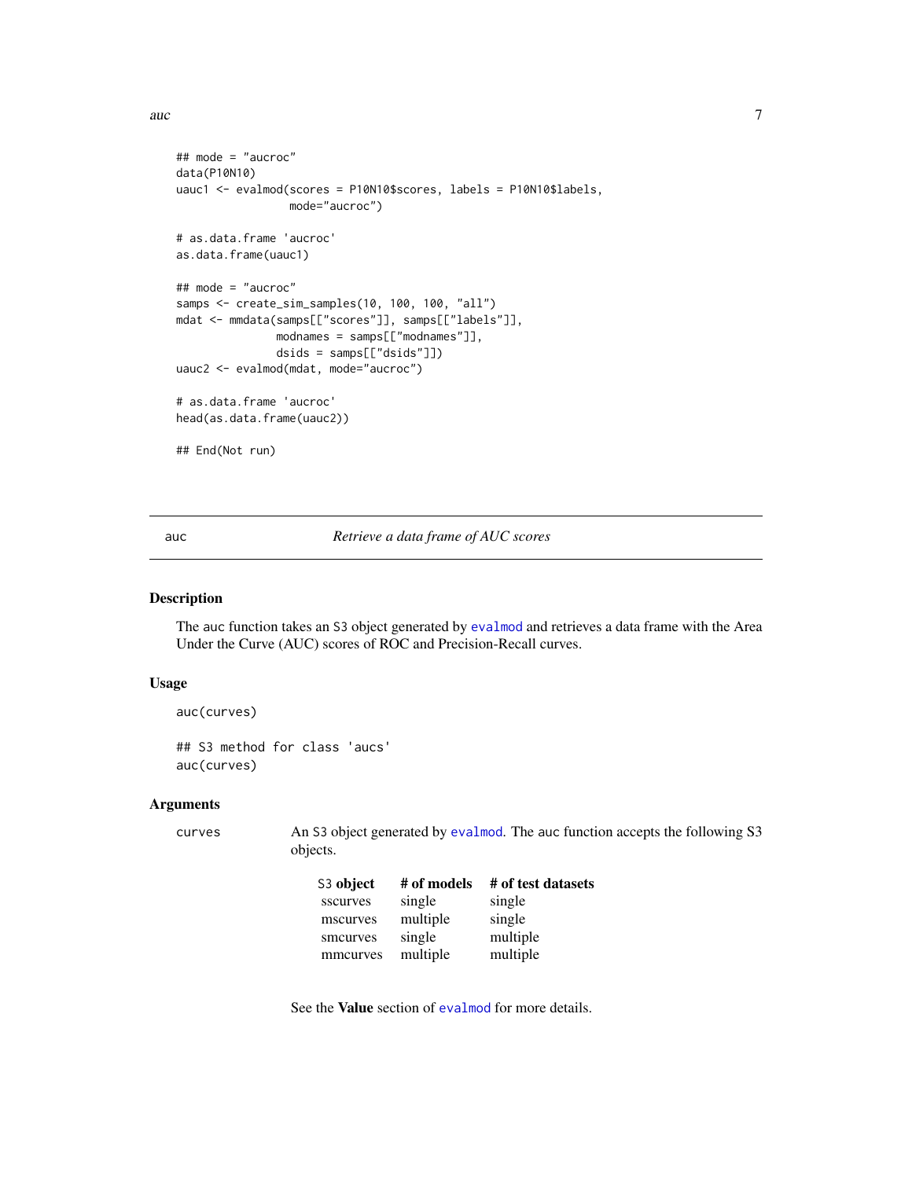```
## mode = "aucroc"
data(P10N10)
uauc1 <- evalmod(scores = P10N10$scores, labels = P10N10$labels,
                 mode="aucroc")

# as.data.frame 'aucroc'
as.data.frame(uauc1)

## mode = "aucroc"
samps <- create_sim_samples(10, 100, 100, "all")
mdat <- mmdata(samps[["scores"]], samps[["labels"]],
               modnames = samps[["modnames"]],
               dsids = samps[["dsids"]])
uauc2 <- evalmod(mdat, mode="aucroc")

# as.data.frame 'aucroc'
head(as.data.frame(uauc2))

## End(Not run)
```

## auc — *Retrieve a data frame of AUC scores*

### Description

The auc function takes an S3 object generated by evalmod and retrieves a data frame with the Area Under the Curve (AUC) scores of ROC and Precision-Recall curves.

### Usage

```
auc(curves)

## S3 method for class 'aucs'
auc(curves)
```

### Arguments

curves — An S3 object generated by evalmod. The auc function accepts the following S3 objects.

| S3 object | # of models | # of test datasets |
|---|---|---|
| sscurves | single | single |
| mscurves | multiple | single |
| smcurves | single | multiple |
| mmcurves | multiple | multiple |

See the **Value** section of evalmod for more details.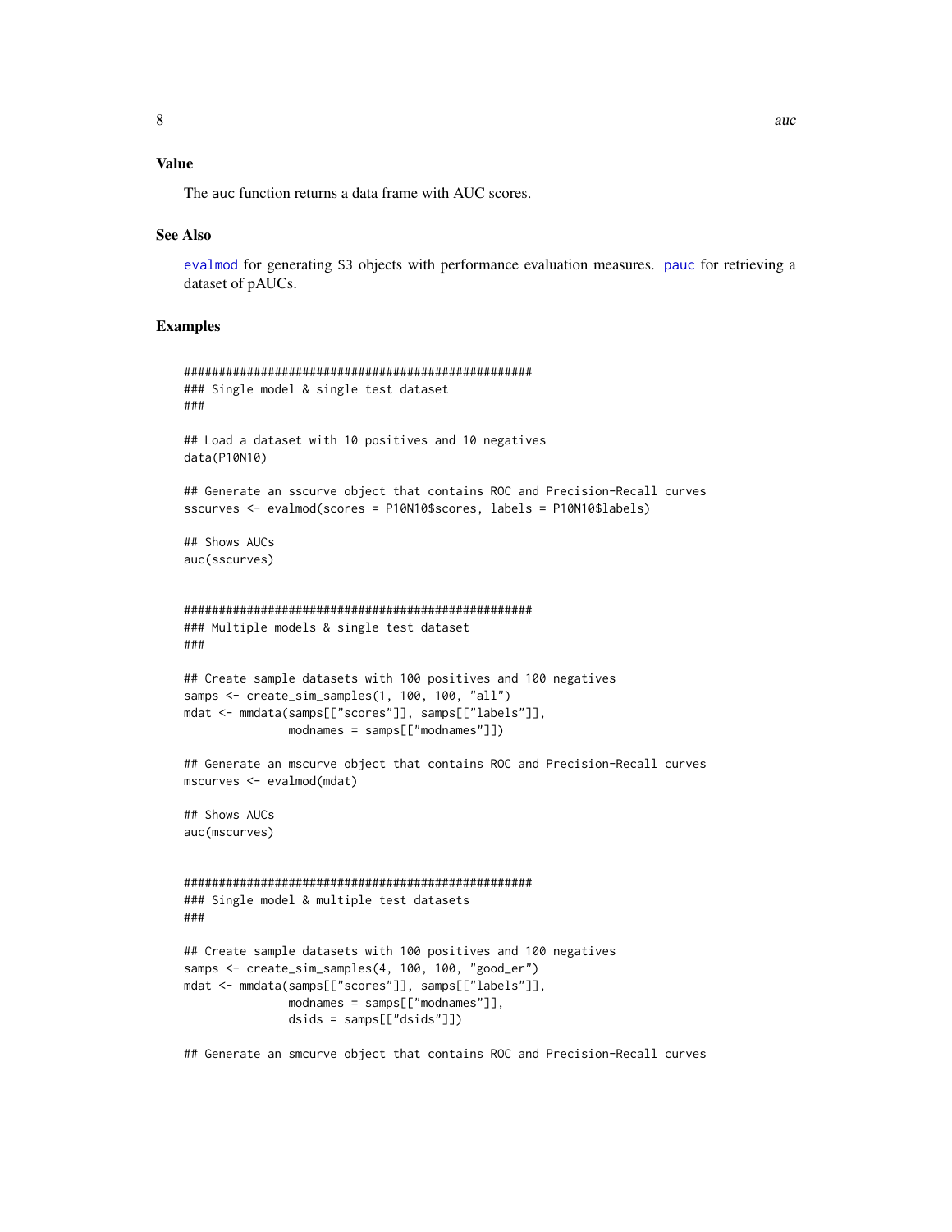## Value

The auc function returns a data frame with AUC scores.

## See Also

evalmod for generating S3 objects with performance evaluation measures. pauc for retrieving a dataset of pAUCs.

## Examples

```
##################################################
### Single model & single test dataset
###

## Load a dataset with 10 positives and 10 negatives
data(P10N10)

## Generate an sscurve object that contains ROC and Precision-Recall curves
sscurves <- evalmod(scores = P10N10$scores, labels = P10N10$labels)

## Shows AUCs
auc(sscurves)


##################################################
### Multiple models & single test dataset
###

## Create sample datasets with 100 positives and 100 negatives
samps <- create_sim_samples(1, 100, 100, "all")
mdat <- mmdata(samps[["scores"]], samps[["labels"]],
               modnames = samps[["modnames"]])

## Generate an mscurve object that contains ROC and Precision-Recall curves
mscurves <- evalmod(mdat)

## Shows AUCs
auc(mscurves)


##################################################
### Single model & multiple test datasets
###

## Create sample datasets with 100 positives and 100 negatives
samps <- create_sim_samples(4, 100, 100, "good_er")
mdat <- mmdata(samps[["scores"]], samps[["labels"]],
               modnames = samps[["modnames"]],
               dsids = samps[["dsids"]])

## Generate an smcurve object that contains ROC and Precision-Recall curves
```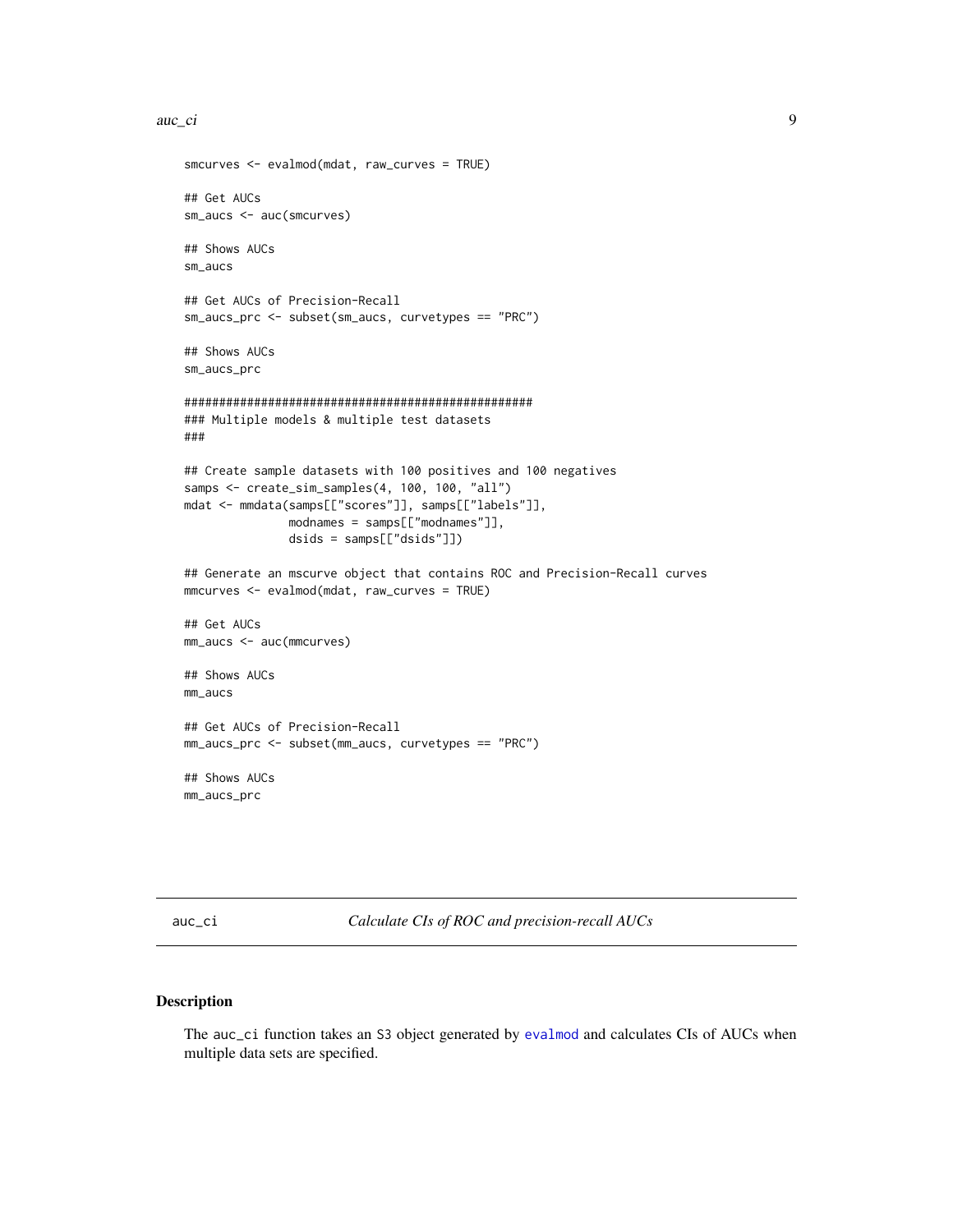```
smcurves <- evalmod(mdat, raw_curves = TRUE)

## Get AUCs
sm_aucs <- auc(smcurves)

## Shows AUCs
sm_aucs

## Get AUCs of Precision-Recall
sm_aucs_prc <- subset(sm_aucs, curvetypes == "PRC")

## Shows AUCs
sm_aucs_prc

##################################################
### Multiple models & multiple test datasets
###

## Create sample datasets with 100 positives and 100 negatives
samps <- create_sim_samples(4, 100, 100, "all")
mdat <- mmdata(samps[["scores"]], samps[["labels"]],
               modnames = samps[["modnames"]],
               dsids = samps[["dsids"]])

## Generate an mscurve object that contains ROC and Precision-Recall curves
mmcurves <- evalmod(mdat, raw_curves = TRUE)

## Get AUCs
mm_aucs <- auc(mmcurves)

## Shows AUCs
mm_aucs

## Get AUCs of Precision-Recall
mm_aucs_prc <- subset(mm_aucs, curvetypes == "PRC")

## Shows AUCs
mm_aucs_prc
```

---

`auc_ci` *Calculate CIs of ROC and precision-recall AUCs*

---

## Description

The `auc_ci` function takes an S3 object generated by `evalmod` and calculates CIs of AUCs when multiple data sets are specified.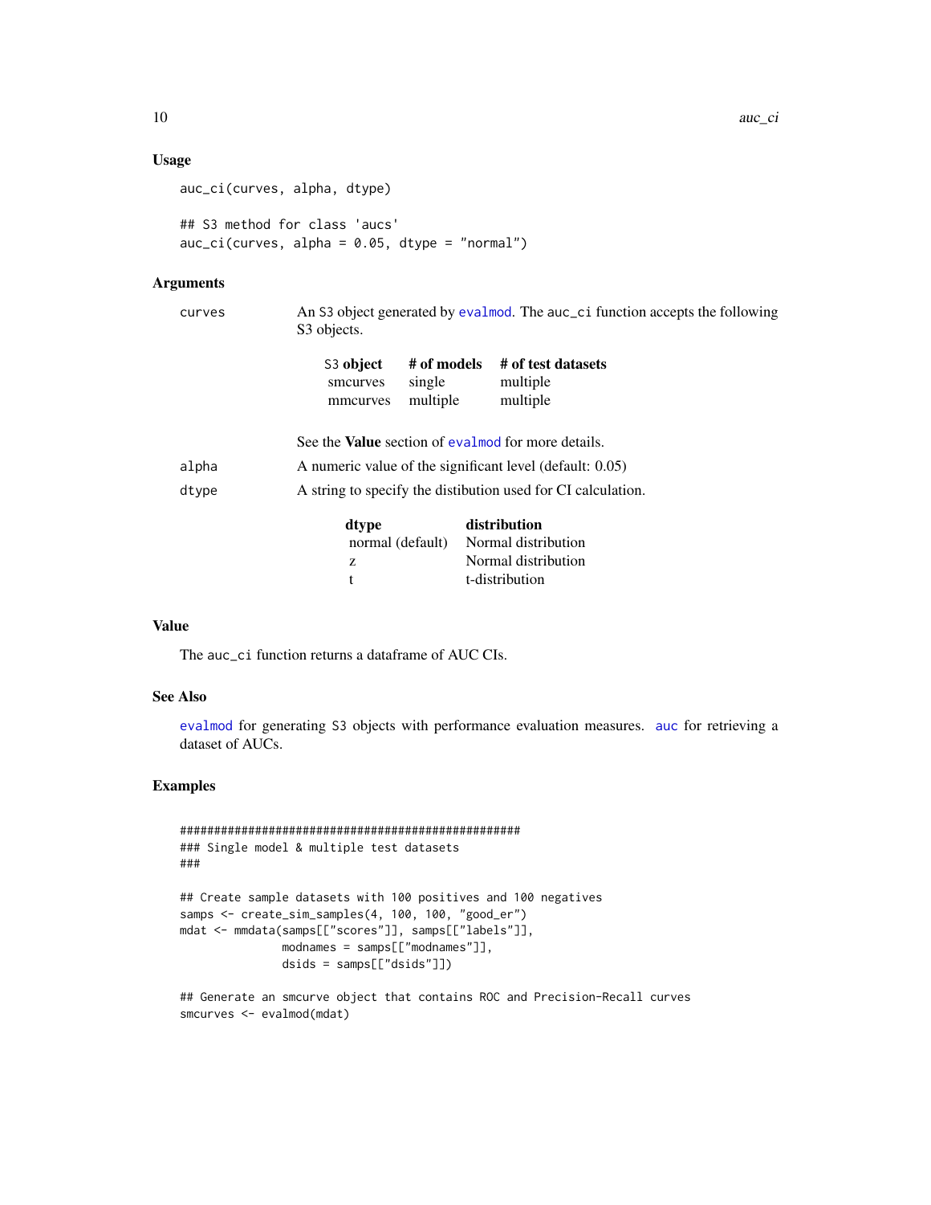## Usage

```
auc_ci(curves, alpha, dtype)

## S3 method for class 'aucs'
auc_ci(curves, alpha = 0.05, dtype = "normal")
```

## Arguments

**curves** — An S3 object generated by evalmod. The auc_ci function accepts the following S3 objects.

| S3 object | # of models | # of test datasets |
|---|---|---|
| smcurves | single | multiple |
| mmcurves | multiple | multiple |

See the **Value** section of evalmod for more details.

**alpha** — A numeric value of the significant level (default: 0.05)

**dtype** — A string to specify the distibution used for CI calculation.

| dtype | distribution |
|---|---|
| normal (default) | Normal distribution |
| z | Normal distribution |
| t | t-distribution |

## Value

The auc_ci function returns a dataframe of AUC CIs.

## See Also

evalmod for generating S3 objects with performance evaluation measures. auc for retrieving a dataset of AUCs.

## Examples

```
##################################################
### Single model & multiple test datasets
###

## Create sample datasets with 100 positives and 100 negatives
samps <- create_sim_samples(4, 100, 100, "good_er")
mdat <- mmdata(samps[["scores"]], samps[["labels"]],
               modnames = samps[["modnames"]],
               dsids = samps[["dsids"]])

## Generate an smcurve object that contains ROC and Precision-Recall curves
smcurves <- evalmod(mdat)
```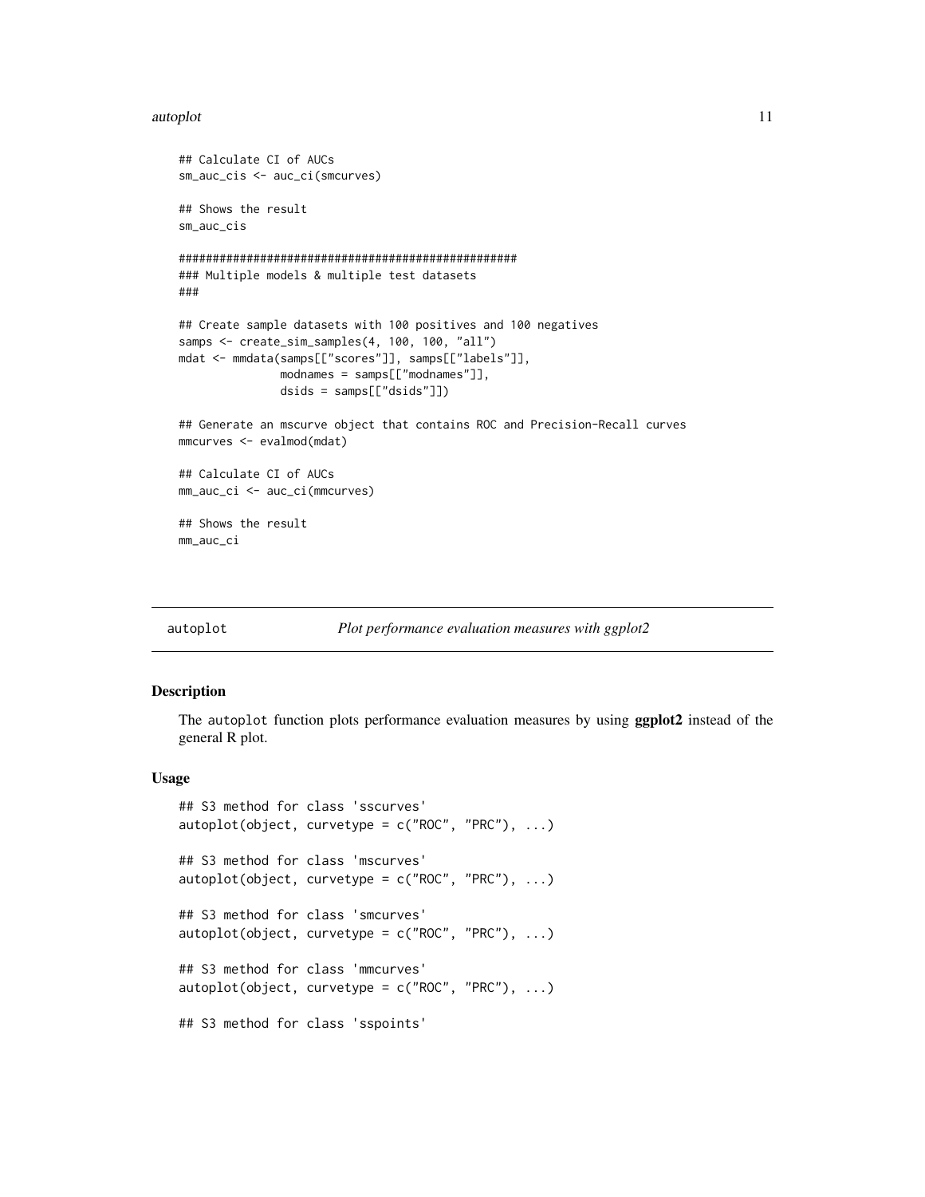```
## Calculate CI of AUCs
sm_auc_cis <- auc_ci(smcurves)

## Shows the result
sm_auc_cis

##################################################
### Multiple models & multiple test datasets
###

## Create sample datasets with 100 positives and 100 negatives
samps <- create_sim_samples(4, 100, 100, "all")
mdat <- mmdata(samps[["scores"]], samps[["labels"]],
               modnames = samps[["modnames"]],
               dsids = samps[["dsids"]])

## Generate an mscurve object that contains ROC and Precision-Recall curves
mmcurves <- evalmod(mdat)

## Calculate CI of AUCs
mm_auc_ci <- auc_ci(mmcurves)

## Shows the result
mm_auc_ci
```

---

## autoplot — *Plot performance evaluation measures with ggplot2*

---

### Description

The autoplot function plots performance evaluation measures by using **ggplot2** instead of the general R plot.

### Usage

```
## S3 method for class 'sscurves'
autoplot(object, curvetype = c("ROC", "PRC"), ...)

## S3 method for class 'mscurves'
autoplot(object, curvetype = c("ROC", "PRC"), ...)

## S3 method for class 'smcurves'
autoplot(object, curvetype = c("ROC", "PRC"), ...)

## S3 method for class 'mmcurves'
autoplot(object, curvetype = c("ROC", "PRC"), ...)

## S3 method for class 'sspoints'
```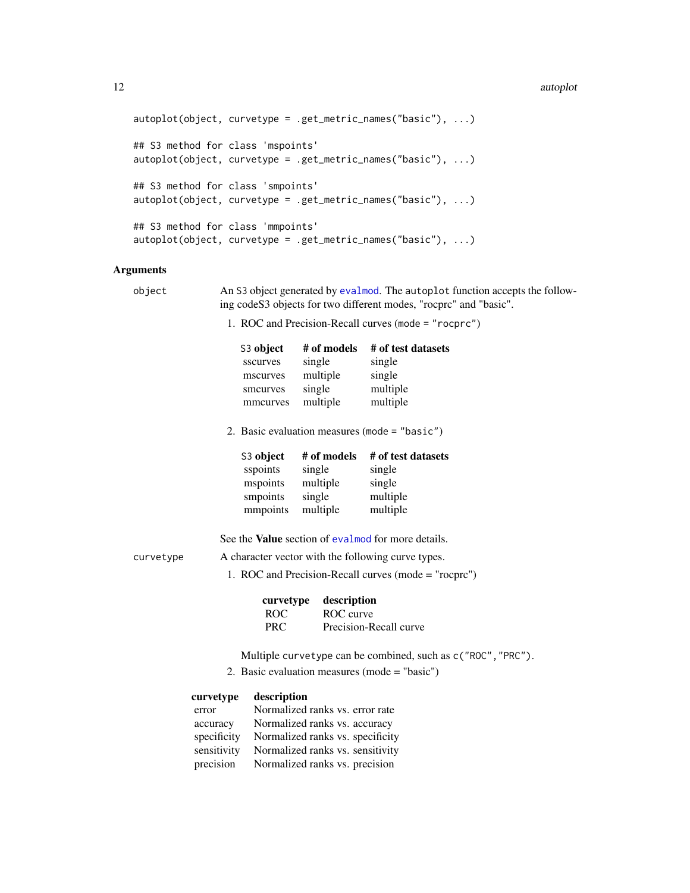```
autoplot(object, curvetype = .get_metric_names("basic"), ...)

## S3 method for class 'mspoints'
autoplot(object, curvetype = .get_metric_names("basic"), ...)

## S3 method for class 'smpoints'
autoplot(object, curvetype = .get_metric_names("basic"), ...)

## S3 method for class 'mmpoints'
autoplot(object, curvetype = .get_metric_names("basic"), ...)
```

## Arguments

`object` An S3 object generated by `evalmod`. The `autoplot` function accepts the following codeS3 objects for two different modes, "rocprc" and "basic".

1. ROC and Precision-Recall curves (`mode = "rocprc"`)

| S3 object | # of models | # of test datasets |
|---|---|---|
| sscurves | single | single |
| mscurves | multiple | single |
| smcurves | single | multiple |
| mmcurves | multiple | multiple |

2. Basic evaluation measures (`mode = "basic"`)

| S3 object | # of models | # of test datasets |
|---|---|---|
| sspoints | single | single |
| mspoints | multiple | single |
| smpoints | single | multiple |
| mmpoints | multiple | multiple |

See the **Value** section of `evalmod` for more details.

`curvetype` A character vector with the following curve types.

1. ROC and Precision-Recall curves (mode = "rocprc")

| curvetype | description |
|---|---|
| ROC | ROC curve |
| PRC | Precision-Recall curve |

Multiple `curvetype` can be combined, such as `c("ROC","PRC")`.

2. Basic evaluation measures (mode = "basic")

| curvetype | description |
|---|---|
| error | Normalized ranks vs. error rate |
| accuracy | Normalized ranks vs. accuracy |
| specificity | Normalized ranks vs. specificity |
| sensitivity | Normalized ranks vs. sensitivity |
| precision | Normalized ranks vs. precision |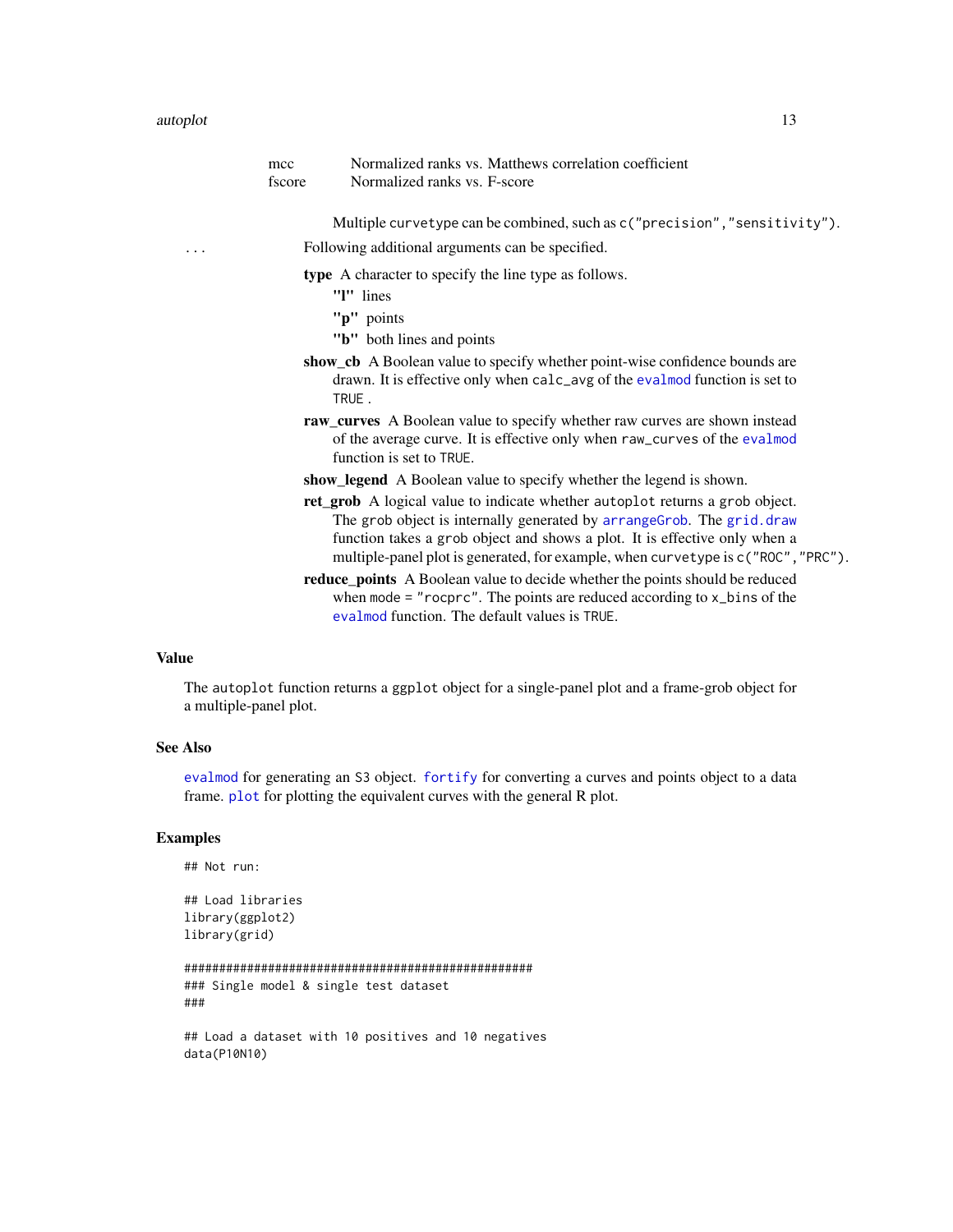| | |
|---|---|
| mcc | Normalized ranks vs. Matthews correlation coefficient |
| fscore | Normalized ranks vs. F-score |

Multiple `curvetype` can be combined, such as `c("precision","sensitivity")`.

`...` Following additional arguments can be specified.

- **type** A character to specify the line type as follows.
  - **"l"** lines
  - **"p"** points
  - **"b"** both lines and points
- **show_cb** A Boolean value to specify whether point-wise confidence bounds are drawn. It is effective only when `calc_avg` of the `evalmod` function is set to `TRUE` .
- **raw_curves** A Boolean value to specify whether raw curves are shown instead of the average curve. It is effective only when `raw_curves` of the `evalmod` function is set to `TRUE`.
- **show_legend** A Boolean value to specify whether the legend is shown.
- **ret_grob** A logical value to indicate whether `autoplot` returns a `grob` object. The `grob` object is internally generated by `arrangeGrob`. The `grid.draw` function takes a `grob` object and shows a plot. It is effective only when a multiple-panel plot is generated, for example, when `curvetype` is `c("ROC","PRC")`.
- **reduce_points** A Boolean value to decide whether the points should be reduced when `mode = "rocprc"`. The points are reduced according to `x_bins` of the `evalmod` function. The default values is `TRUE`.

## Value

The `autoplot` function returns a `ggplot` object for a single-panel plot and a frame-grob object for a multiple-panel plot.

## See Also

`evalmod` for generating an `S3` object. `fortify` for converting a curves and points object to a data frame. `plot` for plotting the equivalent curves with the general R plot.

## Examples

```
## Not run:

## Load libraries
library(ggplot2)
library(grid)

##################################################
### Single model & single test dataset
###

## Load a dataset with 10 positives and 10 negatives
data(P10N10)
```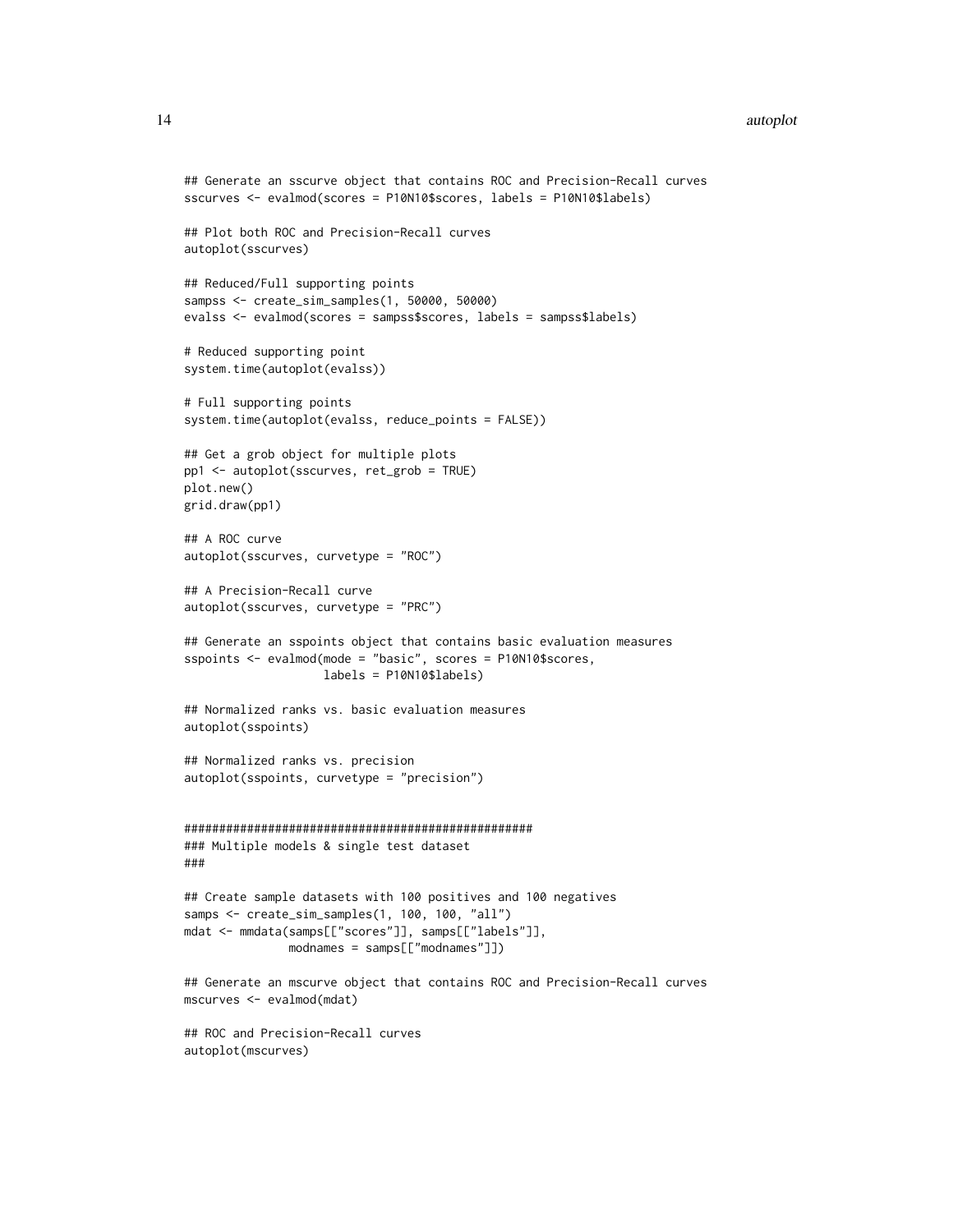```
## Generate an sscurve object that contains ROC and Precision-Recall curves
sscurves <- evalmod(scores = P10N10$scores, labels = P10N10$labels)

## Plot both ROC and Precision-Recall curves
autoplot(sscurves)

## Reduced/Full supporting points
sampss <- create_sim_samples(1, 50000, 50000)
evalss <- evalmod(scores = sampss$scores, labels = sampss$labels)

# Reduced supporting point
system.time(autoplot(evalss))

# Full supporting points
system.time(autoplot(evalss, reduce_points = FALSE))

## Get a grob object for multiple plots
pp1 <- autoplot(sscurves, ret_grob = TRUE)
plot.new()
grid.draw(pp1)

## A ROC curve
autoplot(sscurves, curvetype = "ROC")

## A Precision-Recall curve
autoplot(sscurves, curvetype = "PRC")

## Generate an sspoints object that contains basic evaluation measures
sspoints <- evalmod(mode = "basic", scores = P10N10$scores,
                    labels = P10N10$labels)

## Normalized ranks vs. basic evaluation measures
autoplot(sspoints)

## Normalized ranks vs. precision
autoplot(sspoints, curvetype = "precision")


##################################################
### Multiple models & single test dataset
###

## Create sample datasets with 100 positives and 100 negatives
samps <- create_sim_samples(1, 100, 100, "all")
mdat <- mmdata(samps[["scores"]], samps[["labels"]],
               modnames = samps[["modnames"]])

## Generate an mscurve object that contains ROC and Precision-Recall curves
mscurves <- evalmod(mdat)

## ROC and Precision-Recall curves
autoplot(mscurves)
```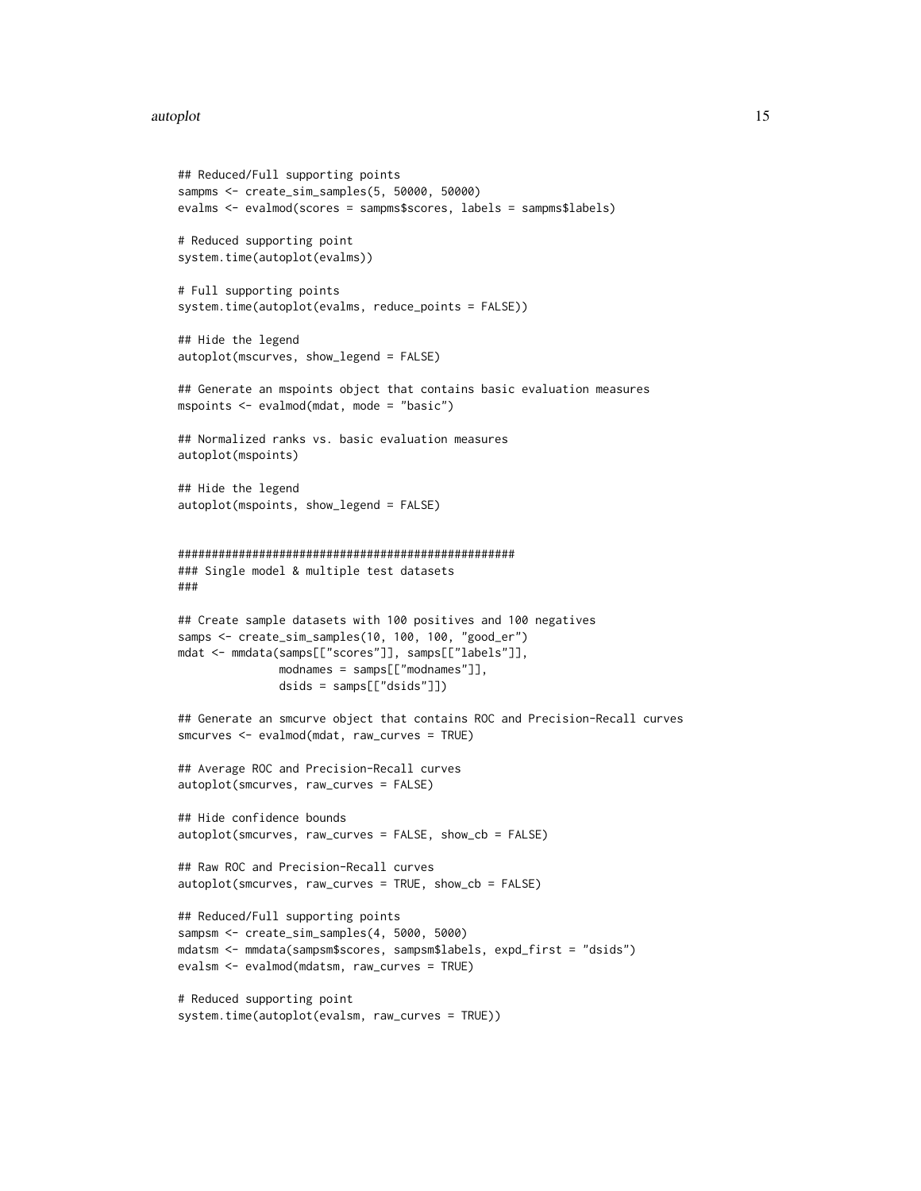```
## Reduced/Full supporting points
sampms <- create_sim_samples(5, 50000, 50000)
evalms <- evalmod(scores = sampms$scores, labels = sampms$labels)

# Reduced supporting point
system.time(autoplot(evalms))

# Full supporting points
system.time(autoplot(evalms, reduce_points = FALSE))

## Hide the legend
autoplot(mscurves, show_legend = FALSE)

## Generate an mspoints object that contains basic evaluation measures
mspoints <- evalmod(mdat, mode = "basic")

## Normalized ranks vs. basic evaluation measures
autoplot(mspoints)

## Hide the legend
autoplot(mspoints, show_legend = FALSE)


##################################################
### Single model & multiple test datasets
###

## Create sample datasets with 100 positives and 100 negatives
samps <- create_sim_samples(10, 100, 100, "good_er")
mdat <- mmdata(samps[["scores"]], samps[["labels"]],
               modnames = samps[["modnames"]],
               dsids = samps[["dsids"]])

## Generate an smcurve object that contains ROC and Precision-Recall curves
smcurves <- evalmod(mdat, raw_curves = TRUE)

## Average ROC and Precision-Recall curves
autoplot(smcurves, raw_curves = FALSE)

## Hide confidence bounds
autoplot(smcurves, raw_curves = FALSE, show_cb = FALSE)

## Raw ROC and Precision-Recall curves
autoplot(smcurves, raw_curves = TRUE, show_cb = FALSE)

## Reduced/Full supporting points
sampsm <- create_sim_samples(4, 5000, 5000)
mdatsm <- mmdata(sampsm$scores, sampsm$labels, expd_first = "dsids")
evalsm <- evalmod(mdatsm, raw_curves = TRUE)

# Reduced supporting point
system.time(autoplot(evalsm, raw_curves = TRUE))
```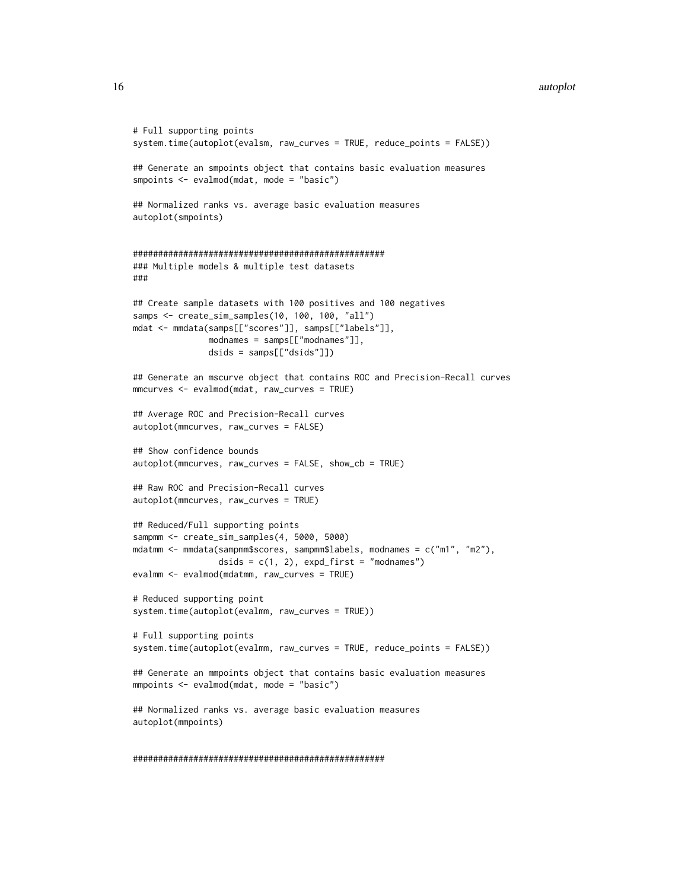```
# Full supporting points
system.time(autoplot(evalsm, raw_curves = TRUE, reduce_points = FALSE))

## Generate an smpoints object that contains basic evaluation measures
smpoints <- evalmod(mdat, mode = "basic")

## Normalized ranks vs. average basic evaluation measures
autoplot(smpoints)


##################################################
### Multiple models & multiple test datasets
###

## Create sample datasets with 100 positives and 100 negatives
samps <- create_sim_samples(10, 100, 100, "all")
mdat <- mmdata(samps[["scores"]], samps[["labels"]],
               modnames = samps[["modnames"]],
               dsids = samps[["dsids"]])

## Generate an mscurve object that contains ROC and Precision-Recall curves
mmcurves <- evalmod(mdat, raw_curves = TRUE)

## Average ROC and Precision-Recall curves
autoplot(mmcurves, raw_curves = FALSE)

## Show confidence bounds
autoplot(mmcurves, raw_curves = FALSE, show_cb = TRUE)

## Raw ROC and Precision-Recall curves
autoplot(mmcurves, raw_curves = TRUE)

## Reduced/Full supporting points
sampmm <- create_sim_samples(4, 5000, 5000)
mdatmm <- mmdata(sampmm$scores, sampmm$labels, modnames = c("m1", "m2"),
                 dsids = c(1, 2), expd_first = "modnames")
evalmm <- evalmod(mdatmm, raw_curves = TRUE)

# Reduced supporting point
system.time(autoplot(evalmm, raw_curves = TRUE))

# Full supporting points
system.time(autoplot(evalmm, raw_curves = TRUE, reduce_points = FALSE))

## Generate an mmpoints object that contains basic evaluation measures
mmpoints <- evalmod(mdat, mode = "basic")

## Normalized ranks vs. average basic evaluation measures
autoplot(mmpoints)


##################################################
```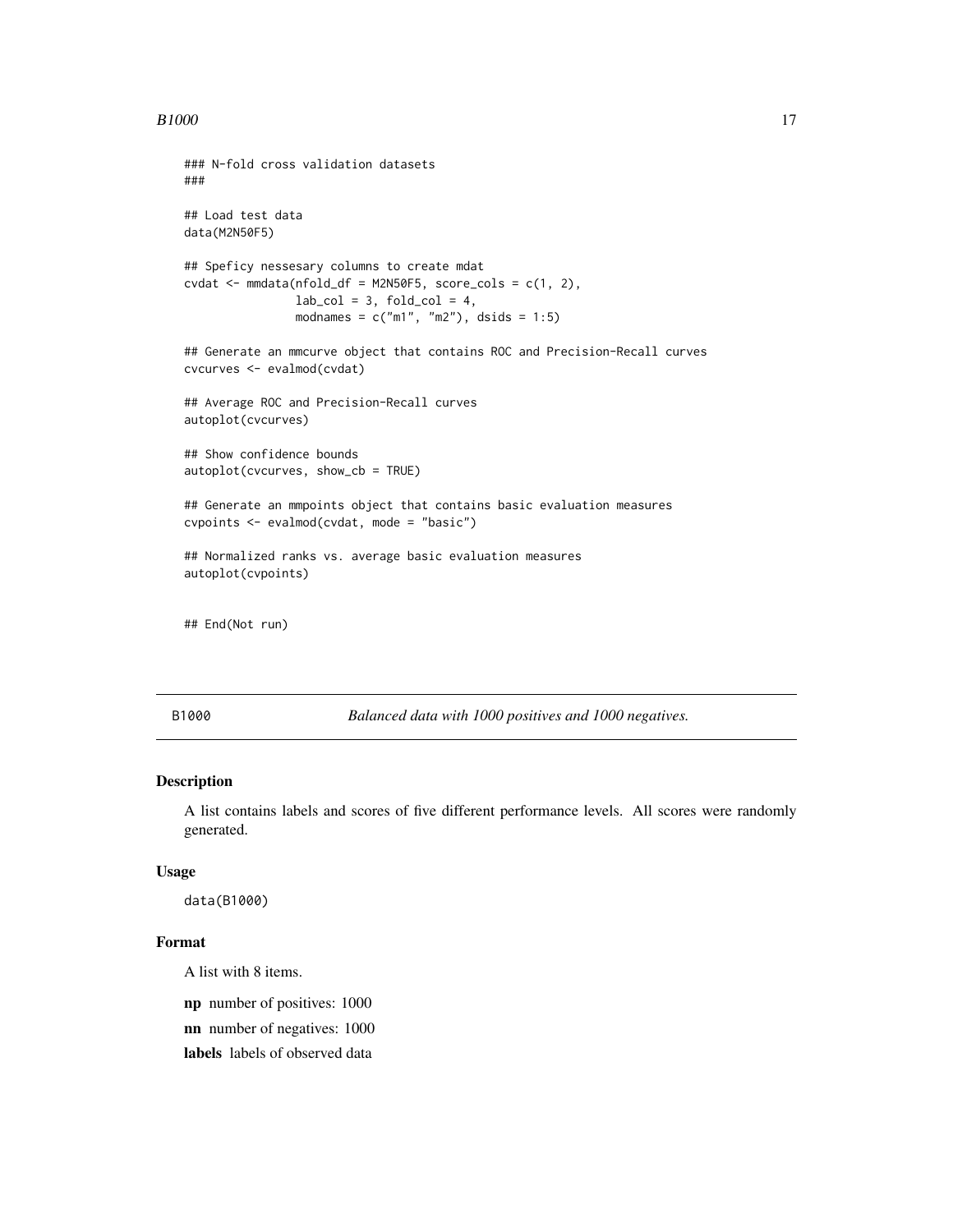```
### N-fold cross validation datasets
###

## Load test data
data(M2N50F5)

## Speficy nessesary columns to create mdat
cvdat <- mmdata(nfold_df = M2N50F5, score_cols = c(1, 2),
                lab_col = 3, fold_col = 4,
                modnames = c("m1", "m2"), dsids = 1:5)

## Generate an mmcurve object that contains ROC and Precision-Recall curves
cvcurves <- evalmod(cvdat)

## Average ROC and Precision-Recall curves
autoplot(cvcurves)

## Show confidence bounds
autoplot(cvcurves, show_cb = TRUE)

## Generate an mmpoints object that contains basic evaluation measures
cvpoints <- evalmod(cvdat, mode = "basic")

## Normalized ranks vs. average basic evaluation measures
autoplot(cvpoints)


## End(Not run)
```

## B1000 — *Balanced data with 1000 positives and 1000 negatives.*

### Description

A list contains labels and scores of five different performance levels. All scores were randomly generated.

### Usage

```
data(B1000)
```

### Format

A list with 8 items.

**np** number of positives: 1000

**nn** number of negatives: 1000

**labels** labels of observed data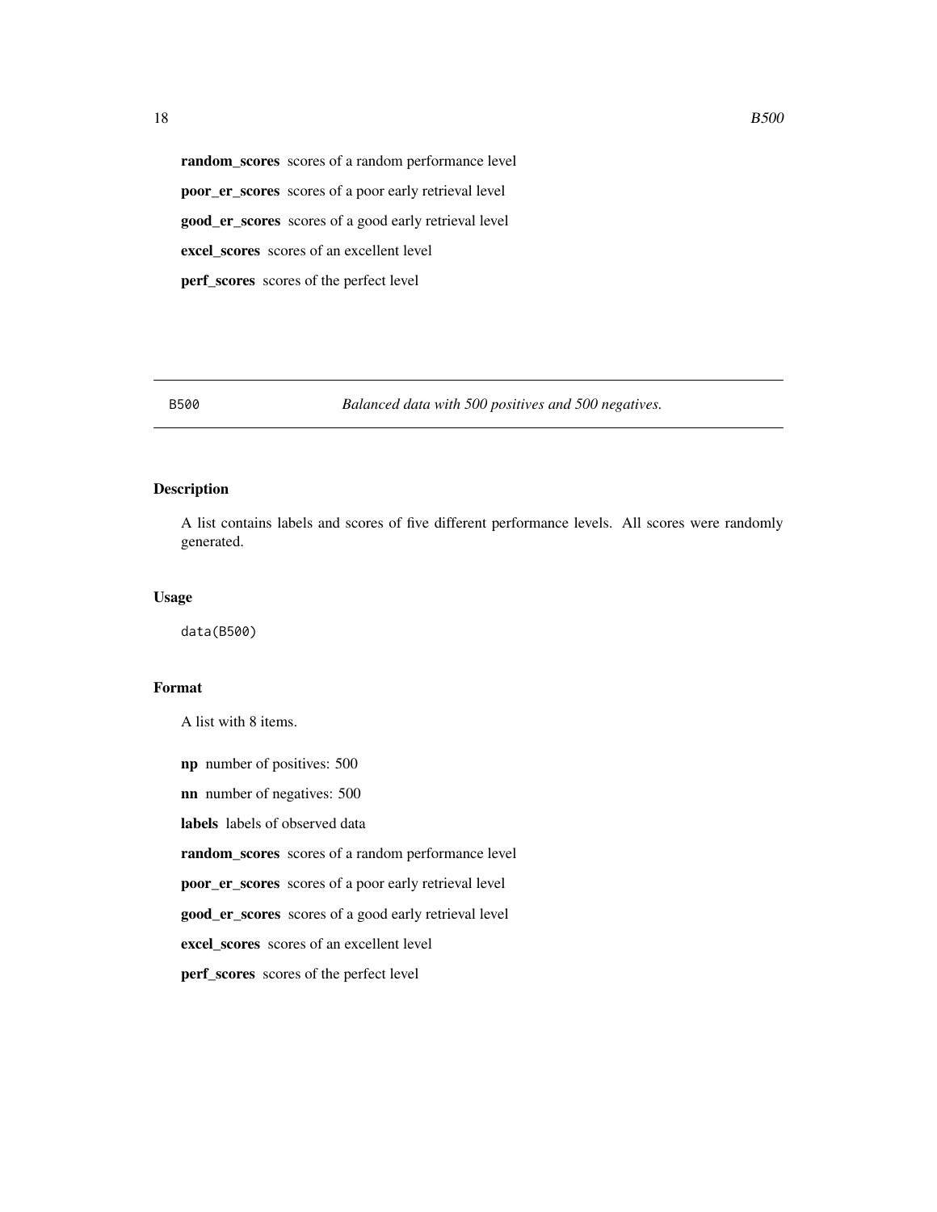**random_scores** scores of a random performance level

**poor_er_scores** scores of a poor early retrieval level

**good_er_scores** scores of a good early retrieval level

**excel_scores** scores of an excellent level

**perf_scores** scores of the perfect level

---

## B500 — *Balanced data with 500 positives and 500 negatives.*

---

### Description

A list contains labels and scores of five different performance levels. All scores were randomly generated.

### Usage

```
data(B500)
```

### Format

A list with 8 items.

**np** number of positives: 500

**nn** number of negatives: 500

**labels** labels of observed data

**random_scores** scores of a random performance level

**poor_er_scores** scores of a poor early retrieval level

**good_er_scores** scores of a good early retrieval level

**excel_scores** scores of an excellent level

**perf_scores** scores of the perfect level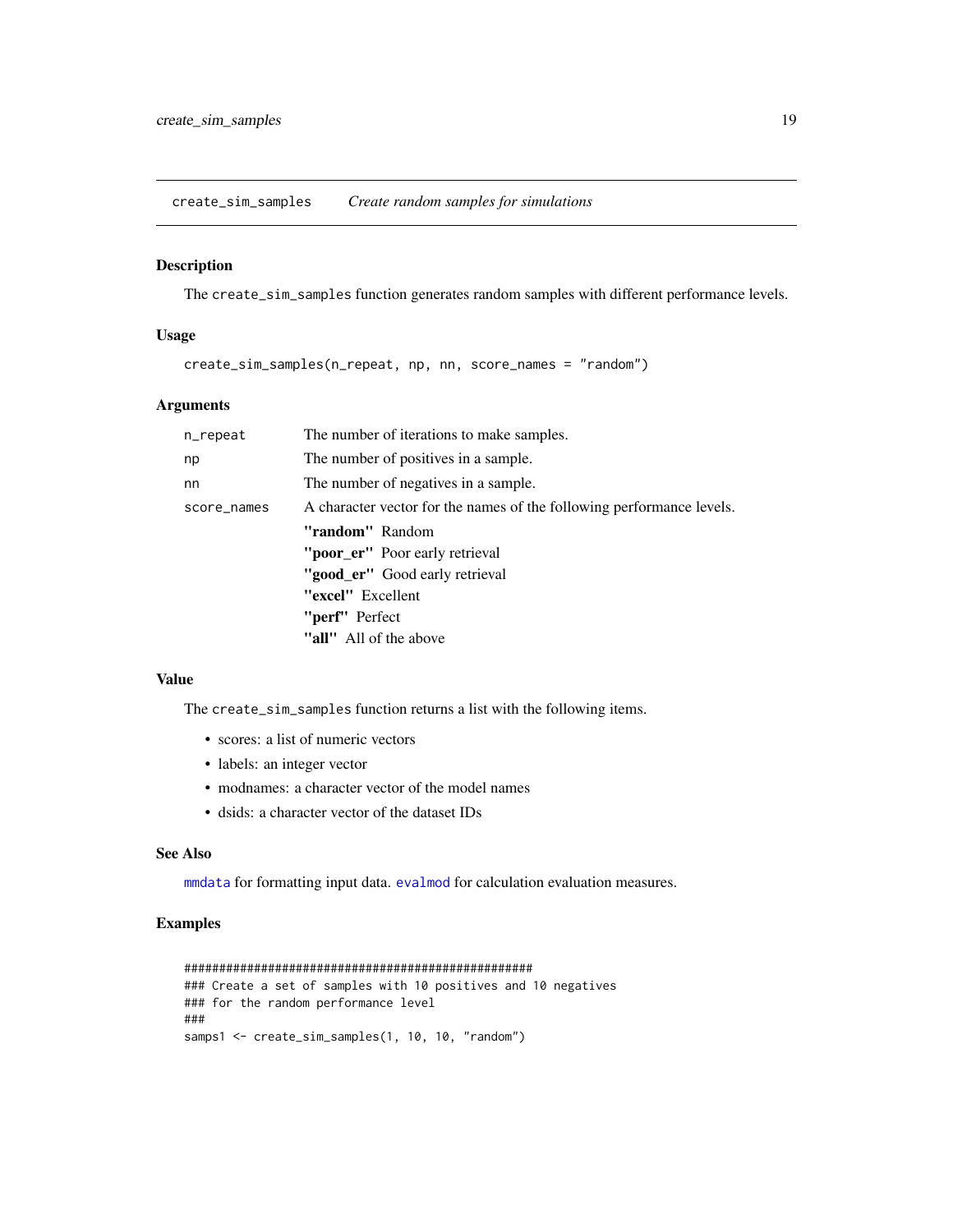## create_sim_samples *Create random samples for simulations*

### Description

The create_sim_samples function generates random samples with different performance levels.

### Usage

```
create_sim_samples(n_repeat, np, nn, score_names = "random")
```

### Arguments

| | |
|---|---|
| n_repeat | The number of iterations to make samples. |
| np | The number of positives in a sample. |
| nn | The number of negatives in a sample. |
| score_names | A character vector for the names of the following performance levels.<br>**"random"** Random<br>**"poor_er"** Poor early retrieval<br>**"good_er"** Good early retrieval<br>**"excel"** Excellent<br>**"perf"** Perfect<br>**"all"** All of the above |

### Value

The create_sim_samples function returns a list with the following items.

- scores: a list of numeric vectors
- labels: an integer vector
- modnames: a character vector of the model names
- dsids: a character vector of the dataset IDs

### See Also

mmdata for formatting input data. evalmod for calculation evaluation measures.

### Examples

```
##################################################
### Create a set of samples with 10 positives and 10 negatives
### for the random performance level
###
samps1 <- create_sim_samples(1, 10, 10, "random")
```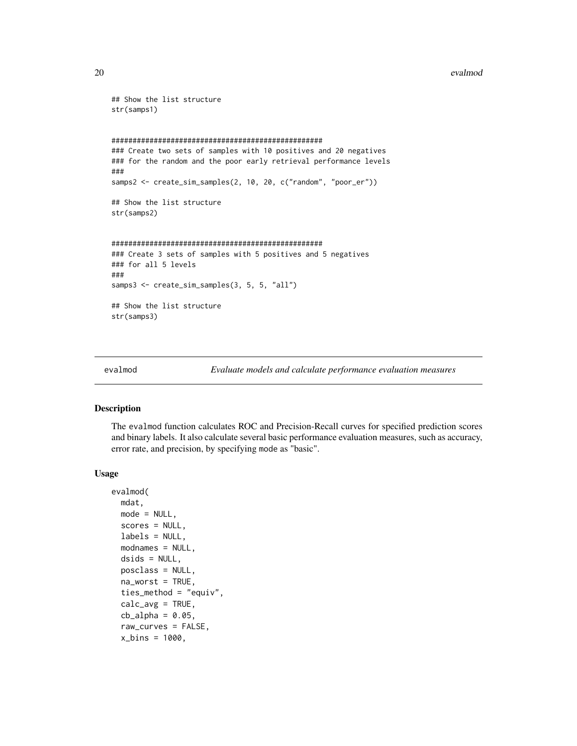```
## Show the list structure
str(samps1)


##################################################
### Create two sets of samples with 10 positives and 20 negatives
### for the random and the poor early retrieval performance levels
###
samps2 <- create_sim_samples(2, 10, 20, c("random", "poor_er"))

## Show the list structure
str(samps2)


##################################################
### Create 3 sets of samples with 5 positives and 5 negatives
### for all 5 levels
###
samps3 <- create_sim_samples(3, 5, 5, "all")

## Show the list structure
str(samps3)
```

---

## evalmod — *Evaluate models and calculate performance evaluation measures*

---

### Description

The evalmod function calculates ROC and Precision-Recall curves for specified prediction scores and binary labels. It also calculate several basic performance evaluation measures, such as accuracy, error rate, and precision, by specifying mode as "basic".

### Usage

```
evalmod(
  mdat,
  mode = NULL,
  scores = NULL,
  labels = NULL,
  modnames = NULL,
  dsids = NULL,
  posclass = NULL,
  na_worst = TRUE,
  ties_method = "equiv",
  calc_avg = TRUE,
  cb_alpha = 0.05,
  raw_curves = FALSE,
  x_bins = 1000,
```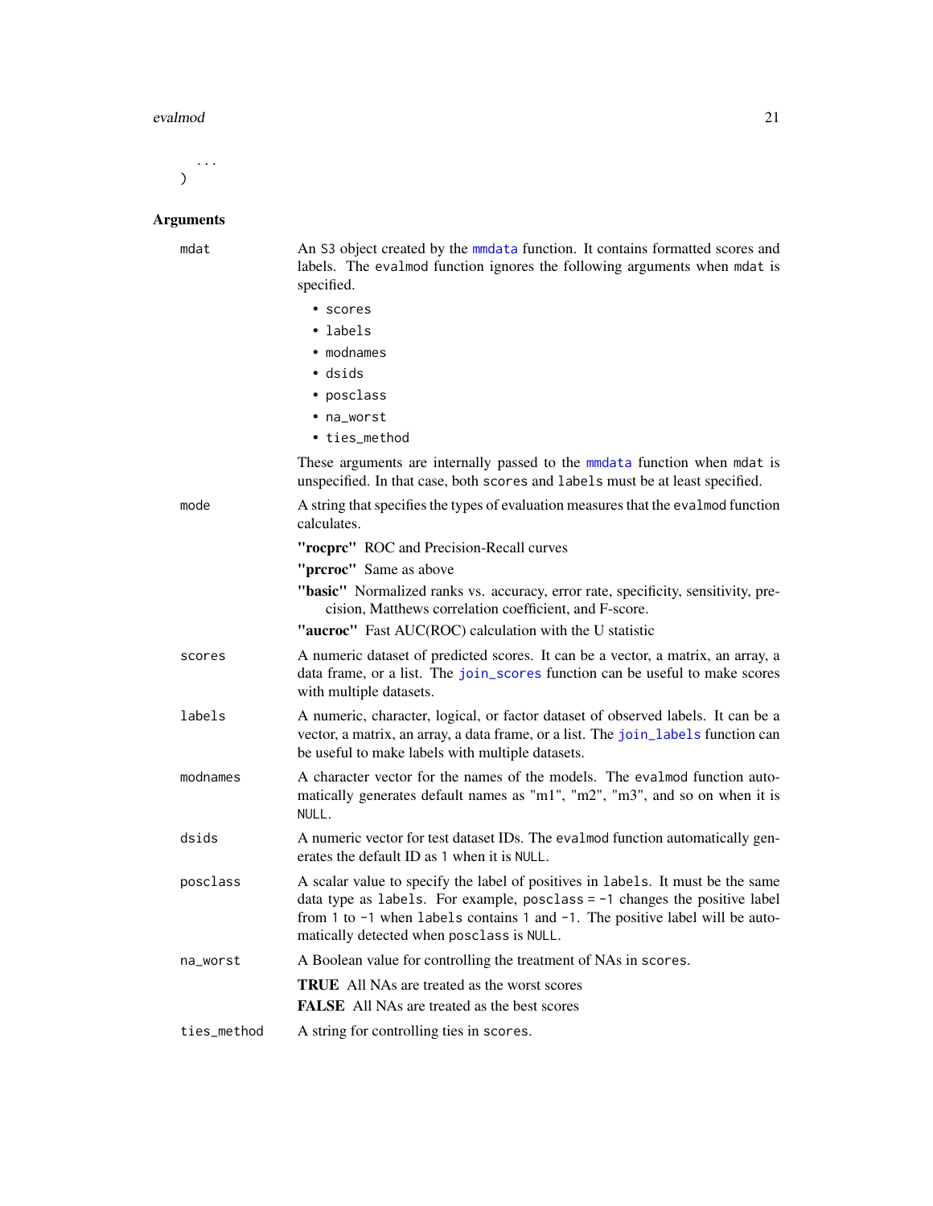```
  ...
)
```

## Arguments

**mdat**
: An S3 object created by the mmdata function. It contains formatted scores and labels. The evalmod function ignores the following arguments when mdat is specified.

  - scores
  - labels
  - modnames
  - dsids
  - posclass
  - na_worst
  - ties_method

  These arguments are internally passed to the mmdata function when mdat is unspecified. In that case, both scores and labels must be at least specified.

**mode**
: A string that specifies the types of evaluation measures that the evalmod function calculates.

  **"rocprc"** ROC and Precision-Recall curves

  **"prcroc"** Same as above

  **"basic"** Normalized ranks vs. accuracy, error rate, specificity, sensitivity, precision, Matthews correlation coefficient, and F-score.

  **"aucroc"** Fast AUC(ROC) calculation with the U statistic

**scores**
: A numeric dataset of predicted scores. It can be a vector, a matrix, an array, a data frame, or a list. The join_scores function can be useful to make scores with multiple datasets.

**labels**
: A numeric, character, logical, or factor dataset of observed labels. It can be a vector, a matrix, an array, a data frame, or a list. The join_labels function can be useful to make labels with multiple datasets.

**modnames**
: A character vector for the names of the models. The evalmod function automatically generates default names as "m1", "m2", "m3", and so on when it is NULL.

**dsids**
: A numeric vector for test dataset IDs. The evalmod function automatically generates the default ID as 1 when it is NULL.

**posclass**
: A scalar value to specify the label of positives in labels. It must be the same data type as labels. For example, posclass = -1 changes the positive label from 1 to -1 when labels contains 1 and -1. The positive label will be automatically detected when posclass is NULL.

**na_worst**
: A Boolean value for controlling the treatment of NAs in scores.

  **TRUE** All NAs are treated as the worst scores

  **FALSE** All NAs are treated as the best scores

**ties_method**
: A string for controlling ties in scores.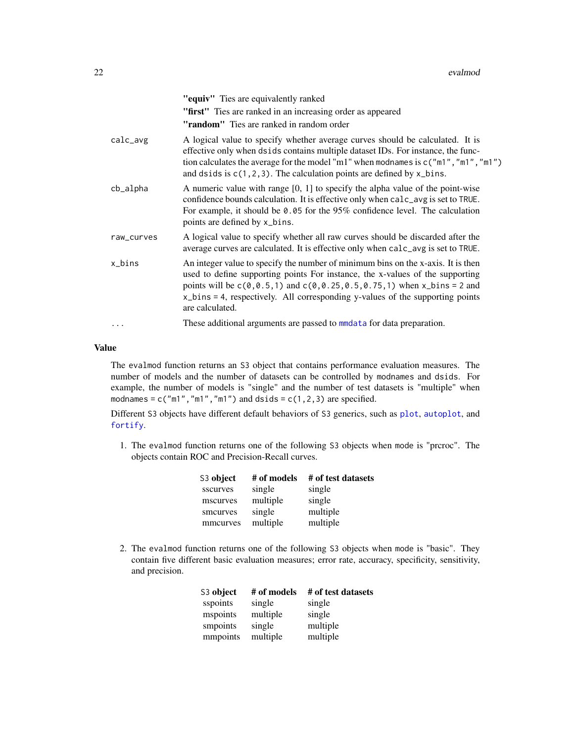"equiv" Ties are equivalently ranked

"first" Ties are ranked in an increasing order as appeared

"random" Ties are ranked in random order

| | |
|---|---|
| calc_avg | A logical value to specify whether average curves should be calculated. It is effective only when dsids contains multiple dataset IDs. For instance, the function calculates the average for the model "m1" when modnames is c("m1","m1","m1") and dsids is c(1,2,3). The calculation points are defined by x_bins. |
| cb_alpha | A numeric value with range [0, 1] to specify the alpha value of the point-wise confidence bounds calculation. It is effective only when calc_avg is set to TRUE. For example, it should be 0.05 for the 95% confidence level. The calculation points are defined by x_bins. |
| raw_curves | A logical value to specify whether all raw curves should be discarded after the average curves are calculated. It is effective only when calc_avg is set to TRUE. |
| x_bins | An integer value to specify the number of minimum bins on the x-axis. It is then used to define supporting points For instance, the x-values of the supporting points will be c(0,0.5,1) and c(0,0.25,0.5,0.75,1) when x_bins = 2 and x_bins = 4, respectively. All corresponding y-values of the supporting points are calculated. |
| ... | These additional arguments are passed to mmdata for data preparation. |

## Value

The evalmod function returns an S3 object that contains performance evaluation measures. The number of models and the number of datasets can be controlled by modnames and dsids. For example, the number of models is "single" and the number of test datasets is "multiple" when modnames = c("m1","m1","m1") and dsids = c(1,2,3) are specified.

Different S3 objects have different default behaviors of S3 generics, such as plot, autoplot, and fortify.

1. The evalmod function returns one of the following S3 objects when mode is "prcroc". The objects contain ROC and Precision-Recall curves.

| S3 object | # of models | # of test datasets |
|---|---|---|
| sscurves | single | single |
| mscurves | multiple | single |
| smcurves | single | multiple |
| mmcurves | multiple | multiple |

2. The evalmod function returns one of the following S3 objects when mode is "basic". They contain five different basic evaluation measures; error rate, accuracy, specificity, sensitivity, and precision.

| S3 object | # of models | # of test datasets |
|---|---|---|
| sspoints | single | single |
| mspoints | multiple | single |
| smpoints | single | multiple |
| mmpoints | multiple | multiple |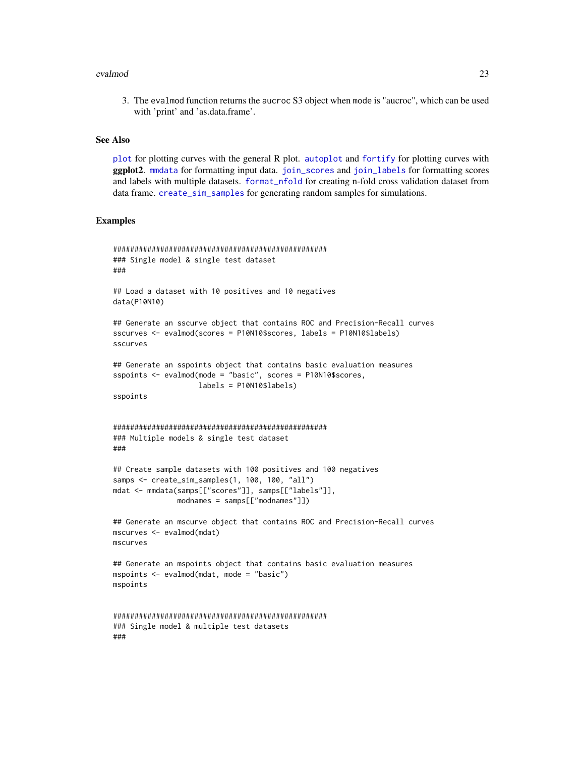3. The `evalmod` function returns the `aucroc` S3 object when `mode` is "aucroc", which can be used with 'print' and 'as.data.frame'.

## See Also

`plot` for plotting curves with the general R plot. `autoplot` and `fortify` for plotting curves with **ggplot2**. `mmdata` for formatting input data. `join_scores` and `join_labels` for formatting scores and labels with multiple datasets. `format_nfold` for creating n-fold cross validation dataset from data frame. `create_sim_samples` for generating random samples for simulations.

## Examples

```
##################################################
### Single model & single test dataset
###

## Load a dataset with 10 positives and 10 negatives
data(P10N10)

## Generate an sscurve object that contains ROC and Precision-Recall curves
sscurves <- evalmod(scores = P10N10$scores, labels = P10N10$labels)
sscurves

## Generate an sspoints object that contains basic evaluation measures
sspoints <- evalmod(mode = "basic", scores = P10N10$scores,
                    labels = P10N10$labels)
sspoints


##################################################
### Multiple models & single test dataset
###

## Create sample datasets with 100 positives and 100 negatives
samps <- create_sim_samples(1, 100, 100, "all")
mdat <- mmdata(samps[["scores"]], samps[["labels"]],
               modnames = samps[["modnames"]])

## Generate an mscurve object that contains ROC and Precision-Recall curves
mscurves <- evalmod(mdat)
mscurves

## Generate an mspoints object that contains basic evaluation measures
mspoints <- evalmod(mdat, mode = "basic")
mspoints


##################################################
### Single model & multiple test datasets
###
```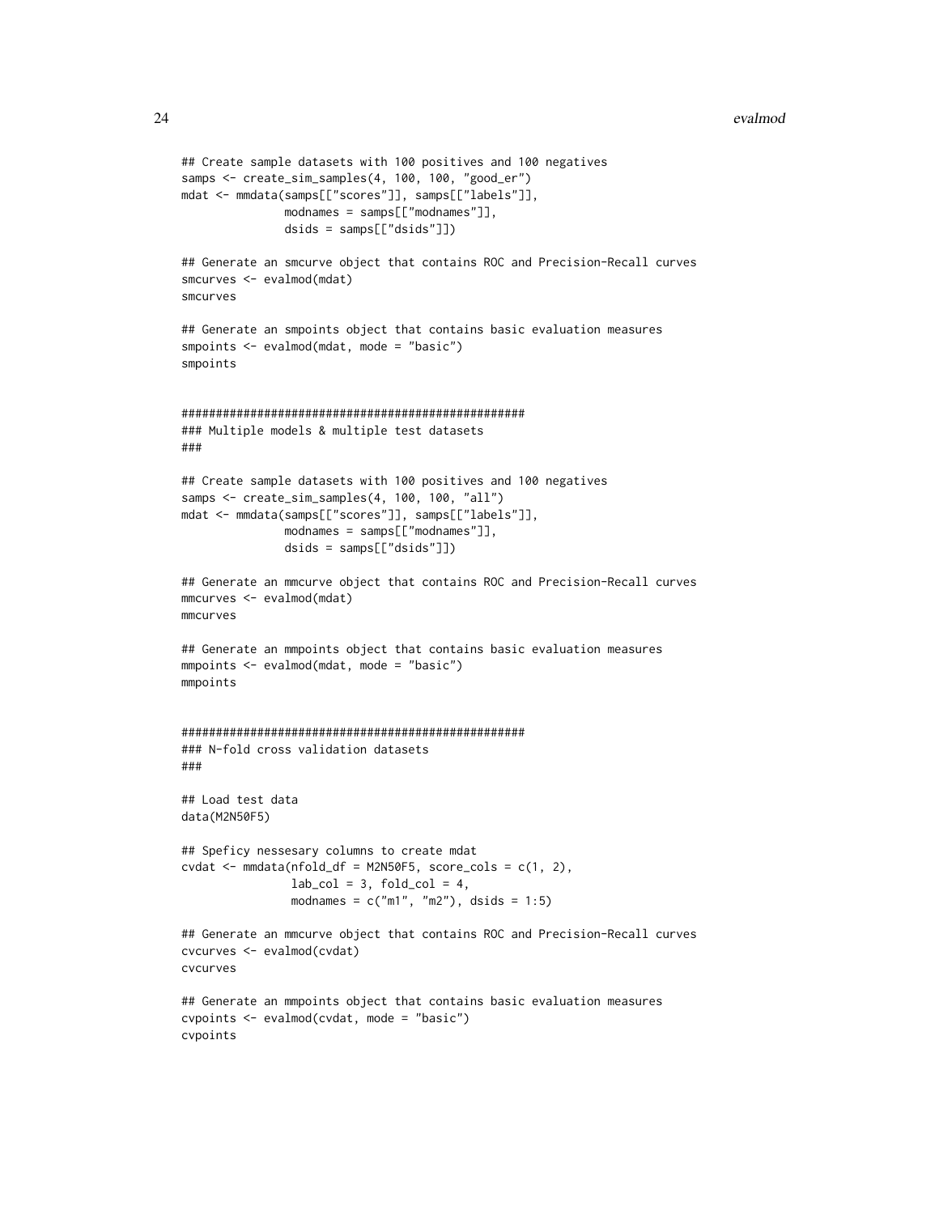```
## Create sample datasets with 100 positives and 100 negatives
samps <- create_sim_samples(4, 100, 100, "good_er")
mdat <- mmdata(samps[["scores"]], samps[["labels"]],
               modnames = samps[["modnames"]],
               dsids = samps[["dsids"]])

## Generate an smcurve object that contains ROC and Precision-Recall curves
smcurves <- evalmod(mdat)
smcurves

## Generate an smpoints object that contains basic evaluation measures
smpoints <- evalmod(mdat, mode = "basic")
smpoints


##################################################
### Multiple models & multiple test datasets
###

## Create sample datasets with 100 positives and 100 negatives
samps <- create_sim_samples(4, 100, 100, "all")
mdat <- mmdata(samps[["scores"]], samps[["labels"]],
               modnames = samps[["modnames"]],
               dsids = samps[["dsids"]])

## Generate an mmcurve object that contains ROC and Precision-Recall curves
mmcurves <- evalmod(mdat)
mmcurves

## Generate an mmpoints object that contains basic evaluation measures
mmpoints <- evalmod(mdat, mode = "basic")
mmpoints


##################################################
### N-fold cross validation datasets
###

## Load test data
data(M2N50F5)

## Speficy nessesary columns to create mdat
cvdat <- mmdata(nfold_df = M2N50F5, score_cols = c(1, 2),
                lab_col = 3, fold_col = 4,
                modnames = c("m1", "m2"), dsids = 1:5)

## Generate an mmcurve object that contains ROC and Precision-Recall curves
cvcurves <- evalmod(cvdat)
cvcurves

## Generate an mmpoints object that contains basic evaluation measures
cvpoints <- evalmod(cvdat, mode = "basic")
cvpoints
```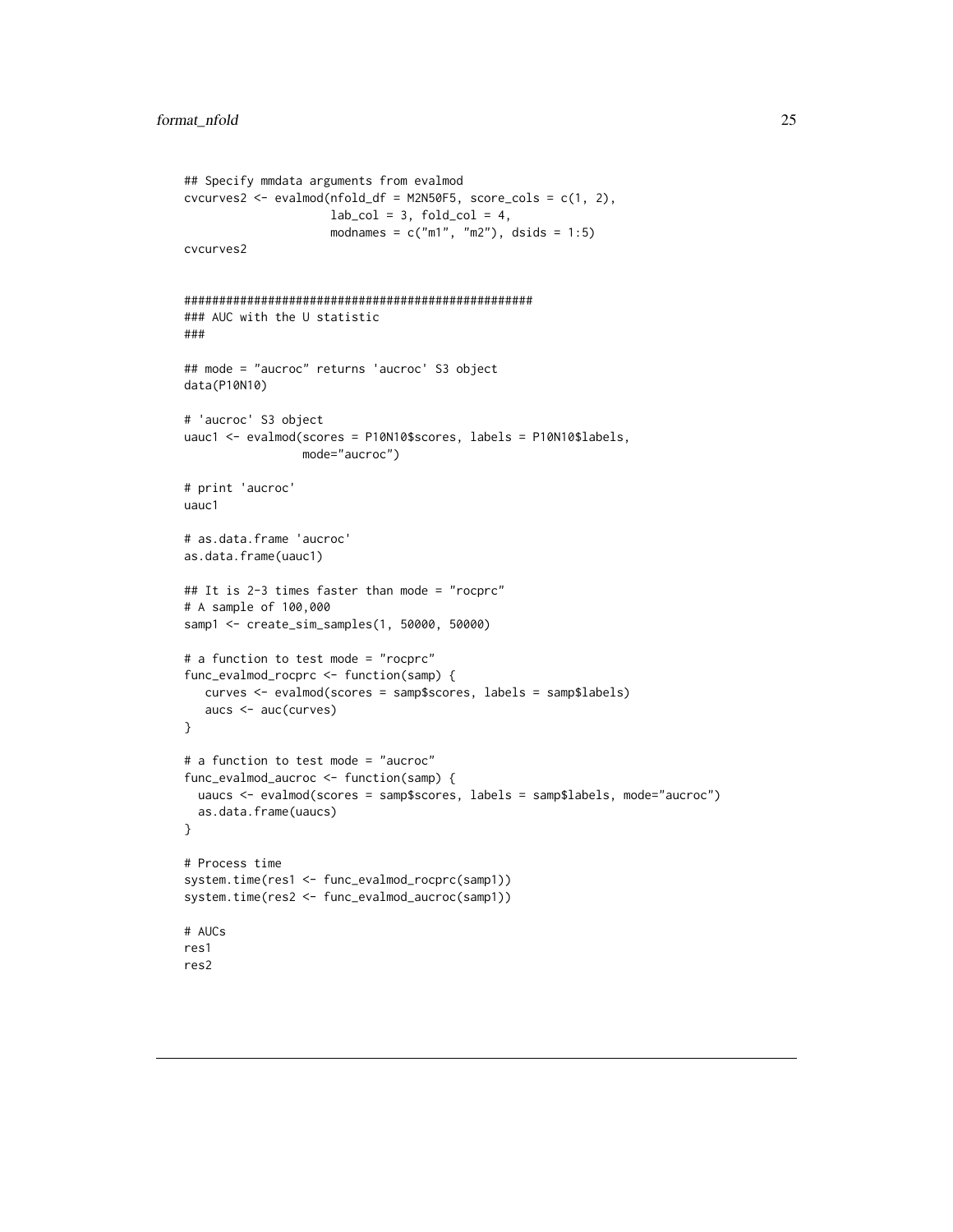```
## Specify mmdata arguments from evalmod
cvcurves2 <- evalmod(nfold_df = M2N50F5, score_cols = c(1, 2),
                     lab_col = 3, fold_col = 4,
                     modnames = c("m1", "m2"), dsids = 1:5)
cvcurves2


##################################################
### AUC with the U statistic
###

## mode = "aucroc" returns 'aucroc' S3 object
data(P10N10)

# 'aucroc' S3 object
uauc1 <- evalmod(scores = P10N10$scores, labels = P10N10$labels,
                 mode="aucroc")

# print 'aucroc'
uauc1

# as.data.frame 'aucroc'
as.data.frame(uauc1)

## It is 2-3 times faster than mode = "rocprc"
# A sample of 100,000
samp1 <- create_sim_samples(1, 50000, 50000)

# a function to test mode = "rocprc"
func_evalmod_rocprc <- function(samp) {
   curves <- evalmod(scores = samp$scores, labels = samp$labels)
   aucs <- auc(curves)
}

# a function to test mode = "aucroc"
func_evalmod_aucroc <- function(samp) {
  uaucs <- evalmod(scores = samp$scores, labels = samp$labels, mode="aucroc")
  as.data.frame(uaucs)
}

# Process time
system.time(res1 <- func_evalmod_rocprc(samp1))
system.time(res2 <- func_evalmod_aucroc(samp1))

# AUCs
res1
res2
```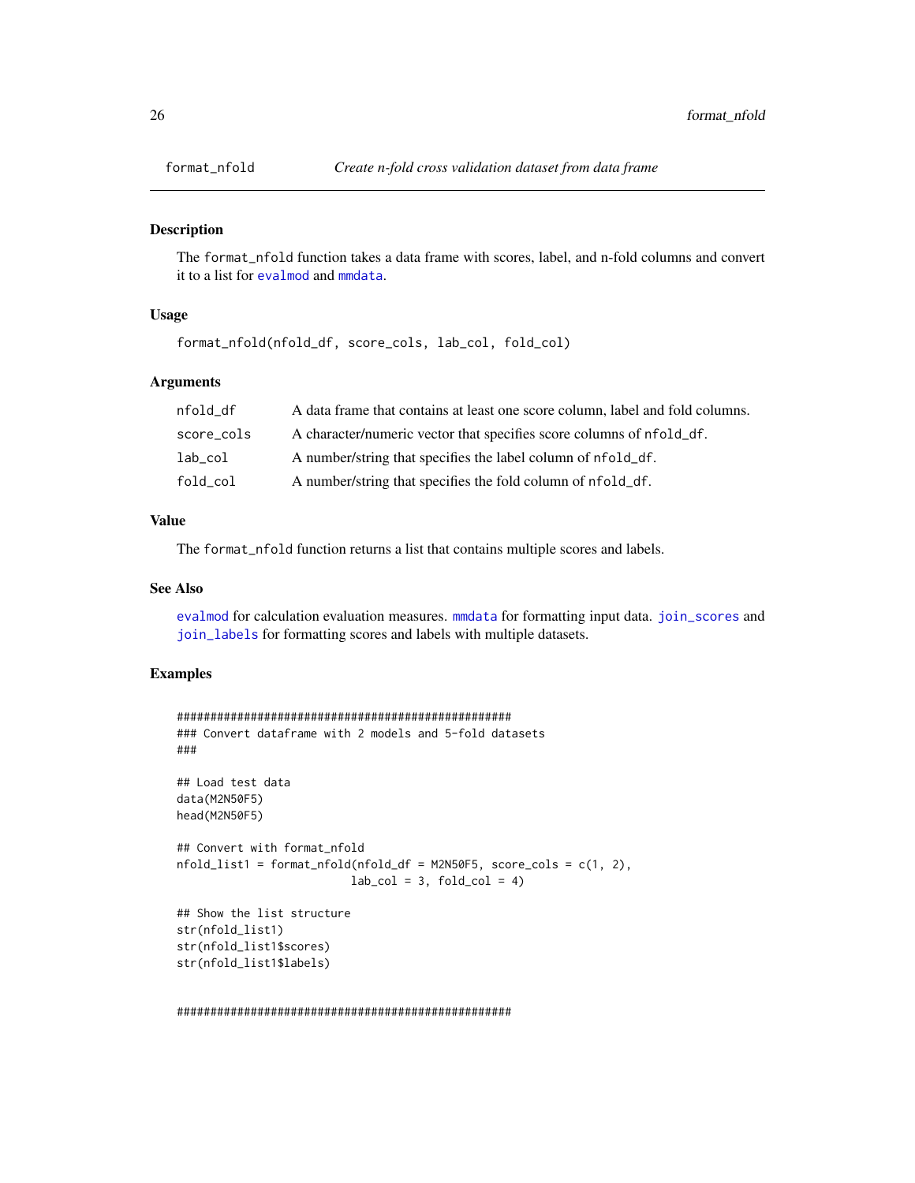# format_nfold — *Create n-fold cross validation dataset from data frame*

## Description

The `format_nfold` function takes a data frame with scores, label, and n-fold columns and convert it to a list for `evalmod` and `mmdata`.

## Usage

```
format_nfold(nfold_df, score_cols, lab_col, fold_col)
```

## Arguments

| | |
|---|---|
| `nfold_df` | A data frame that contains at least one score column, label and fold columns. |
| `score_cols` | A character/numeric vector that specifies score columns of `nfold_df`. |
| `lab_col` | A number/string that specifies the label column of `nfold_df`. |
| `fold_col` | A number/string that specifies the fold column of `nfold_df`. |

## Value

The `format_nfold` function returns a list that contains multiple scores and labels.

## See Also

`evalmod` for calculation evaluation measures. `mmdata` for formatting input data. `join_scores` and `join_labels` for formatting scores and labels with multiple datasets.

## Examples

```
##################################################
### Convert dataframe with 2 models and 5-fold datasets
###

## Load test data
data(M2N50F5)
head(M2N50F5)

## Convert with format_nfold
nfold_list1 = format_nfold(nfold_df = M2N50F5, score_cols = c(1, 2),
                           lab_col = 3, fold_col = 4)

## Show the list structure
str(nfold_list1)
str(nfold_list1$scores)
str(nfold_list1$labels)


##################################################
```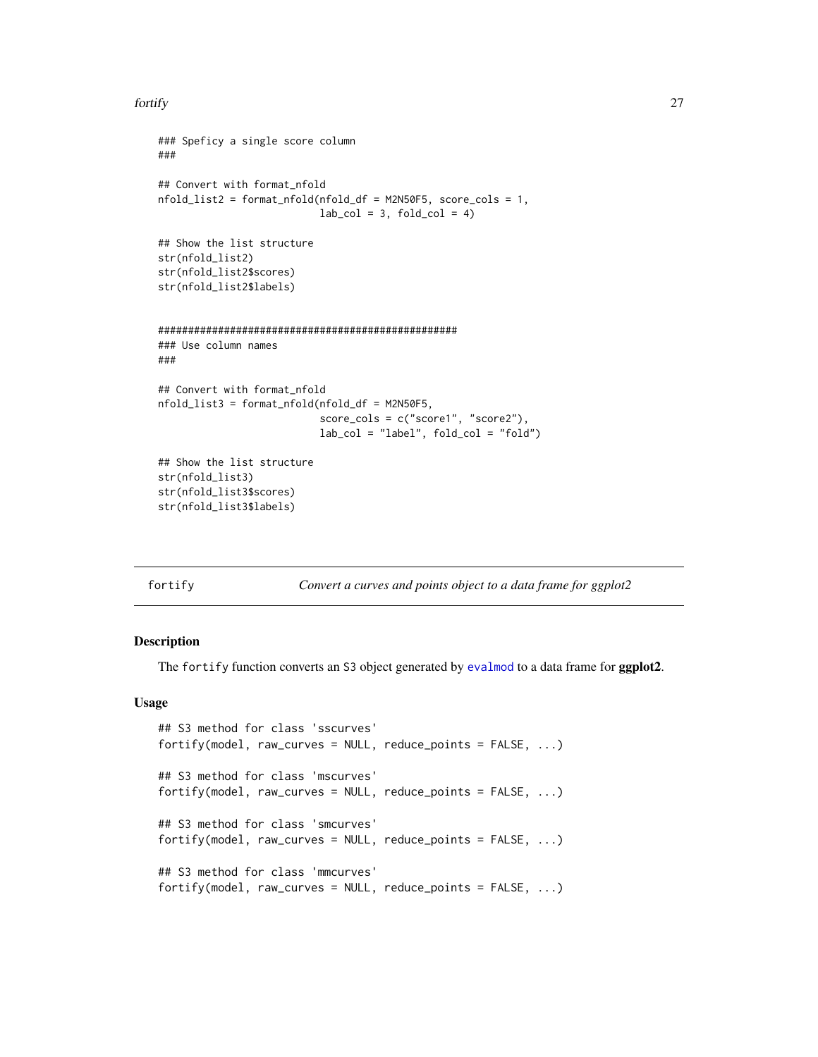```
### Speficy a single score column
###

## Convert with format_nfold
nfold_list2 = format_nfold(nfold_df = M2N50F5, score_cols = 1,
                           lab_col = 3, fold_col = 4)

## Show the list structure
str(nfold_list2)
str(nfold_list2$scores)
str(nfold_list2$labels)


##################################################
### Use column names
###

## Convert with format_nfold
nfold_list3 = format_nfold(nfold_df = M2N50F5,
                           score_cols = c("score1", "score2"),
                           lab_col = "label", fold_col = "fold")

## Show the list structure
str(nfold_list3)
str(nfold_list3$scores)
str(nfold_list3$labels)
```

## fortify — *Convert a curves and points object to a data frame for ggplot2*

### Description

The `fortify` function converts an S3 object generated by `evalmod` to a data frame for **ggplot2**.

### Usage

```
## S3 method for class 'sscurves'
fortify(model, raw_curves = NULL, reduce_points = FALSE, ...)

## S3 method for class 'mscurves'
fortify(model, raw_curves = NULL, reduce_points = FALSE, ...)

## S3 method for class 'smcurves'
fortify(model, raw_curves = NULL, reduce_points = FALSE, ...)

## S3 method for class 'mmcurves'
fortify(model, raw_curves = NULL, reduce_points = FALSE, ...)
```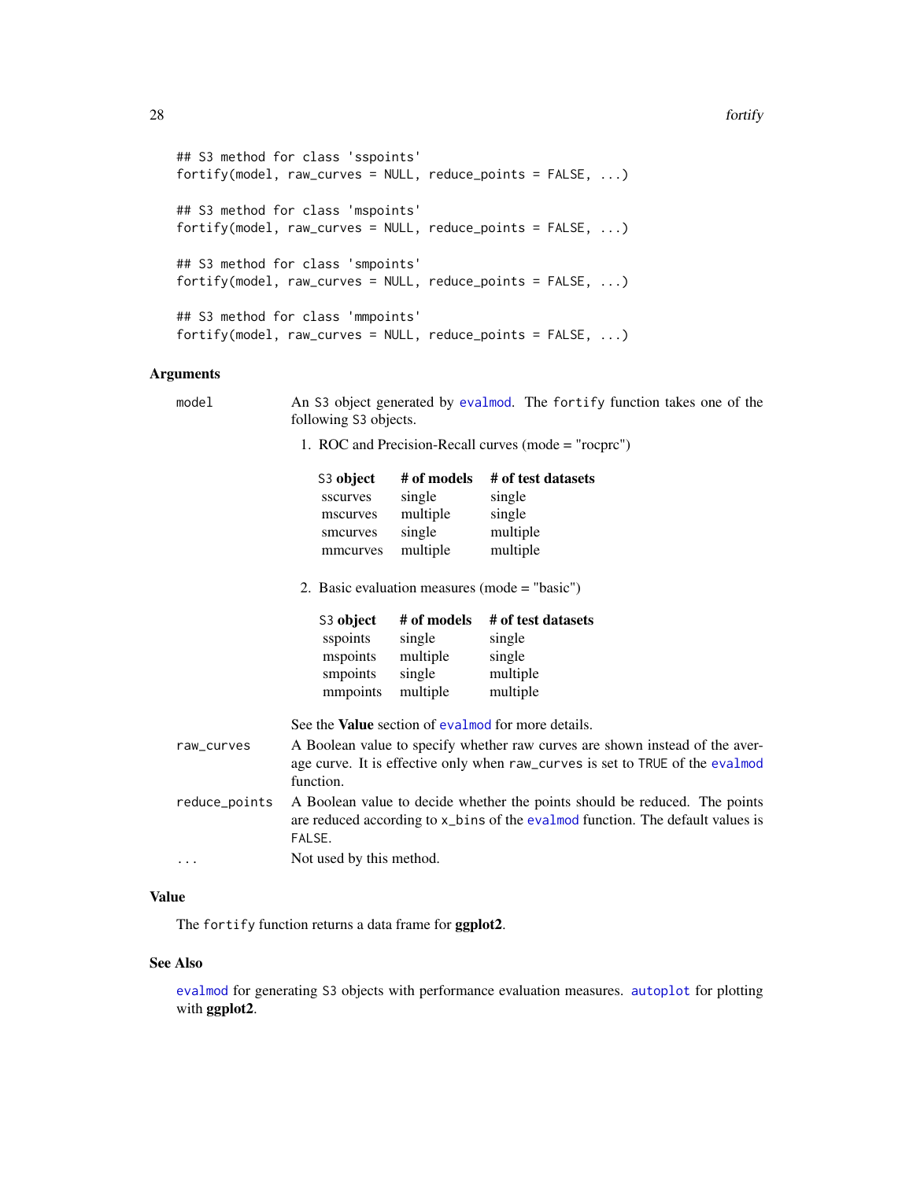```
## S3 method for class 'sspoints'
fortify(model, raw_curves = NULL, reduce_points = FALSE, ...)

## S3 method for class 'mspoints'
fortify(model, raw_curves = NULL, reduce_points = FALSE, ...)

## S3 method for class 'smpoints'
fortify(model, raw_curves = NULL, reduce_points = FALSE, ...)

## S3 method for class 'mmpoints'
fortify(model, raw_curves = NULL, reduce_points = FALSE, ...)
```

## Arguments

**model** An S3 object generated by `evalmod`. The `fortify` function takes one of the following S3 objects.

1. ROC and Precision-Recall curves (mode = "rocprc")

| S3 object | # of models | # of test datasets |
|---|---|---|
| sscurves | single | single |
| mscurves | multiple | single |
| smcurves | single | multiple |
| mmcurves | multiple | multiple |

2. Basic evaluation measures (mode = "basic")

| S3 object | # of models | # of test datasets |
|---|---|---|
| sspoints | single | single |
| mspoints | multiple | single |
| smpoints | single | multiple |
| mmpoints | multiple | multiple |

See the **Value** section of `evalmod` for more details.

**raw_curves** A Boolean value to specify whether raw curves are shown instead of the average curve. It is effective only when `raw_curves` is set to `TRUE` of the `evalmod` function.

**reduce_points** A Boolean value to decide whether the points should be reduced. The points are reduced according to `x_bins` of the `evalmod` function. The default values is `FALSE`.

**...** Not used by this method.

## Value

The `fortify` function returns a data frame for **ggplot2**.

## See Also

`evalmod` for generating S3 objects with performance evaluation measures. `autoplot` for plotting with **ggplot2**.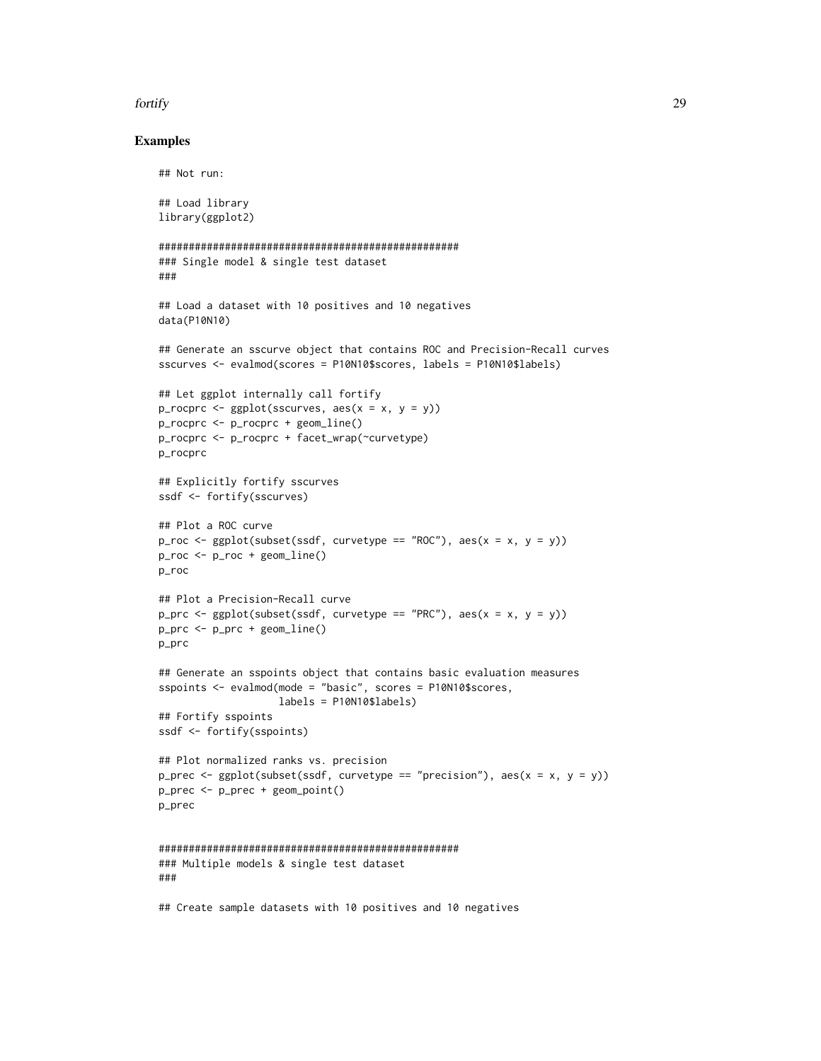## Examples

```
## Not run:

## Load library
library(ggplot2)

##################################################
### Single model & single test dataset
###

## Load a dataset with 10 positives and 10 negatives
data(P10N10)

## Generate an sscurve object that contains ROC and Precision-Recall curves
sscurves <- evalmod(scores = P10N10$scores, labels = P10N10$labels)

## Let ggplot internally call fortify
p_rocprc <- ggplot(sscurves, aes(x = x, y = y))
p_rocprc <- p_rocprc + geom_line()
p_rocprc <- p_rocprc + facet_wrap(~curvetype)
p_rocprc

## Explicitly fortify sscurves
ssdf <- fortify(sscurves)

## Plot a ROC curve
p_roc <- ggplot(subset(ssdf, curvetype == "ROC"), aes(x = x, y = y))
p_roc <- p_roc + geom_line()
p_roc

## Plot a Precision-Recall curve
p_prc <- ggplot(subset(ssdf, curvetype == "PRC"), aes(x = x, y = y))
p_prc <- p_prc + geom_line()
p_prc

## Generate an sspoints object that contains basic evaluation measures
sspoints <- evalmod(mode = "basic", scores = P10N10$scores,
                    labels = P10N10$labels)
## Fortify sspoints
ssdf <- fortify(sspoints)

## Plot normalized ranks vs. precision
p_prec <- ggplot(subset(ssdf, curvetype == "precision"), aes(x = x, y = y))
p_prec <- p_prec + geom_point()
p_prec


##################################################
### Multiple models & single test dataset
###

## Create sample datasets with 10 positives and 10 negatives
```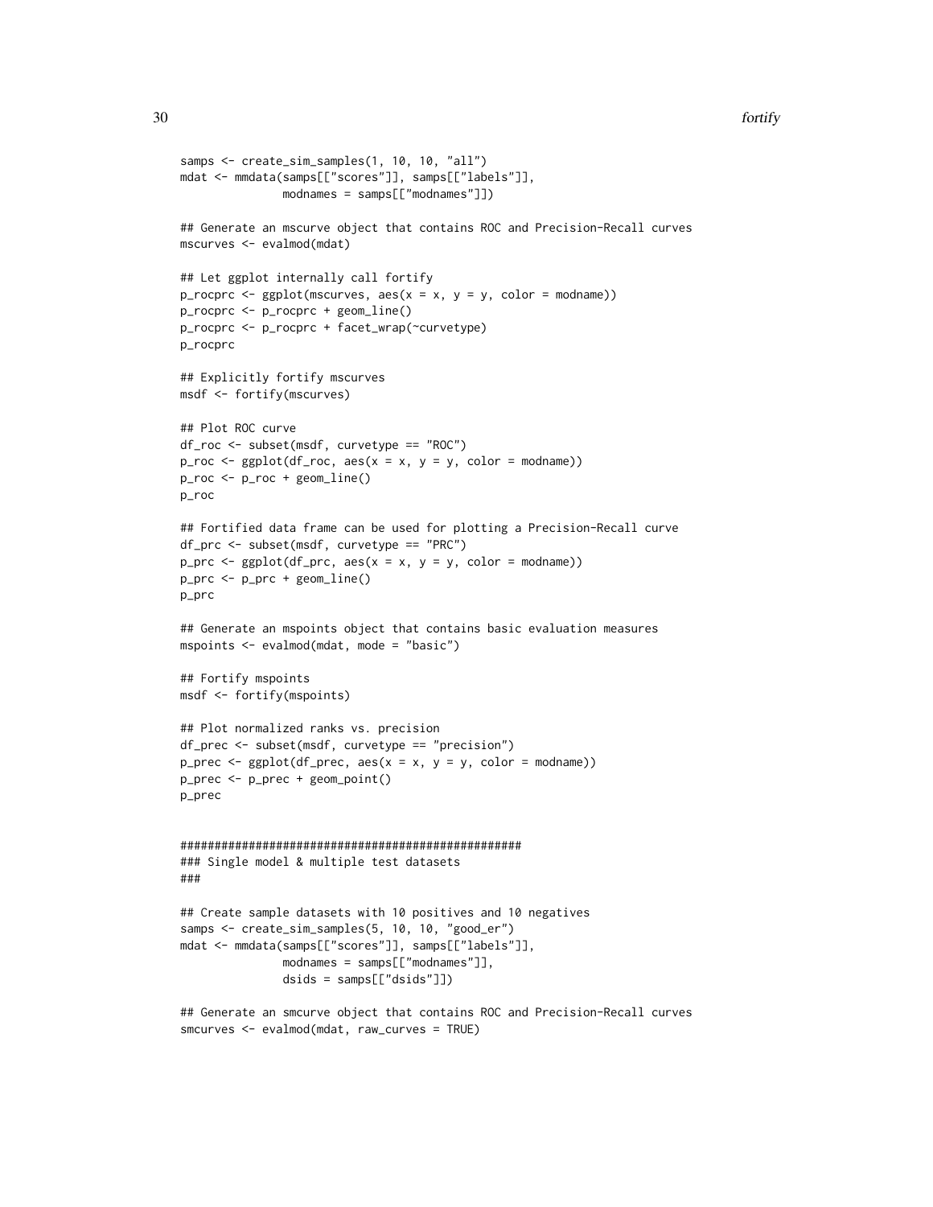```
samps <- create_sim_samples(1, 10, 10, "all")
mdat <- mmdata(samps[["scores"]], samps[["labels"]],
               modnames = samps[["modnames"]])

## Generate an mscurve object that contains ROC and Precision-Recall curves
mscurves <- evalmod(mdat)

## Let ggplot internally call fortify
p_rocprc <- ggplot(mscurves, aes(x = x, y = y, color = modname))
p_rocprc <- p_rocprc + geom_line()
p_rocprc <- p_rocprc + facet_wrap(~curvetype)
p_rocprc

## Explicitly fortify mscurves
msdf <- fortify(mscurves)

## Plot ROC curve
df_roc <- subset(msdf, curvetype == "ROC")
p_roc <- ggplot(df_roc, aes(x = x, y = y, color = modname))
p_roc <- p_roc + geom_line()
p_roc

## Fortified data frame can be used for plotting a Precision-Recall curve
df_prc <- subset(msdf, curvetype == "PRC")
p_prc <- ggplot(df_prc, aes(x = x, y = y, color = modname))
p_prc <- p_prc + geom_line()
p_prc

## Generate an mspoints object that contains basic evaluation measures
mspoints <- evalmod(mdat, mode = "basic")

## Fortify mspoints
msdf <- fortify(mspoints)

## Plot normalized ranks vs. precision
df_prec <- subset(msdf, curvetype == "precision")
p_prec <- ggplot(df_prec, aes(x = x, y = y, color = modname))
p_prec <- p_prec + geom_point()
p_prec


##################################################
### Single model & multiple test datasets
###

## Create sample datasets with 10 positives and 10 negatives
samps <- create_sim_samples(5, 10, 10, "good_er")
mdat <- mmdata(samps[["scores"]], samps[["labels"]],
               modnames = samps[["modnames"]],
               dsids = samps[["dsids"]])

## Generate an smcurve object that contains ROC and Precision-Recall curves
smcurves <- evalmod(mdat, raw_curves = TRUE)
```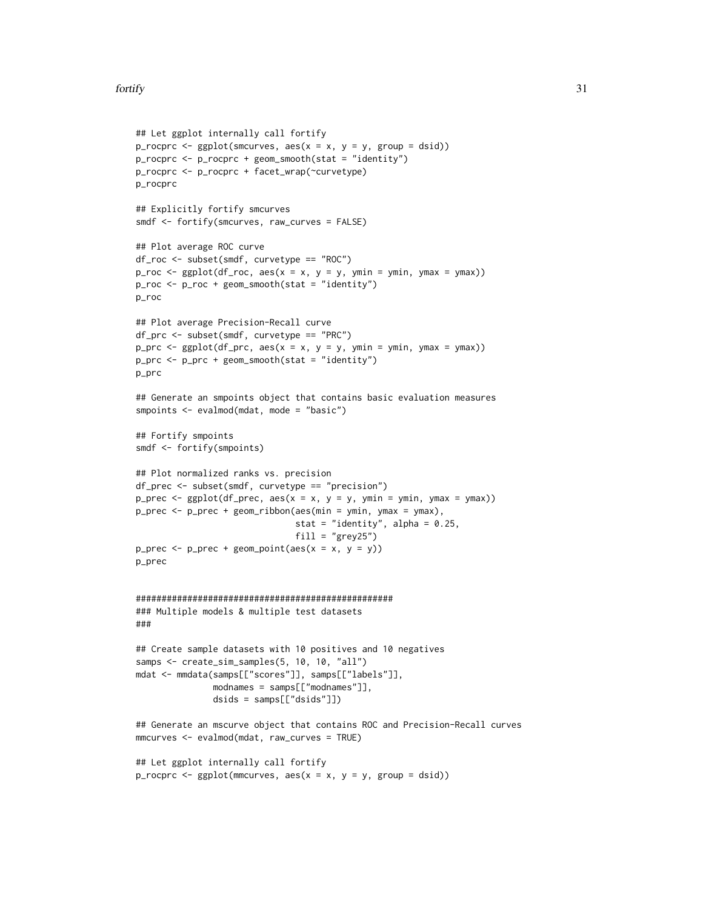```
## Let ggplot internally call fortify
p_rocprc <- ggplot(smcurves, aes(x = x, y = y, group = dsid))
p_rocprc <- p_rocprc + geom_smooth(stat = "identity")
p_rocprc <- p_rocprc + facet_wrap(~curvetype)
p_rocprc

## Explicitly fortify smcurves
smdf <- fortify(smcurves, raw_curves = FALSE)

## Plot average ROC curve
df_roc <- subset(smdf, curvetype == "ROC")
p_roc <- ggplot(df_roc, aes(x = x, y = y, ymin = ymin, ymax = ymax))
p_roc <- p_roc + geom_smooth(stat = "identity")
p_roc

## Plot average Precision-Recall curve
df_prc <- subset(smdf, curvetype == "PRC")
p_prc <- ggplot(df_prc, aes(x = x, y = y, ymin = ymin, ymax = ymax))
p_prc <- p_prc + geom_smooth(stat = "identity")
p_prc

## Generate an smpoints object that contains basic evaluation measures
smpoints <- evalmod(mdat, mode = "basic")

## Fortify smpoints
smdf <- fortify(smpoints)

## Plot normalized ranks vs. precision
df_prec <- subset(smdf, curvetype == "precision")
p_prec <- ggplot(df_prec, aes(x = x, y = y, ymin = ymin, ymax = ymax))
p_prec <- p_prec + geom_ribbon(aes(min = ymin, ymax = ymax),
                               stat = "identity", alpha = 0.25,
                               fill = "grey25")
p_prec <- p_prec + geom_point(aes(x = x, y = y))
p_prec


##################################################
### Multiple models & multiple test datasets
###

## Create sample datasets with 10 positives and 10 negatives
samps <- create_sim_samples(5, 10, 10, "all")
mdat <- mmdata(samps[["scores"]], samps[["labels"]],
               modnames = samps[["modnames"]],
               dsids = samps[["dsids"]])

## Generate an mscurve object that contains ROC and Precision-Recall curves
mmcurves <- evalmod(mdat, raw_curves = TRUE)

## Let ggplot internally call fortify
p_rocprc <- ggplot(mmcurves, aes(x = x, y = y, group = dsid))
```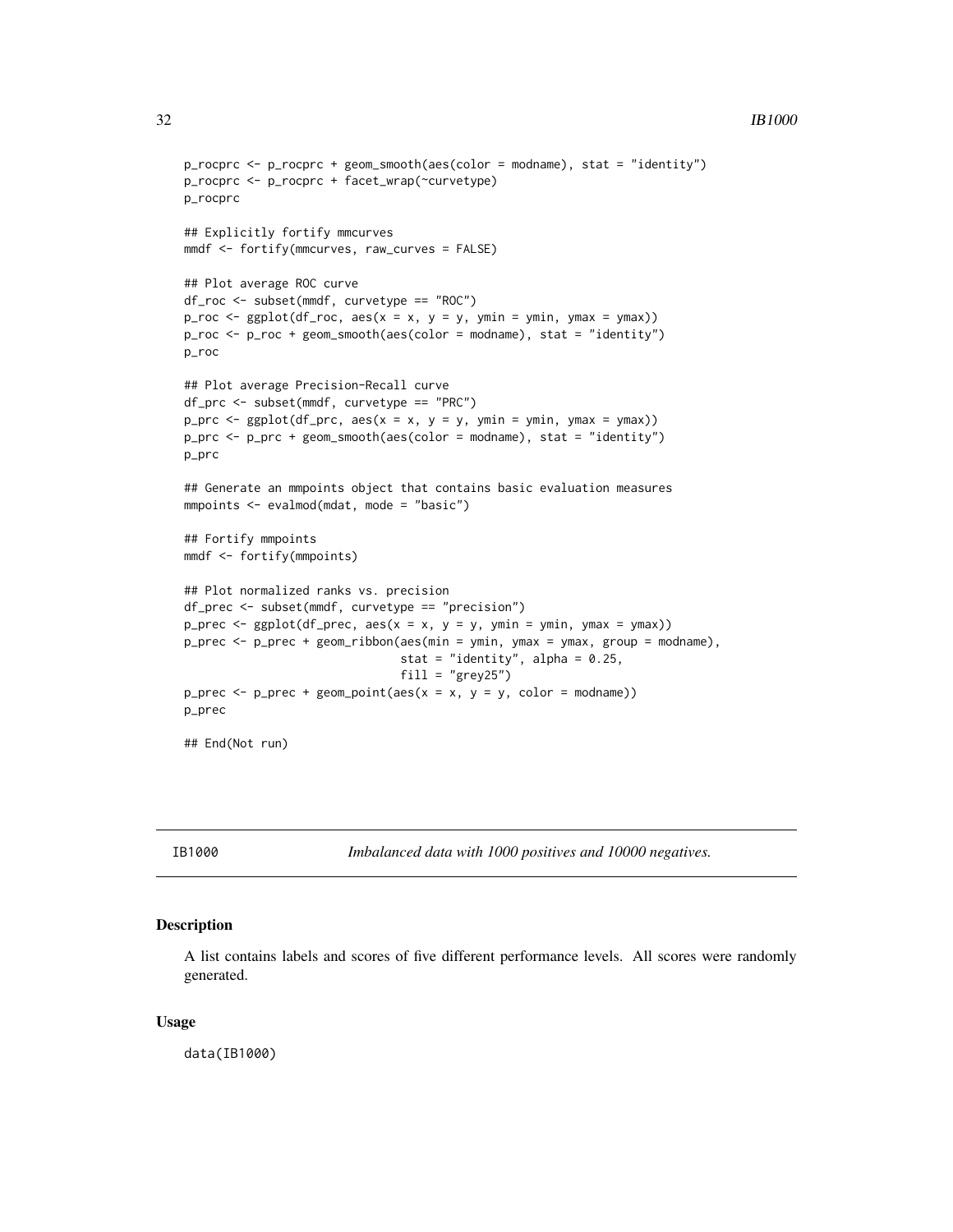```
p_rocprc <- p_rocprc + geom_smooth(aes(color = modname), stat = "identity")
p_rocprc <- p_rocprc + facet_wrap(~curvetype)
p_rocprc

## Explicitly fortify mmcurves
mmdf <- fortify(mmcurves, raw_curves = FALSE)

## Plot average ROC curve
df_roc <- subset(mmdf, curvetype == "ROC")
p_roc <- ggplot(df_roc, aes(x = x, y = y, ymin = ymin, ymax = ymax))
p_roc <- p_roc + geom_smooth(aes(color = modname), stat = "identity")
p_roc

## Plot average Precision-Recall curve
df_prc <- subset(mmdf, curvetype == "PRC")
p_prc <- ggplot(df_prc, aes(x = x, y = y, ymin = ymin, ymax = ymax))
p_prc <- p_prc + geom_smooth(aes(color = modname), stat = "identity")
p_prc

## Generate an mmpoints object that contains basic evaluation measures
mmpoints <- evalmod(mdat, mode = "basic")

## Fortify mmpoints
mmdf <- fortify(mmpoints)

## Plot normalized ranks vs. precision
df_prec <- subset(mmdf, curvetype == "precision")
p_prec <- ggplot(df_prec, aes(x = x, y = y, ymin = ymin, ymax = ymax))
p_prec <- p_prec + geom_ribbon(aes(min = ymin, ymax = ymax, group = modname),
                               stat = "identity", alpha = 0.25,
                               fill = "grey25")
p_prec <- p_prec + geom_point(aes(x = x, y = y, color = modname))
p_prec

## End(Not run)
```

---

## IB1000 — *Imbalanced data with 1000 positives and 10000 negatives.*

---

### Description

A list contains labels and scores of five different performance levels. All scores were randomly generated.

### Usage

```
data(IB1000)
```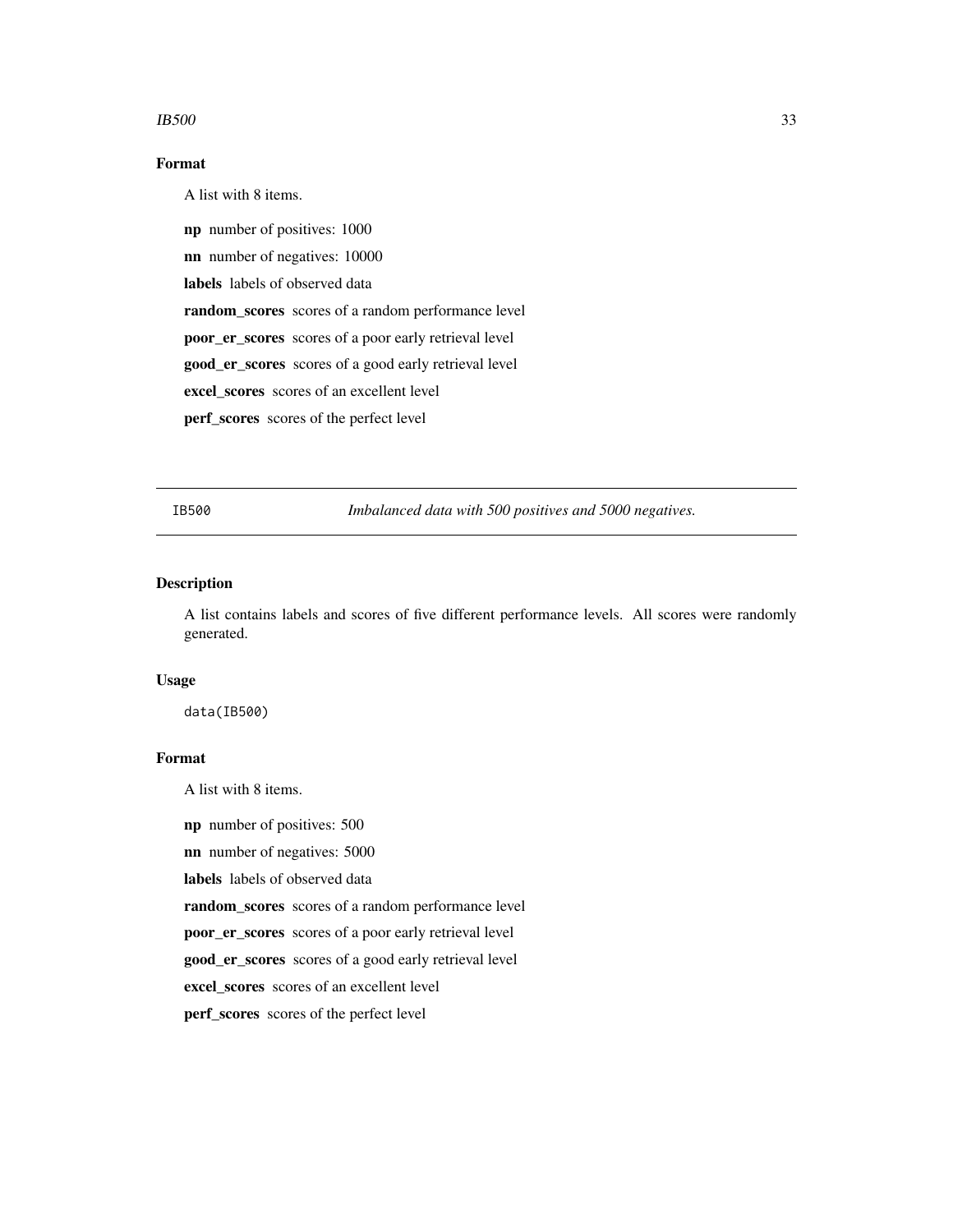## Format

A list with 8 items.

**np** number of positives: 1000

**nn** number of negatives: 10000

**labels** labels of observed data

**random_scores** scores of a random performance level

**poor_er_scores** scores of a poor early retrieval level

**good_er_scores** scores of a good early retrieval level

**excel_scores** scores of an excellent level

**perf_scores** scores of the perfect level

---

# IB500 *Imbalanced data with 500 positives and 5000 negatives.*

---

## Description

A list contains labels and scores of five different performance levels. All scores were randomly generated.

## Usage

```
data(IB500)
```

## Format

A list with 8 items.

**np** number of positives: 500

**nn** number of negatives: 5000

**labels** labels of observed data

**random_scores** scores of a random performance level

**poor_er_scores** scores of a poor early retrieval level

**good_er_scores** scores of a good early retrieval level

**excel_scores** scores of an excellent level

**perf_scores** scores of the perfect level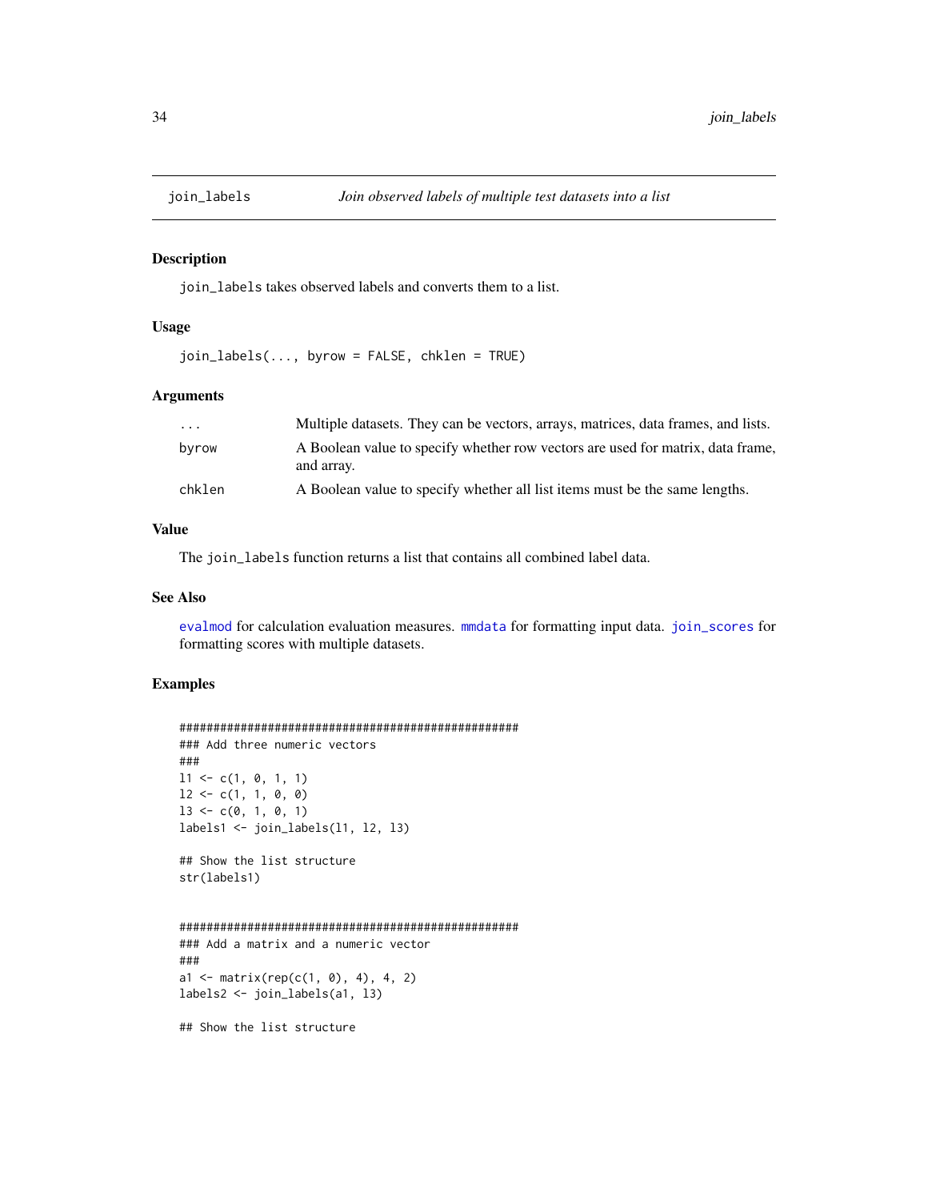## join_labels — *Join observed labels of multiple test datasets into a list*

### Description

`join_labels` takes observed labels and converts them to a list.

### Usage

```
join_labels(..., byrow = FALSE, chklen = TRUE)
```

### Arguments

| | |
|---|---|
| `...` | Multiple datasets. They can be vectors, arrays, matrices, data frames, and lists. |
| `byrow` | A Boolean value to specify whether row vectors are used for matrix, data frame, and array. |
| `chklen` | A Boolean value to specify whether all list items must be the same lengths. |

### Value

The `join_labels` function returns a list that contains all combined label data.

### See Also

`evalmod` for calculation evaluation measures. `mmdata` for formatting input data. `join_scores` for formatting scores with multiple datasets.

### Examples

```
##################################################
### Add three numeric vectors
###
l1 <- c(1, 0, 1, 1)
l2 <- c(1, 1, 0, 0)
l3 <- c(0, 1, 0, 1)
labels1 <- join_labels(l1, l2, l3)

## Show the list structure
str(labels1)


##################################################
### Add a matrix and a numeric vector
###
a1 <- matrix(rep(c(1, 0), 4), 4, 2)
labels2 <- join_labels(a1, l3)

## Show the list structure
```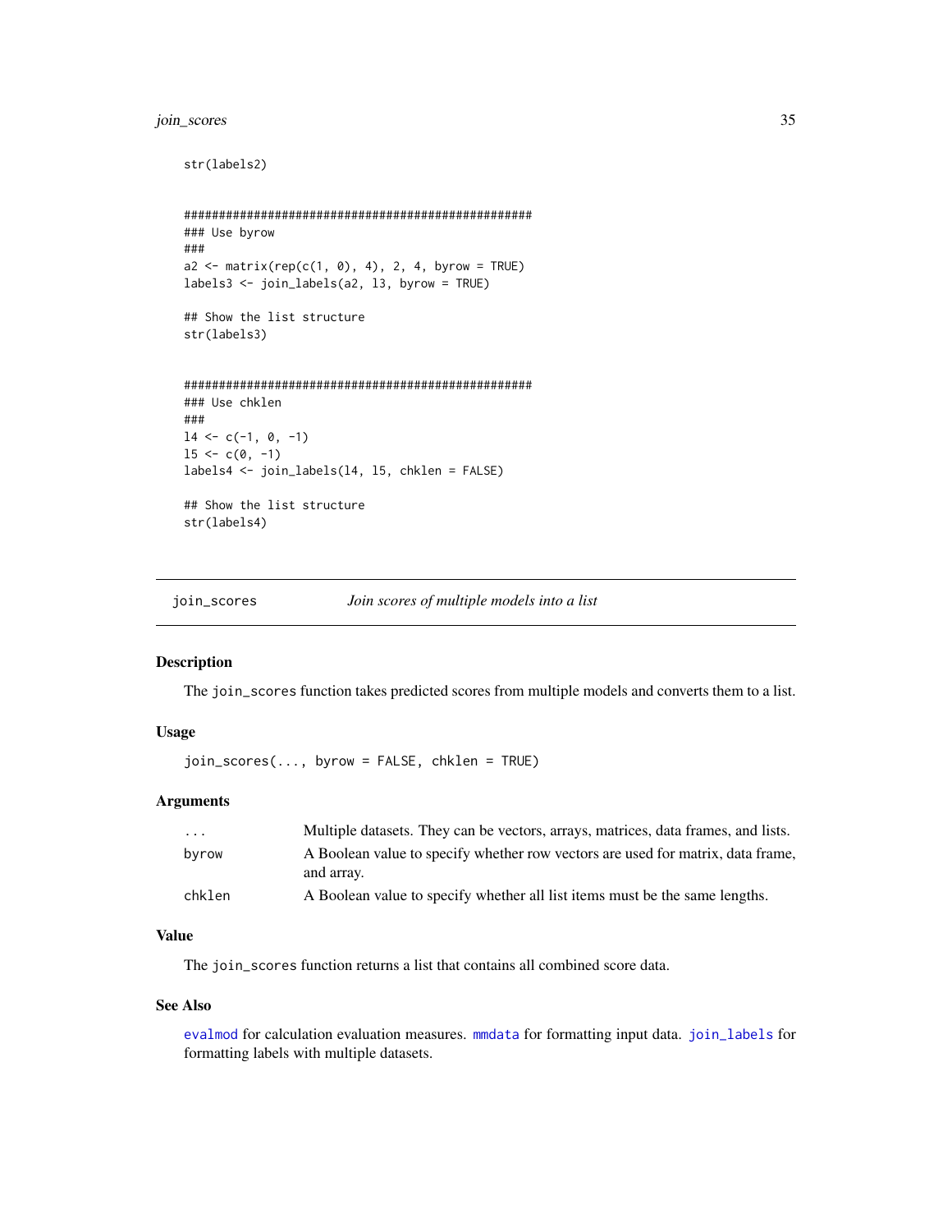```
str(labels2)


##################################################
### Use byrow
###
a2 <- matrix(rep(c(1, 0), 4), 2, 4, byrow = TRUE)
labels3 <- join_labels(a2, l3, byrow = TRUE)

## Show the list structure
str(labels3)


##################################################
### Use chklen
###
l4 <- c(-1, 0, -1)
l5 <- c(0, -1)
labels4 <- join_labels(l4, l5, chklen = FALSE)

## Show the list structure
str(labels4)
```

---

## join_scores — *Join scores of multiple models into a list*

---

### Description

The `join_scores` function takes predicted scores from multiple models and converts them to a list.

### Usage

```
join_scores(..., byrow = FALSE, chklen = TRUE)
```

### Arguments

| | |
|---|---|
| `...` | Multiple datasets. They can be vectors, arrays, matrices, data frames, and lists. |
| `byrow` | A Boolean value to specify whether row vectors are used for matrix, data frame, and array. |
| `chklen` | A Boolean value to specify whether all list items must be the same lengths. |

### Value

The `join_scores` function returns a list that contains all combined score data.

### See Also

`evalmod` for calculation evaluation measures. `mmdata` for formatting input data. `join_labels` for formatting labels with multiple datasets.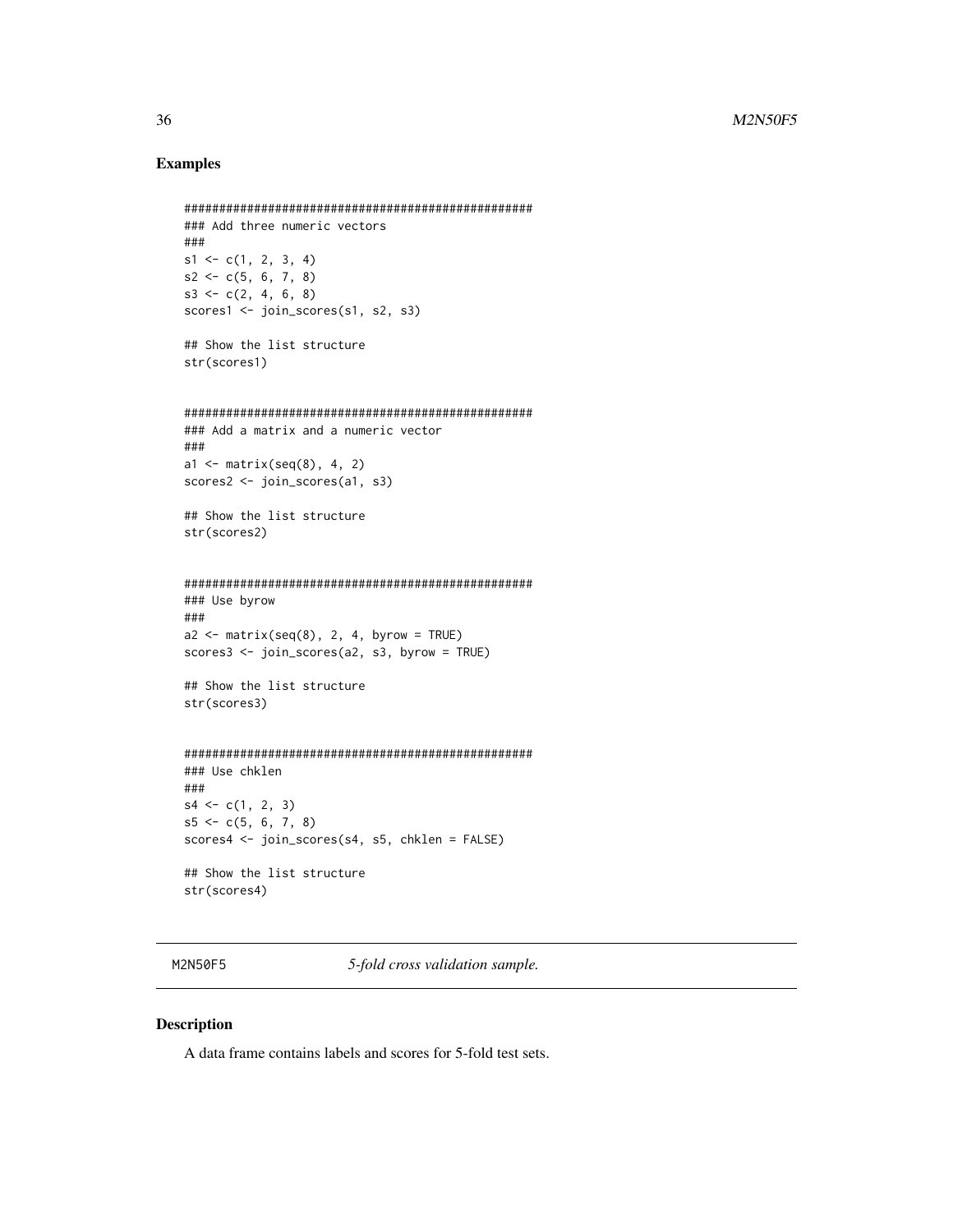## Examples

```
##################################################
### Add three numeric vectors
###
s1 <- c(1, 2, 3, 4)
s2 <- c(5, 6, 7, 8)
s3 <- c(2, 4, 6, 8)
scores1 <- join_scores(s1, s2, s3)

## Show the list structure
str(scores1)


##################################################
### Add a matrix and a numeric vector
###
a1 <- matrix(seq(8), 4, 2)
scores2 <- join_scores(a1, s3)

## Show the list structure
str(scores2)


##################################################
### Use byrow
###
a2 <- matrix(seq(8), 2, 4, byrow = TRUE)
scores3 <- join_scores(a2, s3, byrow = TRUE)

## Show the list structure
str(scores3)


##################################################
### Use chklen
###
s4 <- c(1, 2, 3)
s5 <- c(5, 6, 7, 8)
scores4 <- join_scores(s4, s5, chklen = FALSE)

## Show the list structure
str(scores4)
```

---

# M2N50F5 — *5-fold cross validation sample.*

---

## Description

A data frame contains labels and scores for 5-fold test sets.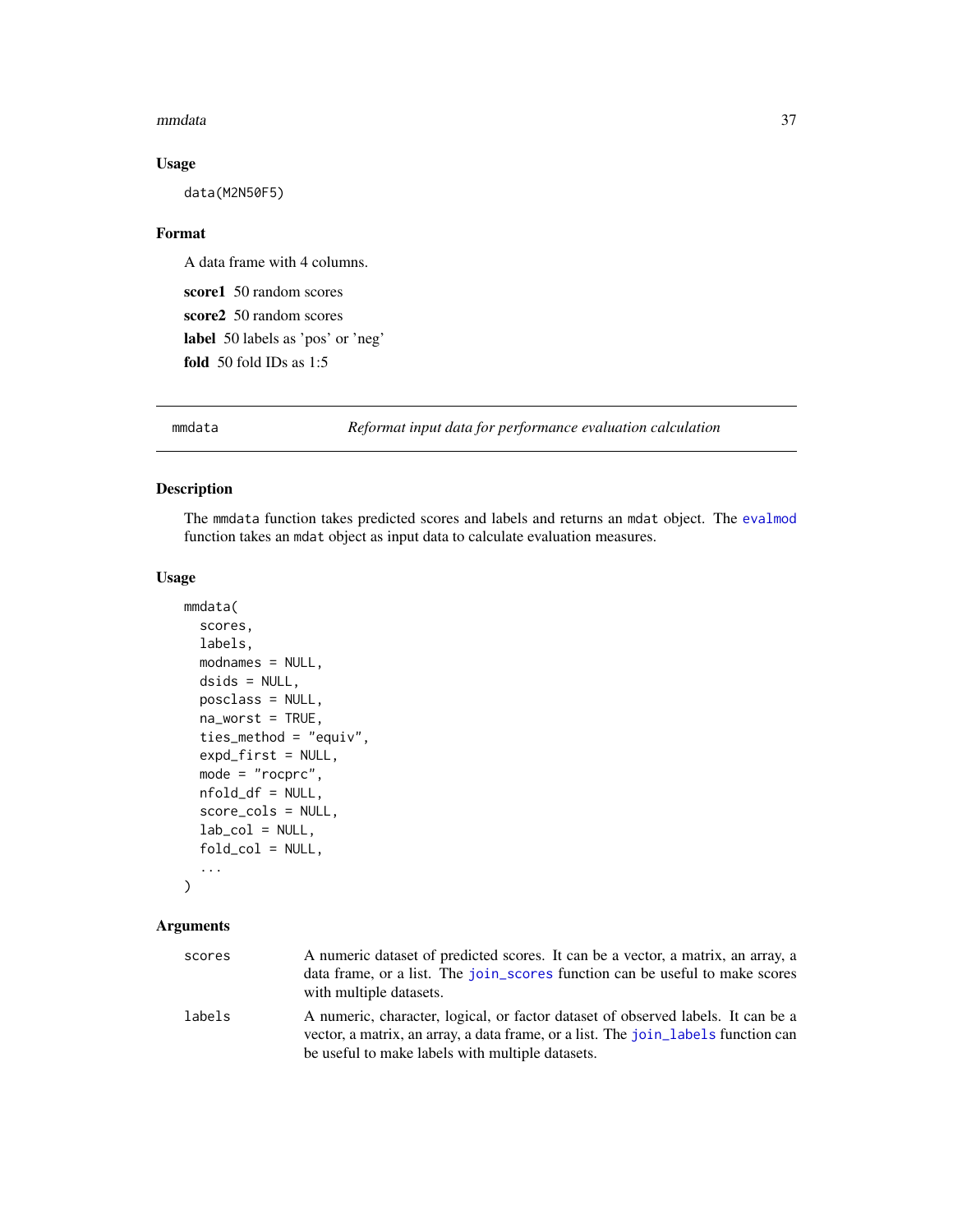### Usage

```
data(M2N50F5)
```

### Format

A data frame with 4 columns.

**score1** 50 random scores

**score2** 50 random scores

**label** 50 labels as 'pos' or 'neg'

**fold** 50 fold IDs as 1:5

---

## mmdata — *Reformat input data for performance evaluation calculation*

---

### Description

The mmdata function takes predicted scores and labels and returns an mdat object. The evalmod function takes an mdat object as input data to calculate evaluation measures.

### Usage

```
mmdata(
  scores,
  labels,
  modnames = NULL,
  dsids = NULL,
  posclass = NULL,
  na_worst = TRUE,
  ties_method = "equiv",
  expd_first = NULL,
  mode = "rocprc",
  nfold_df = NULL,
  score_cols = NULL,
  lab_col = NULL,
  fold_col = NULL,
  ...
)
```

### Arguments

| | |
|---|---|
| scores | A numeric dataset of predicted scores. It can be a vector, a matrix, an array, a data frame, or a list. The join_scores function can be useful to make scores with multiple datasets. |
| labels | A numeric, character, logical, or factor dataset of observed labels. It can be a vector, a matrix, an array, a data frame, or a list. The join_labels function can be useful to make labels with multiple datasets. |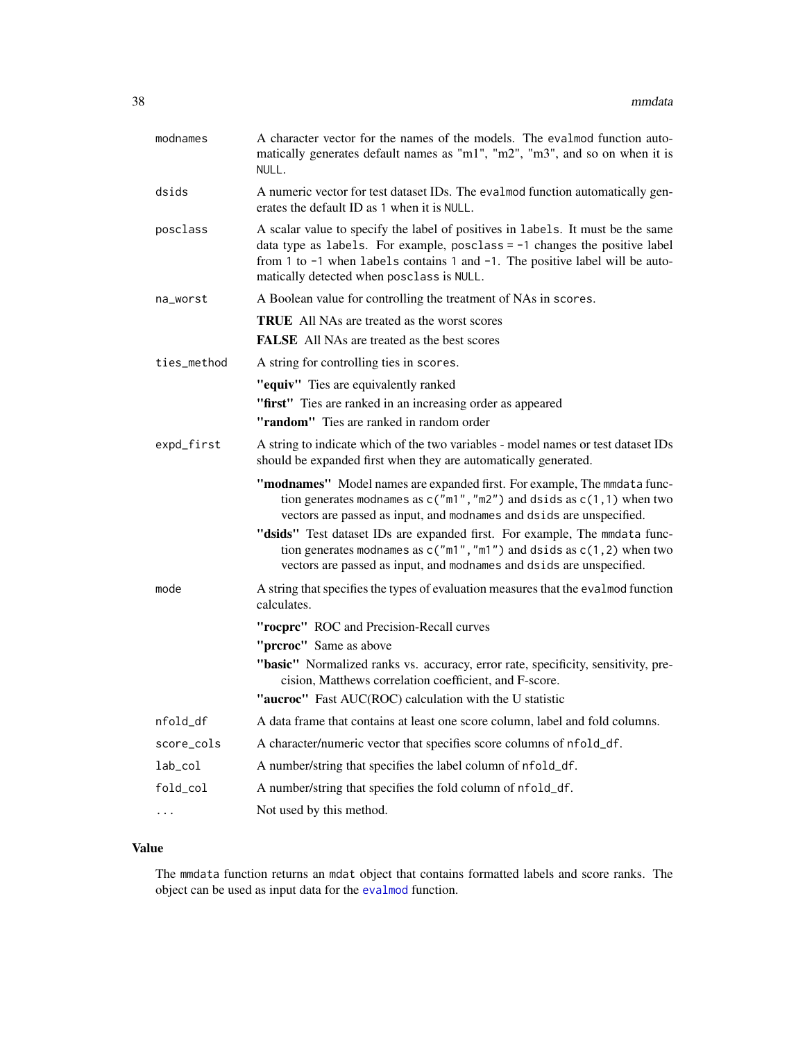| | |
|---|---|
| modnames | A character vector for the names of the models. The evalmod function automatically generates default names as "m1", "m2", "m3", and so on when it is NULL. |
| dsids | A numeric vector for test dataset IDs. The evalmod function automatically generates the default ID as 1 when it is NULL. |
| posclass | A scalar value to specify the label of positives in labels. It must be the same data type as labels. For example, posclass = -1 changes the positive label from 1 to -1 when labels contains 1 and -1. The positive label will be automatically detected when posclass is NULL. |
| na_worst | A Boolean value for controlling the treatment of NAs in scores.<br>**TRUE** All NAs are treated as the worst scores<br>**FALSE** All NAs are treated as the best scores |
| ties_method | A string for controlling ties in scores.<br>**"equiv"** Ties are equivalently ranked<br>**"first"** Ties are ranked in an increasing order as appeared<br>**"random"** Ties are ranked in random order |
| expd_first | A string to indicate which of the two variables - model names or test dataset IDs should be expanded first when they are automatically generated.<br>**"modnames"** Model names are expanded first. For example, The mmdata function generates modnames as c("m1","m2") and dsids as c(1,1) when two vectors are passed as input, and modnames and dsids are unspecified.<br>**"dsids"** Test dataset IDs are expanded first. For example, The mmdata function generates modnames as c("m1","m1") and dsids as c(1,2) when two vectors are passed as input, and modnames and dsids are unspecified. |
| mode | A string that specifies the types of evaluation measures that the evalmod function calculates.<br>**"rocprc"** ROC and Precision-Recall curves<br>**"prcroc"** Same as above<br>**"basic"** Normalized ranks vs. accuracy, error rate, specificity, sensitivity, precision, Matthews correlation coefficient, and F-score.<br>**"aucroc"** Fast AUC(ROC) calculation with the U statistic |
| nfold_df | A data frame that contains at least one score column, label and fold columns. |
| score_cols | A character/numeric vector that specifies score columns of nfold_df. |
| lab_col | A number/string that specifies the label column of nfold_df. |
| fold_col | A number/string that specifies the fold column of nfold_df. |
| ... | Not used by this method. |

## Value

The mmdata function returns an mdat object that contains formatted labels and score ranks. The object can be used as input data for the evalmod function.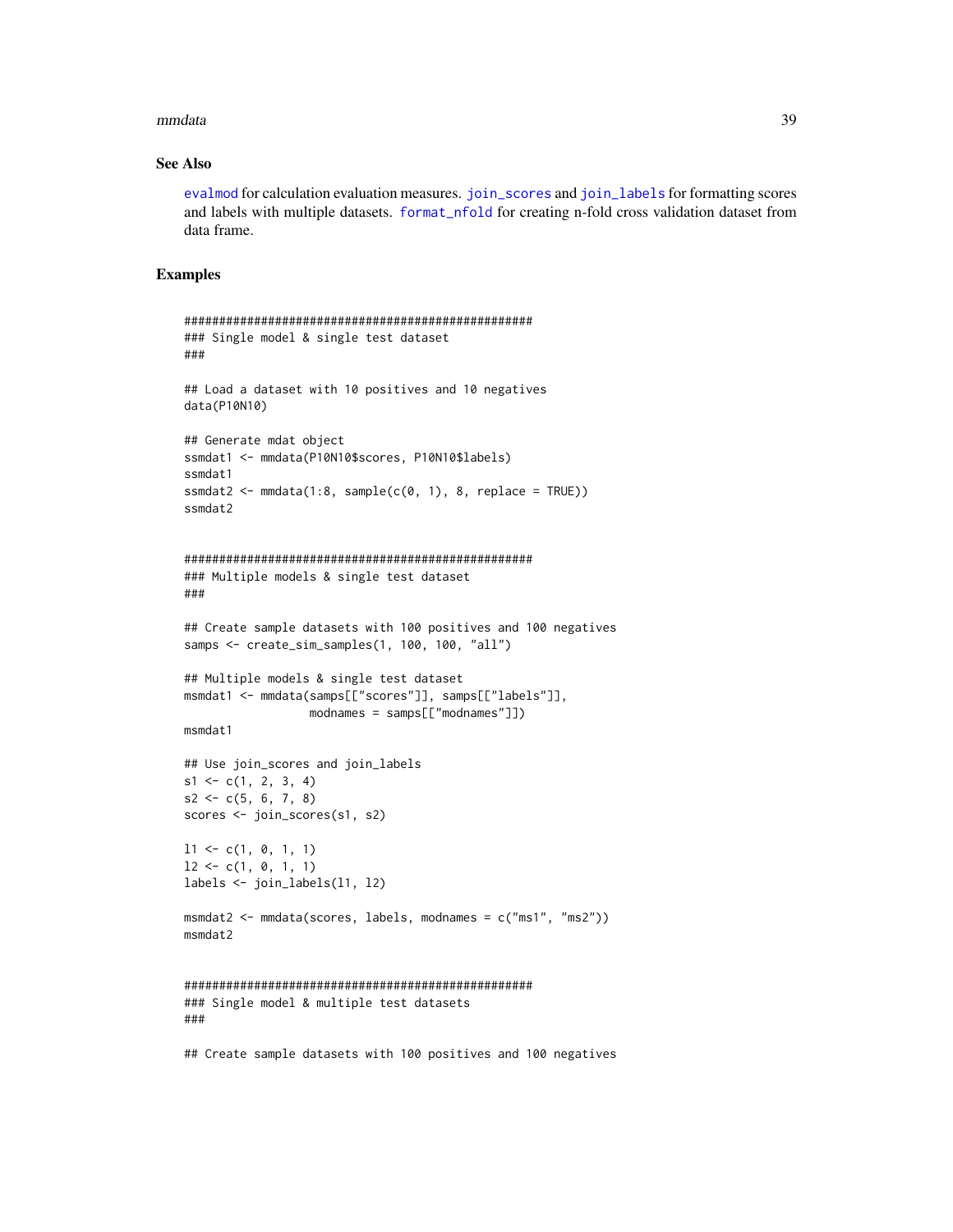## See Also

evalmod for calculation evaluation measures. join_scores and join_labels for formatting scores and labels with multiple datasets. format_nfold for creating n-fold cross validation dataset from data frame.

## Examples

```
##################################################
### Single model & single test dataset
###

## Load a dataset with 10 positives and 10 negatives
data(P10N10)

## Generate mdat object
ssmdat1 <- mmdata(P10N10$scores, P10N10$labels)
ssmdat1
ssmdat2 <- mmdata(1:8, sample(c(0, 1), 8, replace = TRUE))
ssmdat2


##################################################
### Multiple models & single test dataset
###

## Create sample datasets with 100 positives and 100 negatives
samps <- create_sim_samples(1, 100, 100, "all")

## Multiple models & single test dataset
msmdat1 <- mmdata(samps[["scores"]], samps[["labels"]],
                  modnames = samps[["modnames"]])
msmdat1

## Use join_scores and join_labels
s1 <- c(1, 2, 3, 4)
s2 <- c(5, 6, 7, 8)
scores <- join_scores(s1, s2)

l1 <- c(1, 0, 1, 1)
l2 <- c(1, 0, 1, 1)
labels <- join_labels(l1, l2)

msmdat2 <- mmdata(scores, labels, modnames = c("ms1", "ms2"))
msmdat2


##################################################
### Single model & multiple test datasets
###

## Create sample datasets with 100 positives and 100 negatives
```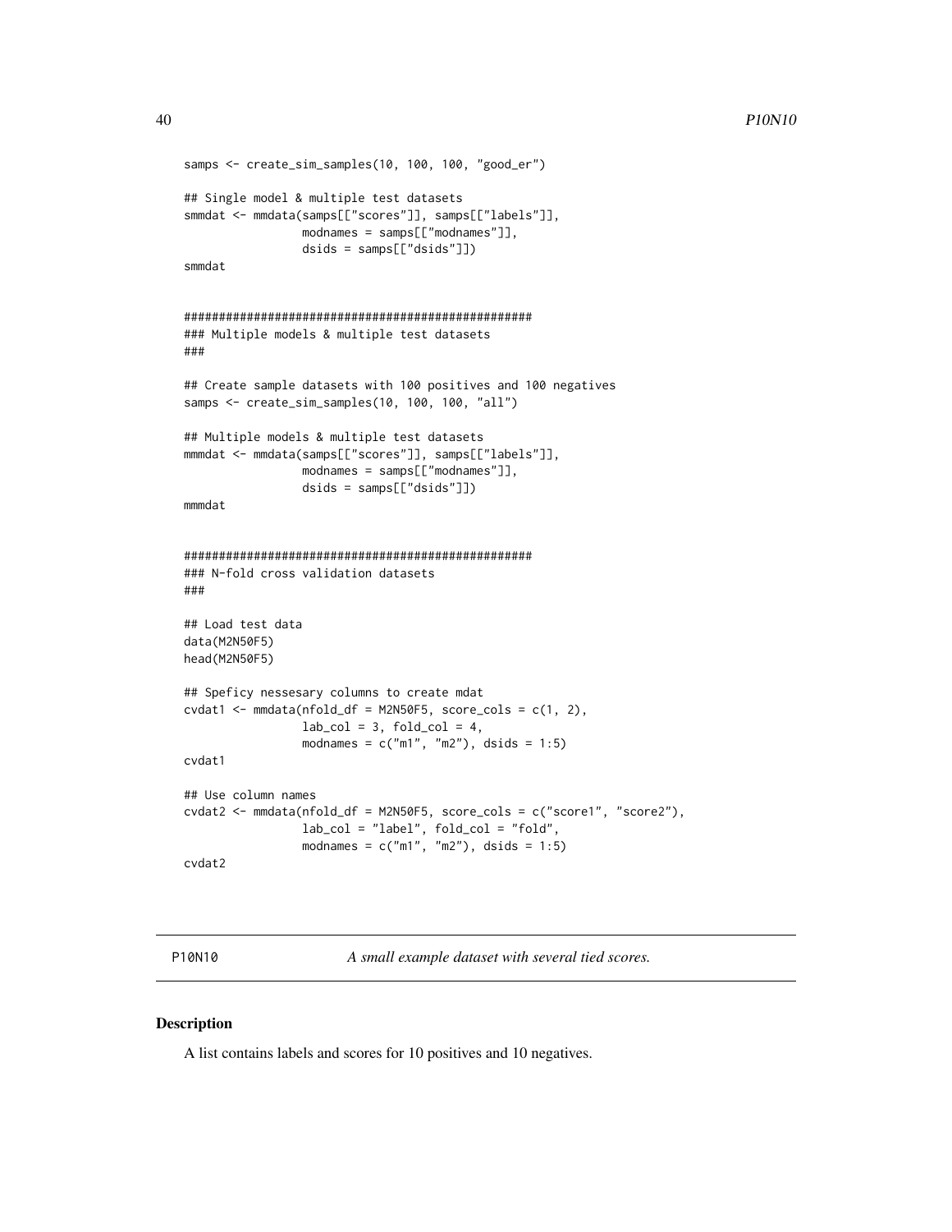```
samps <- create_sim_samples(10, 100, 100, "good_er")

## Single model & multiple test datasets
smmdat <- mmdata(samps[["scores"]], samps[["labels"]],
                 modnames = samps[["modnames"]],
                 dsids = samps[["dsids"]])
smmdat


##################################################
### Multiple models & multiple test datasets
###

## Create sample datasets with 100 positives and 100 negatives
samps <- create_sim_samples(10, 100, 100, "all")

## Multiple models & multiple test datasets
mmmdat <- mmdata(samps[["scores"]], samps[["labels"]],
                 modnames = samps[["modnames"]],
                 dsids = samps[["dsids"]])
mmmdat


##################################################
### N-fold cross validation datasets
###

## Load test data
data(M2N50F5)
head(M2N50F5)

## Speficy nessesary columns to create mdat
cvdat1 <- mmdata(nfold_df = M2N50F5, score_cols = c(1, 2),
                 lab_col = 3, fold_col = 4,
                 modnames = c("m1", "m2"), dsids = 1:5)
cvdat1

## Use column names
cvdat2 <- mmdata(nfold_df = M2N50F5, score_cols = c("score1", "score2"),
                 lab_col = "label", fold_col = "fold",
                 modnames = c("m1", "m2"), dsids = 1:5)
cvdat2
```

---

## P10N10 — *A small example dataset with several tied scores.*

### Description

A list contains labels and scores for 10 positives and 10 negatives.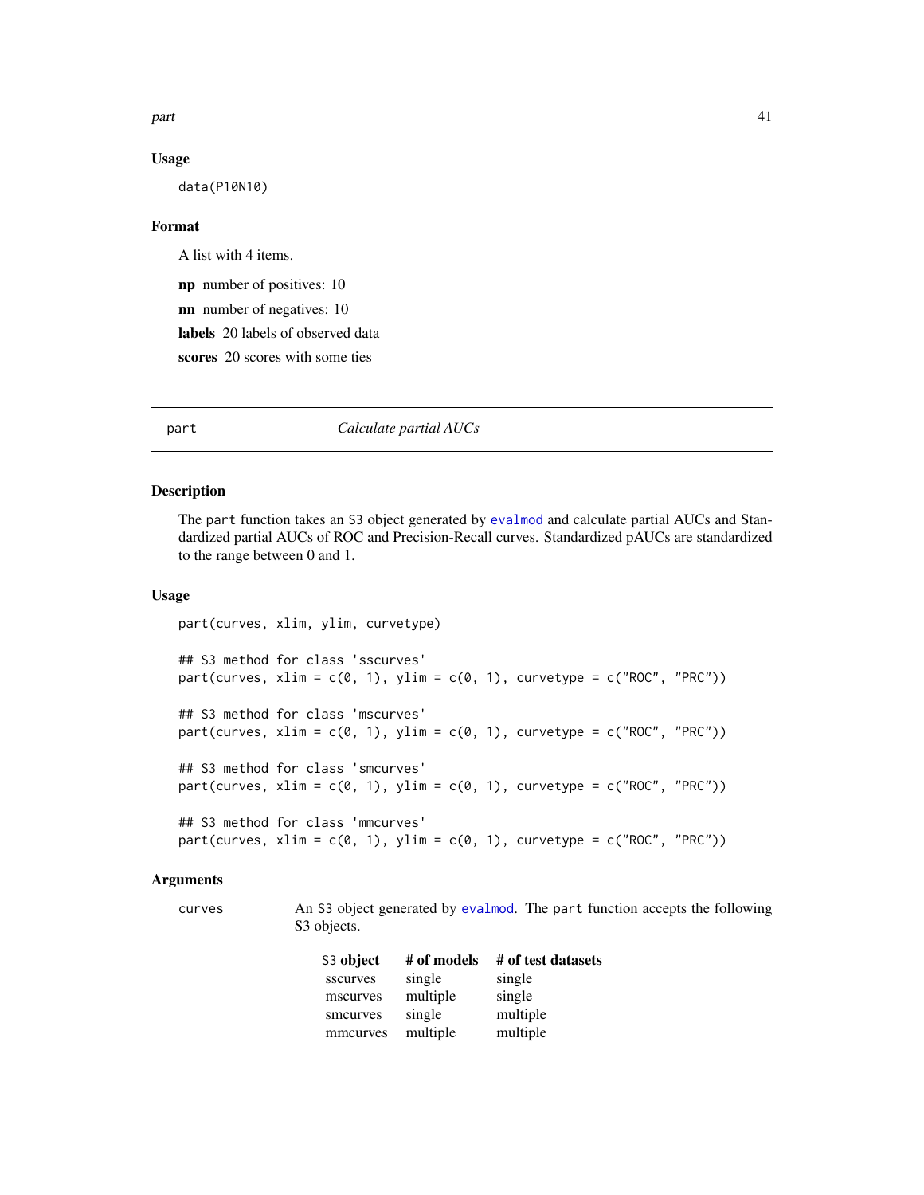### Usage

```
data(P10N10)
```

### Format

A list with 4 items.

**np** number of positives: 10

**nn** number of negatives: 10

**labels** 20 labels of observed data

**scores** 20 scores with some ties

---

## part — *Calculate partial AUCs*

---

### Description

The `part` function takes an S3 object generated by `evalmod` and calculate partial AUCs and Standardized partial AUCs of ROC and Precision-Recall curves. Standardized pAUCs are standardized to the range between 0 and 1.

### Usage

```
part(curves, xlim, ylim, curvetype)

## S3 method for class 'sscurves'
part(curves, xlim = c(0, 1), ylim = c(0, 1), curvetype = c("ROC", "PRC"))

## S3 method for class 'mscurves'
part(curves, xlim = c(0, 1), ylim = c(0, 1), curvetype = c("ROC", "PRC"))

## S3 method for class 'smcurves'
part(curves, xlim = c(0, 1), ylim = c(0, 1), curvetype = c("ROC", "PRC"))

## S3 method for class 'mmcurves'
part(curves, xlim = c(0, 1), ylim = c(0, 1), curvetype = c("ROC", "PRC"))
```

### Arguments

`curves` An S3 object generated by `evalmod`. The `part` function accepts the following S3 objects.

| S3 object | # of models | # of test datasets |
|---|---|---|
| sscurves | single | single |
| mscurves | multiple | single |
| smcurves | single | multiple |
| mmcurves | multiple | multiple |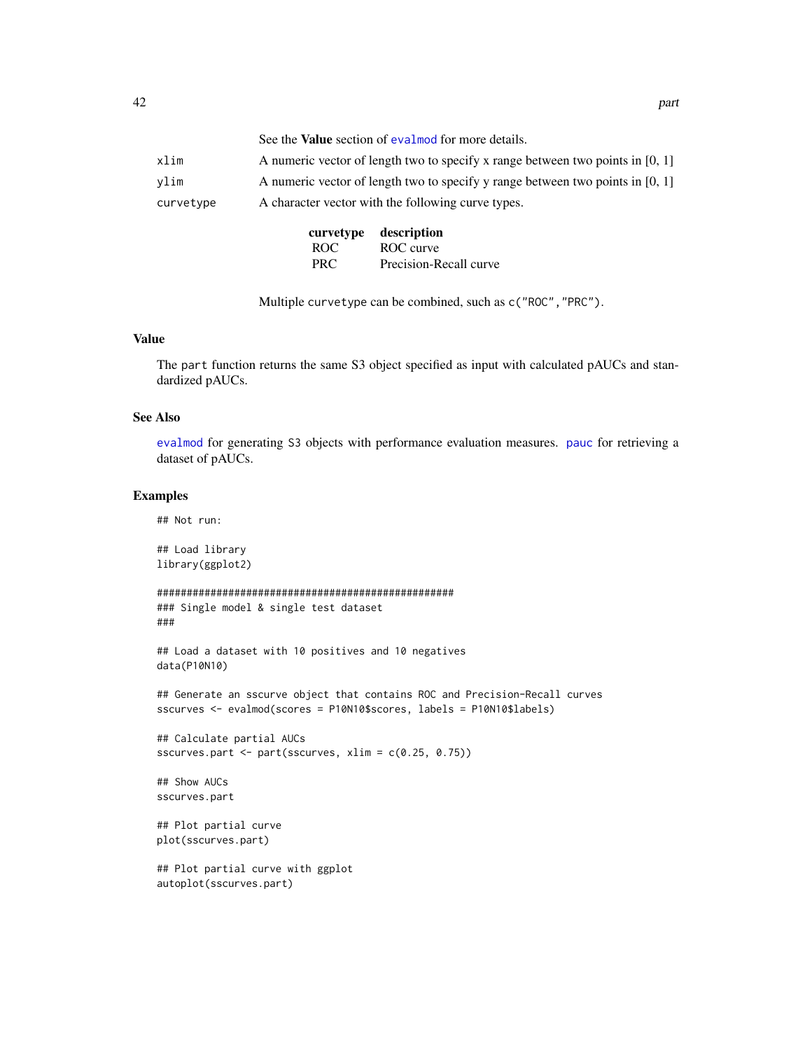See the **Value** section of `evalmod` for more details.

| | |
|---|---|
| `xlim` | A numeric vector of length two to specify x range between two points in [0, 1] |
| `ylim` | A numeric vector of length two to specify y range between two points in [0, 1] |
| `curvetype` | A character vector with the following curve types. |

| curvetype | description |
|---|---|
| ROC | ROC curve |
| PRC | Precision-Recall curve |

Multiple `curvetype` can be combined, such as `c("ROC","PRC")`.

### Value

The `part` function returns the same S3 object specified as input with calculated pAUCs and standardized pAUCs.

### See Also

`evalmod` for generating S3 objects with performance evaluation measures. `pauc` for retrieving a dataset of pAUCs.

### Examples

```
## Not run:

## Load library
library(ggplot2)

##################################################
### Single model & single test dataset
###

## Load a dataset with 10 positives and 10 negatives
data(P10N10)

## Generate an sscurve object that contains ROC and Precision-Recall curves
sscurves <- evalmod(scores = P10N10$scores, labels = P10N10$labels)

## Calculate partial AUCs
sscurves.part <- part(sscurves, xlim = c(0.25, 0.75))

## Show AUCs
sscurves.part

## Plot partial curve
plot(sscurves.part)

## Plot partial curve with ggplot
autoplot(sscurves.part)
```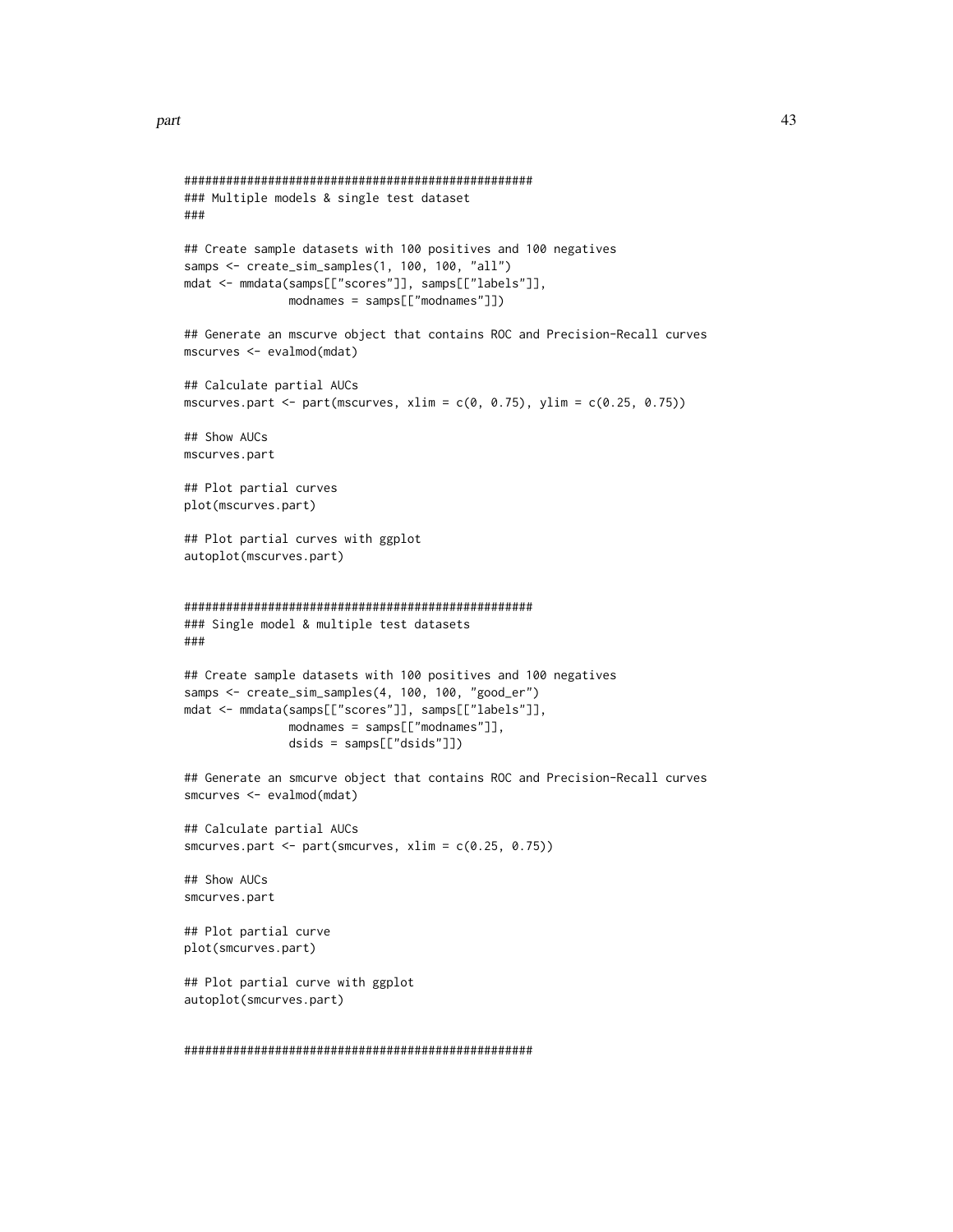```
##################################################
### Multiple models & single test dataset
###

## Create sample datasets with 100 positives and 100 negatives
samps <- create_sim_samples(1, 100, 100, "all")
mdat <- mmdata(samps[["scores"]], samps[["labels"]],
               modnames = samps[["modnames"]])

## Generate an mscurve object that contains ROC and Precision-Recall curves
mscurves <- evalmod(mdat)

## Calculate partial AUCs
mscurves.part <- part(mscurves, xlim = c(0, 0.75), ylim = c(0.25, 0.75))

## Show AUCs
mscurves.part

## Plot partial curves
plot(mscurves.part)

## Plot partial curves with ggplot
autoplot(mscurves.part)


##################################################
### Single model & multiple test datasets
###

## Create sample datasets with 100 positives and 100 negatives
samps <- create_sim_samples(4, 100, 100, "good_er")
mdat <- mmdata(samps[["scores"]], samps[["labels"]],
               modnames = samps[["modnames"]],
               dsids = samps[["dsids"]])

## Generate an smcurve object that contains ROC and Precision-Recall curves
smcurves <- evalmod(mdat)

## Calculate partial AUCs
smcurves.part <- part(smcurves, xlim = c(0.25, 0.75))

## Show AUCs
smcurves.part

## Plot partial curve
plot(smcurves.part)

## Plot partial curve with ggplot
autoplot(smcurves.part)


##################################################
```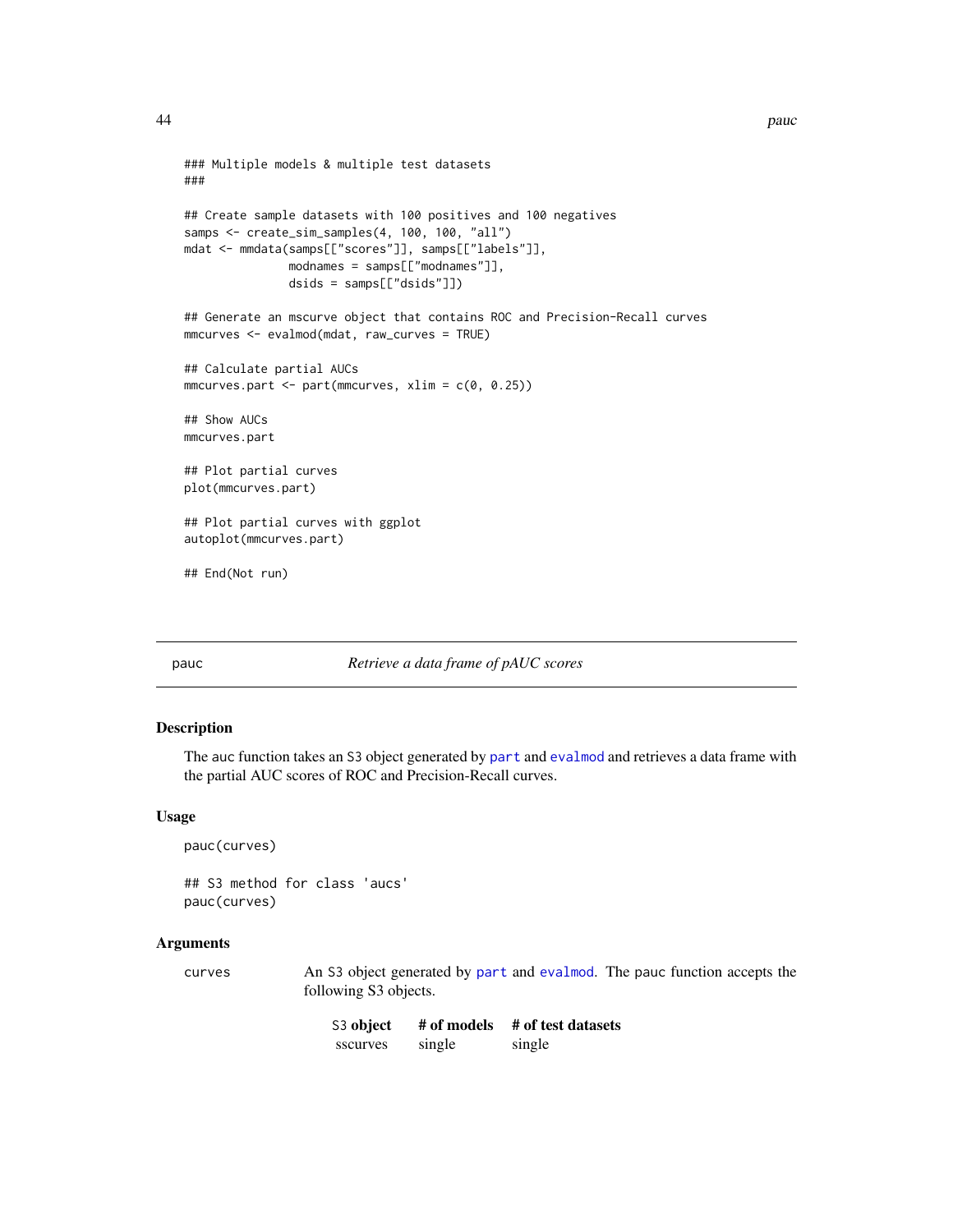```
### Multiple models & multiple test datasets
###

## Create sample datasets with 100 positives and 100 negatives
samps <- create_sim_samples(4, 100, 100, "all")
mdat <- mmdata(samps[["scores"]], samps[["labels"]],
               modnames = samps[["modnames"]],
               dsids = samps[["dsids"]])

## Generate an mscurve object that contains ROC and Precision-Recall curves
mmcurves <- evalmod(mdat, raw_curves = TRUE)

## Calculate partial AUCs
mmcurves.part <- part(mmcurves, xlim = c(0, 0.25))

## Show AUCs
mmcurves.part

## Plot partial curves
plot(mmcurves.part)

## Plot partial curves with ggplot
autoplot(mmcurves.part)

## End(Not run)
```

---

pauc — *Retrieve a data frame of pAUC scores*

---

## Description

The auc function takes an S3 object generated by part and evalmod and retrieves a data frame with the partial AUC scores of ROC and Precision-Recall curves.

## Usage

```
pauc(curves)

## S3 method for class 'aucs'
pauc(curves)
```

## Arguments

curves — An S3 object generated by part and evalmod. The pauc function accepts the following S3 objects.

| S3 object | # of models | # of test datasets |
|---|---|---|
| sscurves | single | single |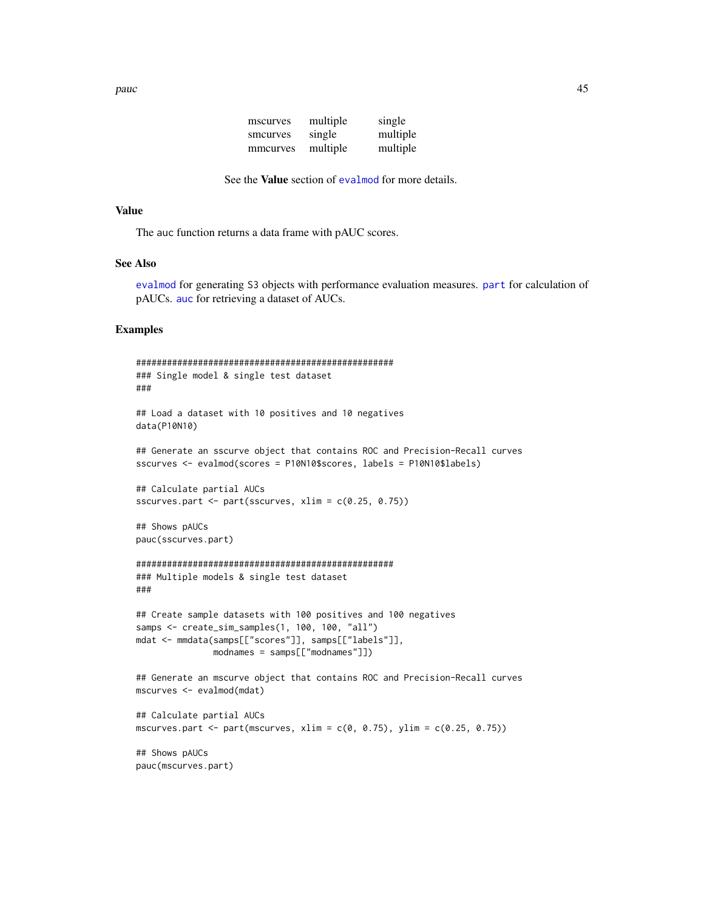| | | |
|---|---|---|
| mscurves | multiple | single |
| smcurves | single | multiple |
| mmcurves | multiple | multiple |

See the **Value** section of `evalmod` for more details.

### Value

The auc function returns a data frame with pAUC scores.

### See Also

`evalmod` for generating S3 objects with performance evaluation measures. `part` for calculation of pAUCs. `auc` for retrieving a dataset of AUCs.

### Examples

```
##################################################
### Single model & single test dataset
###

## Load a dataset with 10 positives and 10 negatives
data(P10N10)

## Generate an sscurve object that contains ROC and Precision-Recall curves
sscurves <- evalmod(scores = P10N10$scores, labels = P10N10$labels)

## Calculate partial AUCs
sscurves.part <- part(sscurves, xlim = c(0.25, 0.75))

## Shows pAUCs
pauc(sscurves.part)

##################################################
### Multiple models & single test dataset
###

## Create sample datasets with 100 positives and 100 negatives
samps <- create_sim_samples(1, 100, 100, "all")
mdat <- mmdata(samps[["scores"]], samps[["labels"]],
               modnames = samps[["modnames"]])

## Generate an mscurve object that contains ROC and Precision-Recall curves
mscurves <- evalmod(mdat)

## Calculate partial AUCs
mscurves.part <- part(mscurves, xlim = c(0, 0.75), ylim = c(0.25, 0.75))

## Shows pAUCs
pauc(mscurves.part)
```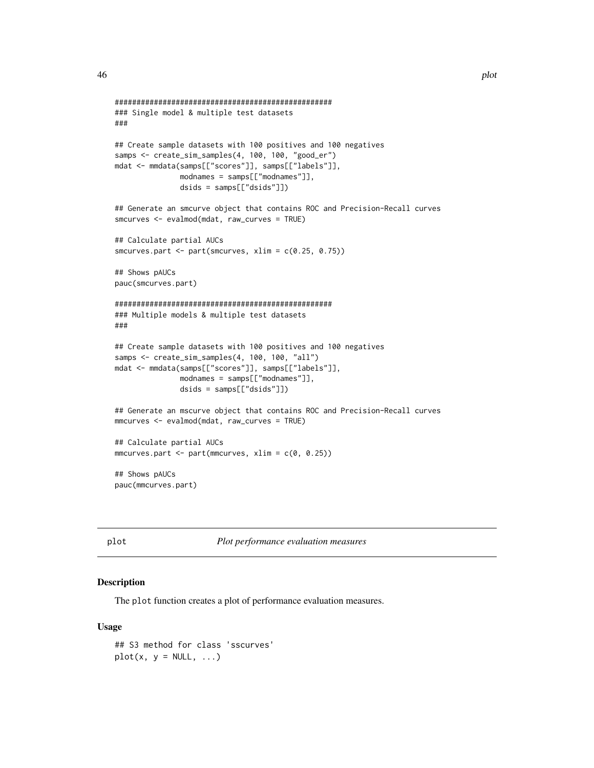```
##################################################
### Single model & multiple test datasets
###

## Create sample datasets with 100 positives and 100 negatives
samps <- create_sim_samples(4, 100, 100, "good_er")
mdat <- mmdata(samps[["scores"]], samps[["labels"]],
               modnames = samps[["modnames"]],
               dsids = samps[["dsids"]])

## Generate an smcurve object that contains ROC and Precision-Recall curves
smcurves <- evalmod(mdat, raw_curves = TRUE)

## Calculate partial AUCs
smcurves.part <- part(smcurves, xlim = c(0.25, 0.75))

## Shows pAUCs
pauc(smcurves.part)

##################################################
### Multiple models & multiple test datasets
###

## Create sample datasets with 100 positives and 100 negatives
samps <- create_sim_samples(4, 100, 100, "all")
mdat <- mmdata(samps[["scores"]], samps[["labels"]],
               modnames = samps[["modnames"]],
               dsids = samps[["dsids"]])

## Generate an mscurve object that contains ROC and Precision-Recall curves
mmcurves <- evalmod(mdat, raw_curves = TRUE)

## Calculate partial AUCs
mmcurves.part <- part(mmcurves, xlim = c(0, 0.25))

## Shows pAUCs
pauc(mmcurves.part)
```

---

## plot — *Plot performance evaluation measures*

### Description

The plot function creates a plot of performance evaluation measures.

### Usage

```
## S3 method for class 'sscurves'
plot(x, y = NULL, ...)
```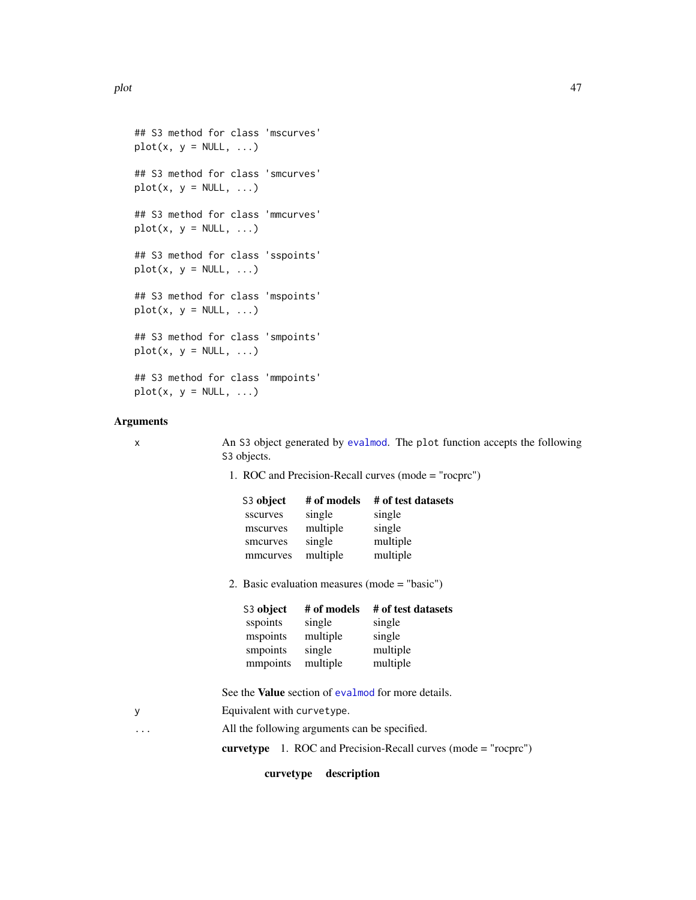```
## S3 method for class 'mscurves'
plot(x, y = NULL, ...)

## S3 method for class 'smcurves'
plot(x, y = NULL, ...)

## S3 method for class 'mmcurves'
plot(x, y = NULL, ...)

## S3 method for class 'sspoints'
plot(x, y = NULL, ...)

## S3 method for class 'mspoints'
plot(x, y = NULL, ...)

## S3 method for class 'smpoints'
plot(x, y = NULL, ...)

## S3 method for class 'mmpoints'
plot(x, y = NULL, ...)
```

### Arguments

`x` An S3 object generated by `evalmod`. The `plot` function accepts the following S3 objects.

1. ROC and Precision-Recall curves (mode = "rocprc")

| S3 object | # of models | # of test datasets |
|---|---|---|
| sscurves | single | single |
| mscurves | multiple | single |
| smcurves | single | multiple |
| mmcurves | multiple | multiple |

2. Basic evaluation measures (mode = "basic")

| S3 object | # of models | # of test datasets |
|---|---|---|
| sspoints | single | single |
| mspoints | multiple | single |
| smpoints | single | multiple |
| mmpoints | multiple | multiple |

See the **Value** section of `evalmod` for more details.

`y` Equivalent with `curvetype`.

`...` All the following arguments can be specified.

**curvetype** 1. ROC and Precision-Recall curves (mode = "rocprc")

| curvetype | description |
|---|---|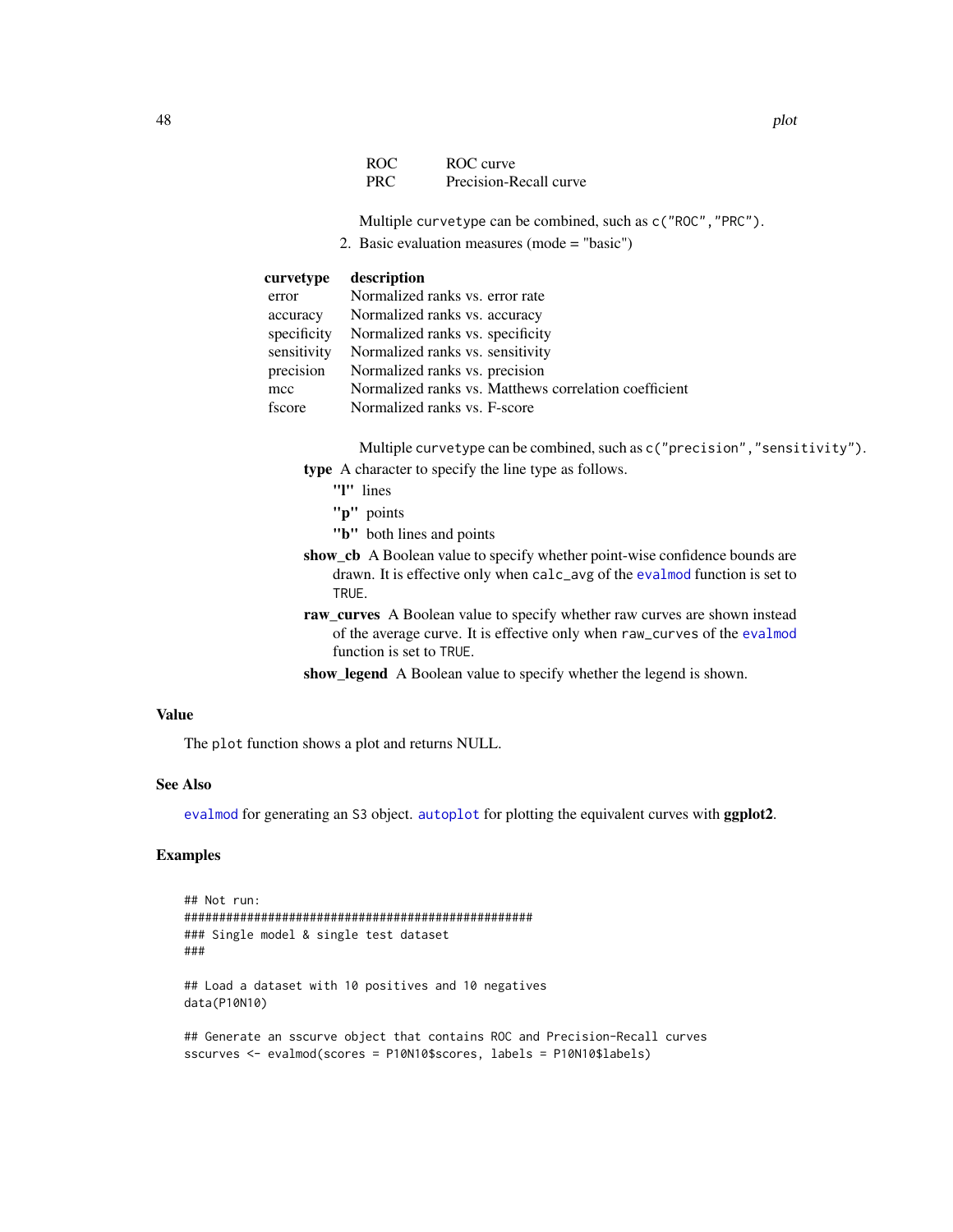| | |
|---|---|
| ROC | ROC curve |
| PRC | Precision-Recall curve |

Multiple `curvetype` can be combined, such as `c("ROC","PRC")`.

2. Basic evaluation measures (mode = "basic")

| curvetype | description |
|---|---|
| error | Normalized ranks vs. error rate |
| accuracy | Normalized ranks vs. accuracy |
| specificity | Normalized ranks vs. specificity |
| sensitivity | Normalized ranks vs. sensitivity |
| precision | Normalized ranks vs. precision |
| mcc | Normalized ranks vs. Matthews correlation coefficient |
| fscore | Normalized ranks vs. F-score |

Multiple `curvetype` can be combined, such as `c("precision","sensitivity")`.

**type** A character to specify the line type as follows.

- **"l"** lines
- **"p"** points
- **"b"** both lines and points

**show_cb** A Boolean value to specify whether point-wise confidence bounds are drawn. It is effective only when `calc_avg` of the `evalmod` function is set to `TRUE`.

**raw_curves** A Boolean value to specify whether raw curves are shown instead of the average curve. It is effective only when `raw_curves` of the `evalmod` function is set to `TRUE`.

**show_legend** A Boolean value to specify whether the legend is shown.

## Value

The `plot` function shows a plot and returns NULL.

## See Also

`evalmod` for generating an S3 object. `autoplot` for plotting the equivalent curves with **ggplot2**.

## Examples

```
## Not run:
##################################################
### Single model & single test dataset
###

## Load a dataset with 10 positives and 10 negatives
data(P10N10)

## Generate an sscurve object that contains ROC and Precision-Recall curves
sscurves <- evalmod(scores = P10N10$scores, labels = P10N10$labels)
```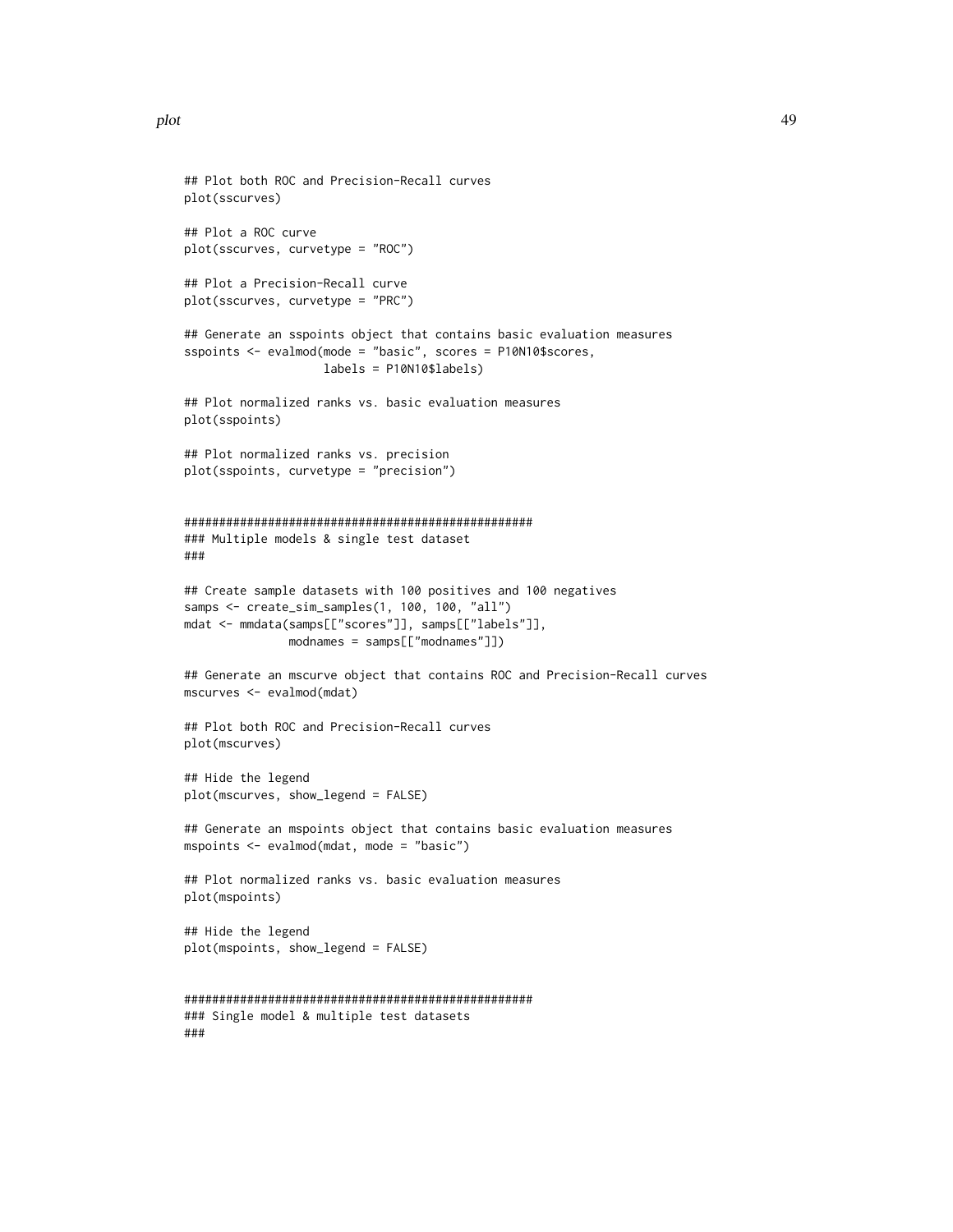```
## Plot both ROC and Precision-Recall curves
plot(sscurves)

## Plot a ROC curve
plot(sscurves, curvetype = "ROC")

## Plot a Precision-Recall curve
plot(sscurves, curvetype = "PRC")

## Generate an sspoints object that contains basic evaluation measures
sspoints <- evalmod(mode = "basic", scores = P10N10$scores,
                    labels = P10N10$labels)

## Plot normalized ranks vs. basic evaluation measures
plot(sspoints)

## Plot normalized ranks vs. precision
plot(sspoints, curvetype = "precision")


##################################################
### Multiple models & single test dataset
###

## Create sample datasets with 100 positives and 100 negatives
samps <- create_sim_samples(1, 100, 100, "all")
mdat <- mmdata(samps[["scores"]], samps[["labels"]],
               modnames = samps[["modnames"]])

## Generate an mscurve object that contains ROC and Precision-Recall curves
mscurves <- evalmod(mdat)

## Plot both ROC and Precision-Recall curves
plot(mscurves)

## Hide the legend
plot(mscurves, show_legend = FALSE)

## Generate an mspoints object that contains basic evaluation measures
mspoints <- evalmod(mdat, mode = "basic")

## Plot normalized ranks vs. basic evaluation measures
plot(mspoints)

## Hide the legend
plot(mspoints, show_legend = FALSE)


##################################################
### Single model & multiple test datasets
###
```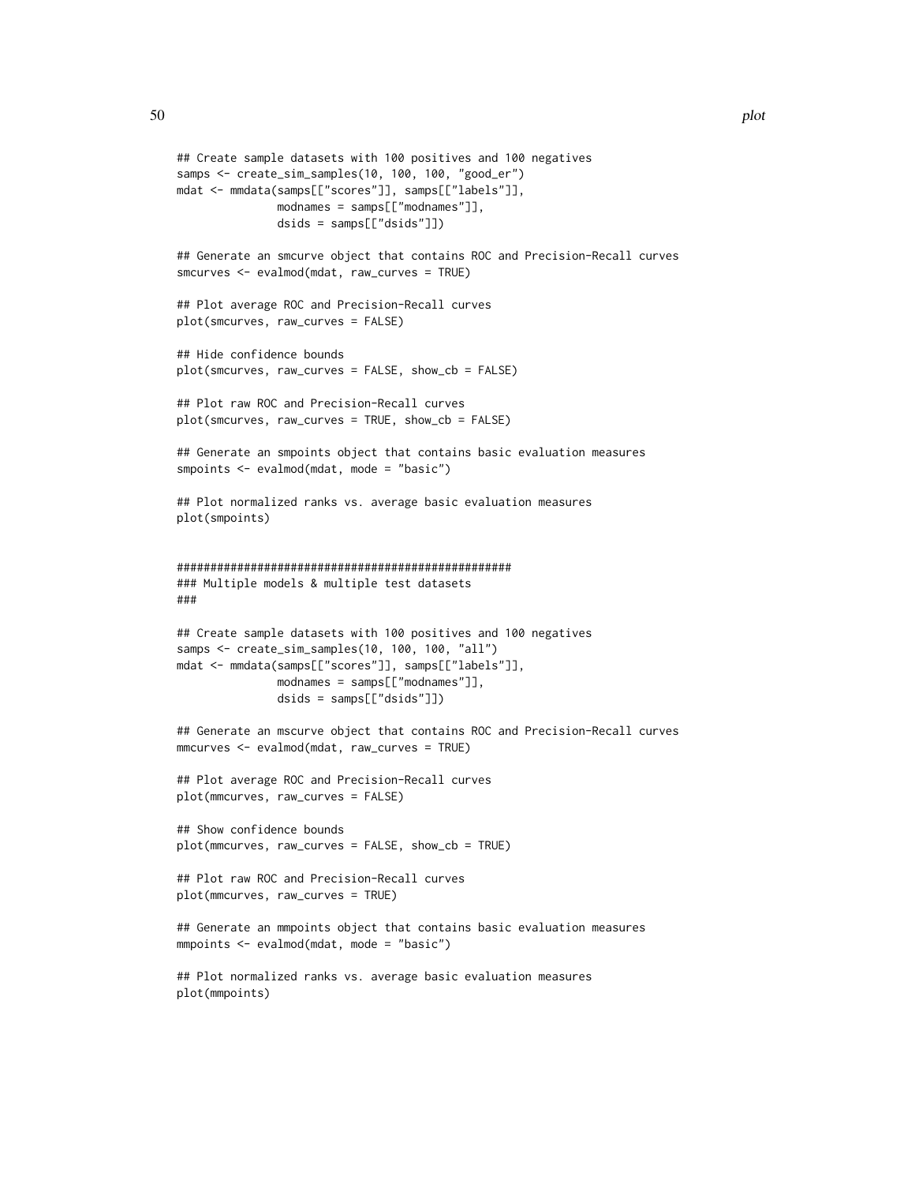```
## Create sample datasets with 100 positives and 100 negatives
samps <- create_sim_samples(10, 100, 100, "good_er")
mdat <- mmdata(samps[["scores"]], samps[["labels"]],
               modnames = samps[["modnames"]],
               dsids = samps[["dsids"]])

## Generate an smcurve object that contains ROC and Precision-Recall curves
smcurves <- evalmod(mdat, raw_curves = TRUE)

## Plot average ROC and Precision-Recall curves
plot(smcurves, raw_curves = FALSE)

## Hide confidence bounds
plot(smcurves, raw_curves = FALSE, show_cb = FALSE)

## Plot raw ROC and Precision-Recall curves
plot(smcurves, raw_curves = TRUE, show_cb = FALSE)

## Generate an smpoints object that contains basic evaluation measures
smpoints <- evalmod(mdat, mode = "basic")

## Plot normalized ranks vs. average basic evaluation measures
plot(smpoints)


##################################################
### Multiple models & multiple test datasets
###

## Create sample datasets with 100 positives and 100 negatives
samps <- create_sim_samples(10, 100, 100, "all")
mdat <- mmdata(samps[["scores"]], samps[["labels"]],
               modnames = samps[["modnames"]],
               dsids = samps[["dsids"]])

## Generate an mscurve object that contains ROC and Precision-Recall curves
mmcurves <- evalmod(mdat, raw_curves = TRUE)

## Plot average ROC and Precision-Recall curves
plot(mmcurves, raw_curves = FALSE)

## Show confidence bounds
plot(mmcurves, raw_curves = FALSE, show_cb = TRUE)

## Plot raw ROC and Precision-Recall curves
plot(mmcurves, raw_curves = TRUE)

## Generate an mmpoints object that contains basic evaluation measures
mmpoints <- evalmod(mdat, mode = "basic")

## Plot normalized ranks vs. average basic evaluation measures
plot(mmpoints)
```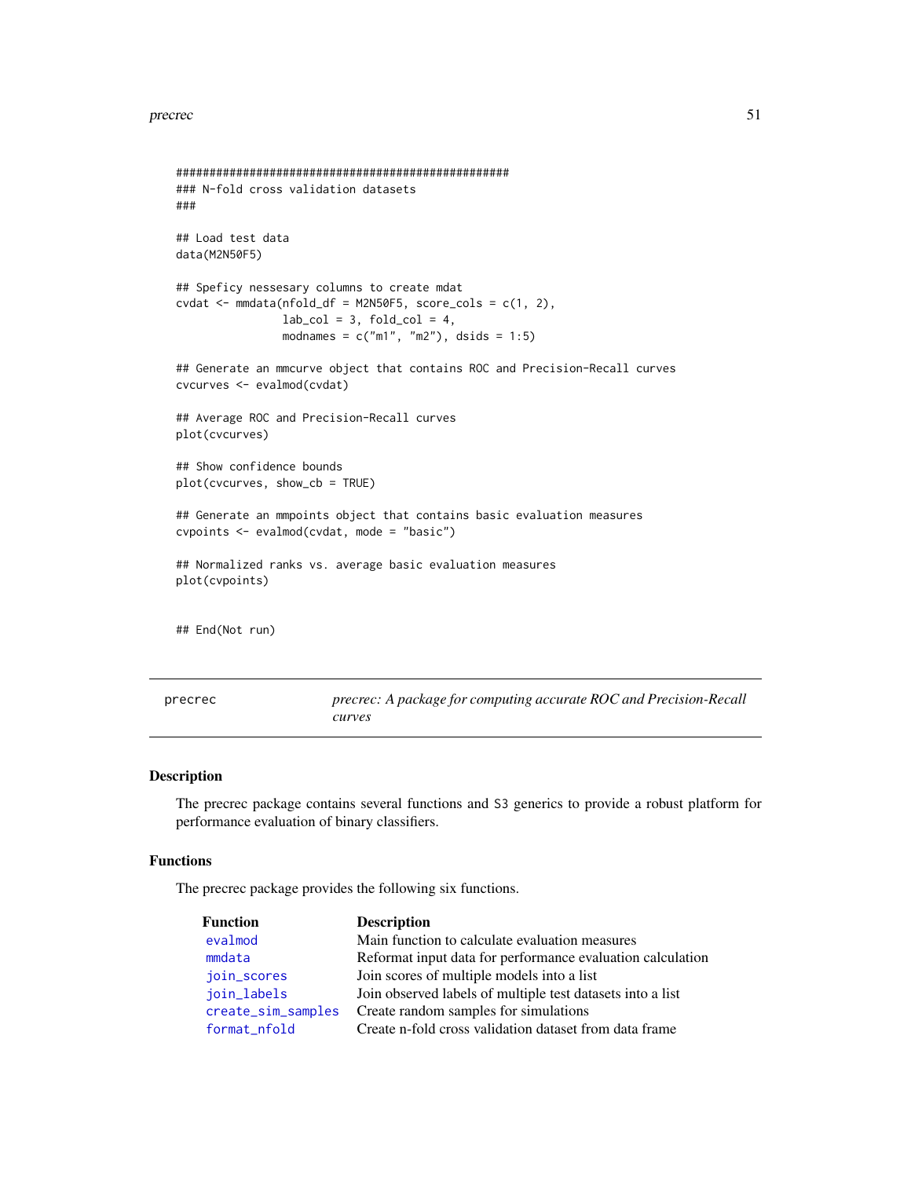```
###################################################
### N-fold cross validation datasets
###

## Load test data
data(M2N50F5)

## Speficy nessesary columns to create mdat
cvdat <- mmdata(nfold_df = M2N50F5, score_cols = c(1, 2),
                lab_col = 3, fold_col = 4,
                modnames = c("m1", "m2"), dsids = 1:5)

## Generate an mmcurve object that contains ROC and Precision-Recall curves
cvcurves <- evalmod(cvdat)

## Average ROC and Precision-Recall curves
plot(cvcurves)

## Show confidence bounds
plot(cvcurves, show_cb = TRUE)

## Generate an mmpoints object that contains basic evaluation measures
cvpoints <- evalmod(cvdat, mode = "basic")

## Normalized ranks vs. average basic evaluation measures
plot(cvpoints)


## End(Not run)
```

---

`precrec` — *precrec: A package for computing accurate ROC and Precision-Recall curves*

---

## Description

The precrec package contains several functions and S3 generics to provide a robust platform for performance evaluation of binary classifiers.

## Functions

The precrec package provides the following six functions.

| Function | Description |
|---|---|
| evalmod | Main function to calculate evaluation measures |
| mmdata | Reformat input data for performance evaluation calculation |
| join_scores | Join scores of multiple models into a list |
| join_labels | Join observed labels of multiple test datasets into a list |
| create_sim_samples | Create random samples for simulations |
| format_nfold | Create n-fold cross validation dataset from data frame |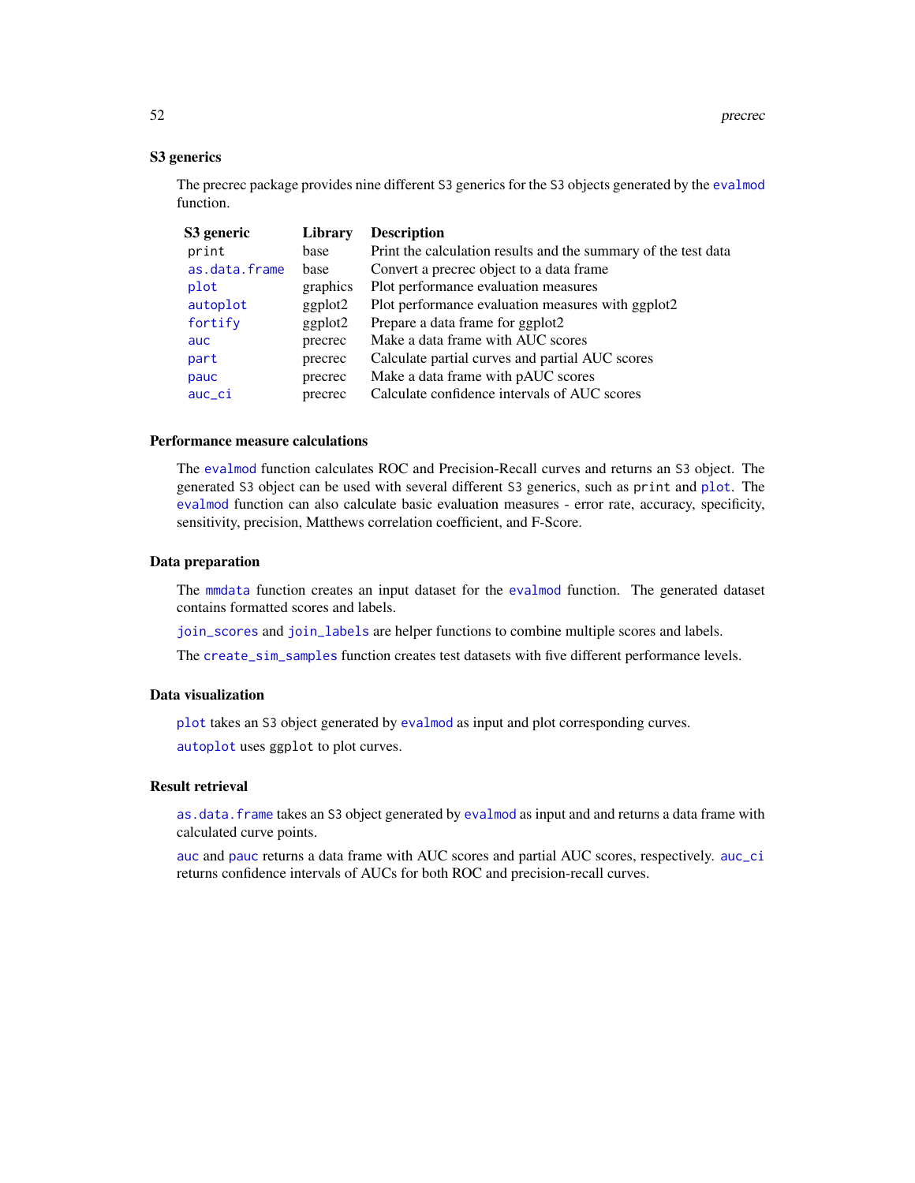## S3 generics

The precrec package provides nine different S3 generics for the S3 objects generated by the `evalmod` function.

| S3 generic | Library | Description |
|---|---|---|
| `print` | base | Print the calculation results and the summary of the test data |
| `as.data.frame` | base | Convert a precrec object to a data frame |
| `plot` | graphics | Plot performance evaluation measures |
| `autoplot` | ggplot2 | Plot performance evaluation measures with ggplot2 |
| `fortify` | ggplot2 | Prepare a data frame for ggplot2 |
| `auc` | precrec | Make a data frame with AUC scores |
| `part` | precrec | Calculate partial curves and partial AUC scores |
| `pauc` | precrec | Make a data frame with pAUC scores |
| `auc_ci` | precrec | Calculate confidence intervals of AUC scores |

## Performance measure calculations

The `evalmod` function calculates ROC and Precision-Recall curves and returns an S3 object. The generated S3 object can be used with several different S3 generics, such as `print` and `plot`. The `evalmod` function can also calculate basic evaluation measures - error rate, accuracy, specificity, sensitivity, precision, Matthews correlation coefficient, and F-Score.

## Data preparation

The `mmdata` function creates an input dataset for the `evalmod` function. The generated dataset contains formatted scores and labels.

`join_scores` and `join_labels` are helper functions to combine multiple scores and labels.

The `create_sim_samples` function creates test datasets with five different performance levels.

## Data visualization

`plot` takes an S3 object generated by `evalmod` as input and plot corresponding curves.

`autoplot` uses `ggplot` to plot curves.

## Result retrieval

`as.data.frame` takes an S3 object generated by `evalmod` as input and and returns a data frame with calculated curve points.

`auc` and `pauc` returns a data frame with AUC scores and partial AUC scores, respectively. `auc_ci` returns confidence intervals of AUCs for both ROC and precision-recall curves.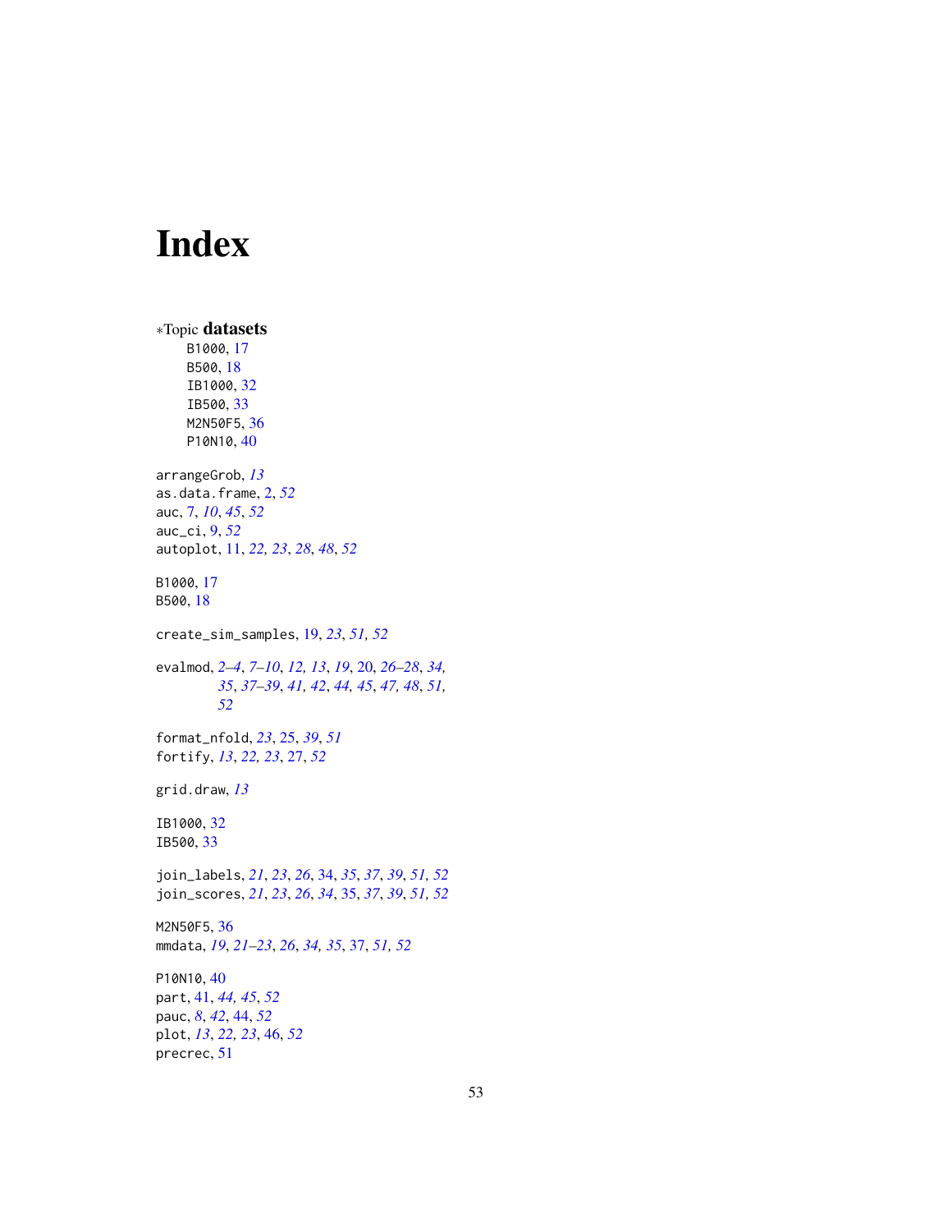# Index

∗Topic **datasets**

B1000, 17
B500, 18
IB1000, 32
IB500, 33
M2N50F5, 36
P10N10, 40

arrangeGrob, *13*
as.data.frame, 2, *52*
auc, 7, *10*, *45*, *52*
auc_ci, 9, *52*
autoplot, 11, *22, 23*, *28*, *48*, *52*

B1000, 17
B500, 18

create_sim_samples, 19, *23*, *51, 52*

evalmod, *2–4*, *7–10*, *12, 13*, *19*, 20, *26–28*, *34, 35*, *37–39*, *41, 42*, *44, 45*, *47, 48*, *51, 52*

format_nfold, *23*, 25, *39*, *51*
fortify, *13*, *22, 23*, 27, *52*

grid.draw, *13*

IB1000, 32
IB500, 33

join_labels, *21*, *23*, *26*, 34, *35*, *37*, *39*, *51, 52*
join_scores, *21*, *23*, *26*, *34*, 35, *37*, *39*, *51, 52*

M2N50F5, 36
mmdata, *19*, *21–23*, *26*, *34, 35*, 37, *51, 52*

P10N10, 40
part, 41, *44, 45*, *52*
pauc, *8*, *42*, 44, *52*
plot, *13*, *22, 23*, 46, *52*
precrec, 51